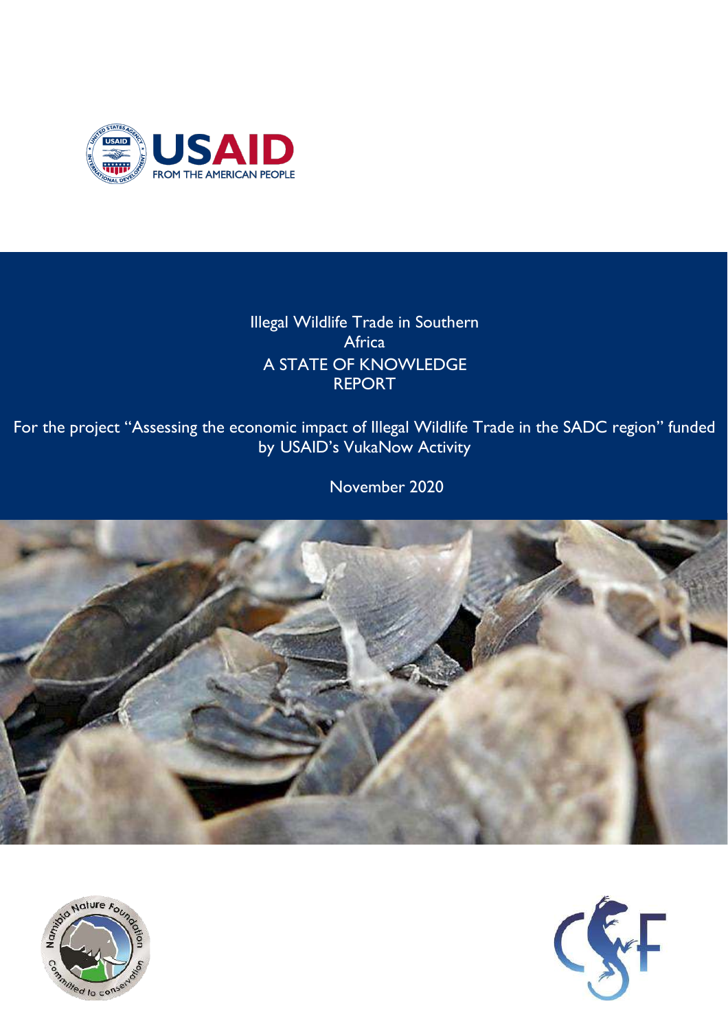# Illegal Wildlife Trade in Southern Africa

# A STATE OF KNOWLEDGE REPORT

For the project "Assessing the economic impact of Illegal Wildlife Trade in the SADC region" funded by USAID's VukaNow Activity

November 2020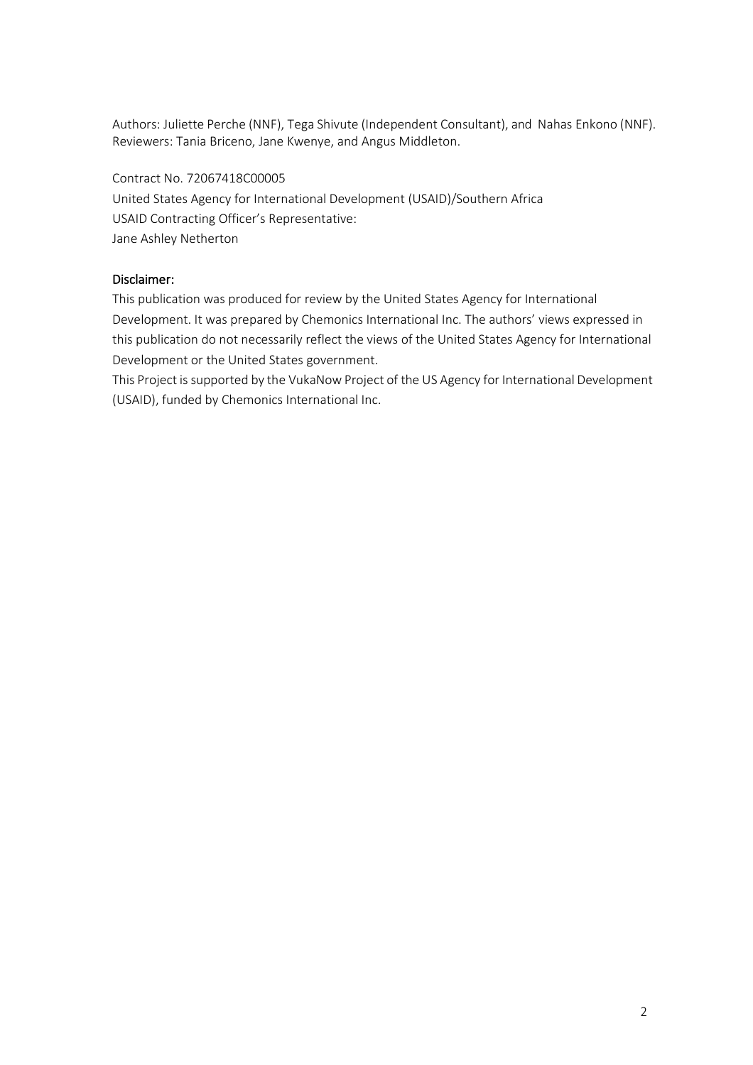Authors: Juliette Perche (NNF), Tega Shivute (Independent Consultant), and Nahas Enkono (NNF). Reviewers: Tania Briceno, Jane Kwenye, and Angus Middleton.

Contract No. 72067418C00005
United States Agency for International Development (USAID)/Southern Africa
USAID Contracting Officer's Representative:
Jane Ashley Netherton

**Disclaimer:**

This publication was produced for review by the United States Agency for International Development. It was prepared by Chemonics International Inc. The authors' views expressed in this publication do not necessarily reflect the views of the United States Agency for International Development or the United States government.

This Project is supported by the VukaNow Project of the US Agency for International Development (USAID), funded by Chemonics International Inc.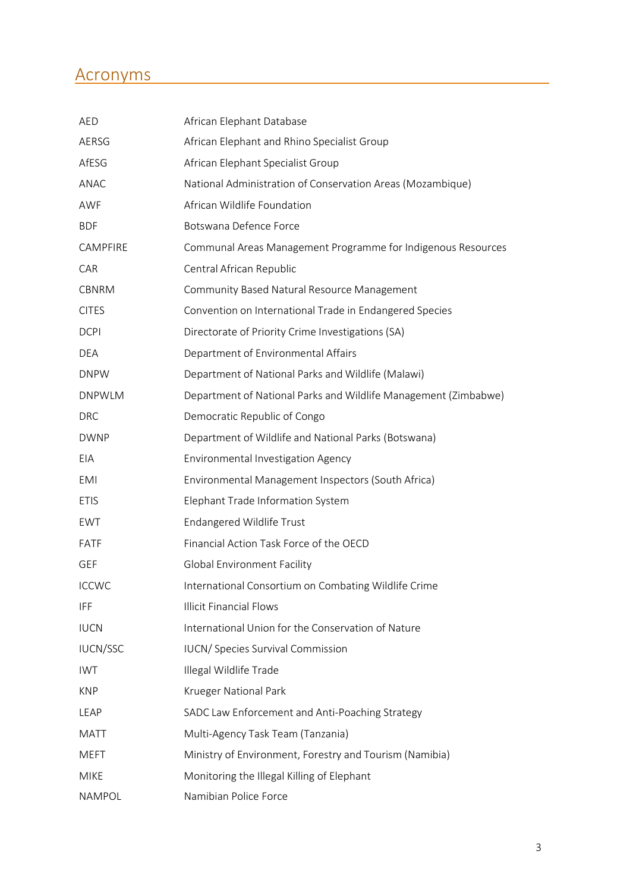# Acronyms

| | |
|---|---|
| AED | African Elephant Database |
| AERSG | African Elephant and Rhino Specialist Group |
| AfESG | African Elephant Specialist Group |
| ANAC | National Administration of Conservation Areas (Mozambique) |
| AWF | African Wildlife Foundation |
| BDF | Botswana Defence Force |
| CAMPFIRE | Communal Areas Management Programme for Indigenous Resources |
| CAR | Central African Republic |
| CBNRM | Community Based Natural Resource Management |
| CITES | Convention on International Trade in Endangered Species |
| DCPI | Directorate of Priority Crime Investigations (SA) |
| DEA | Department of Environmental Affairs |
| DNPW | Department of National Parks and Wildlife (Malawi) |
| DNPWLM | Department of National Parks and Wildlife Management (Zimbabwe) |
| DRC | Democratic Republic of Congo |
| DWNP | Department of Wildlife and National Parks (Botswana) |
| EIA | Environmental Investigation Agency |
| EMI | Environmental Management Inspectors (South Africa) |
| ETIS | Elephant Trade Information System |
| EWT | Endangered Wildlife Trust |
| FATF | Financial Action Task Force of the OECD |
| GEF | Global Environment Facility |
| ICCWC | International Consortium on Combating Wildlife Crime |
| IFF | Illicit Financial Flows |
| IUCN | International Union for the Conservation of Nature |
| IUCN/SSC | IUCN/ Species Survival Commission |
| IWT | Illegal Wildlife Trade |
| KNP | Krueger National Park |
| LEAP | SADC Law Enforcement and Anti-Poaching Strategy |
| MATT | Multi-Agency Task Team (Tanzania) |
| MEFT | Ministry of Environment, Forestry and Tourism (Namibia) |
| MIKE | Monitoring the Illegal Killing of Elephant |
| NAMPOL | Namibian Police Force |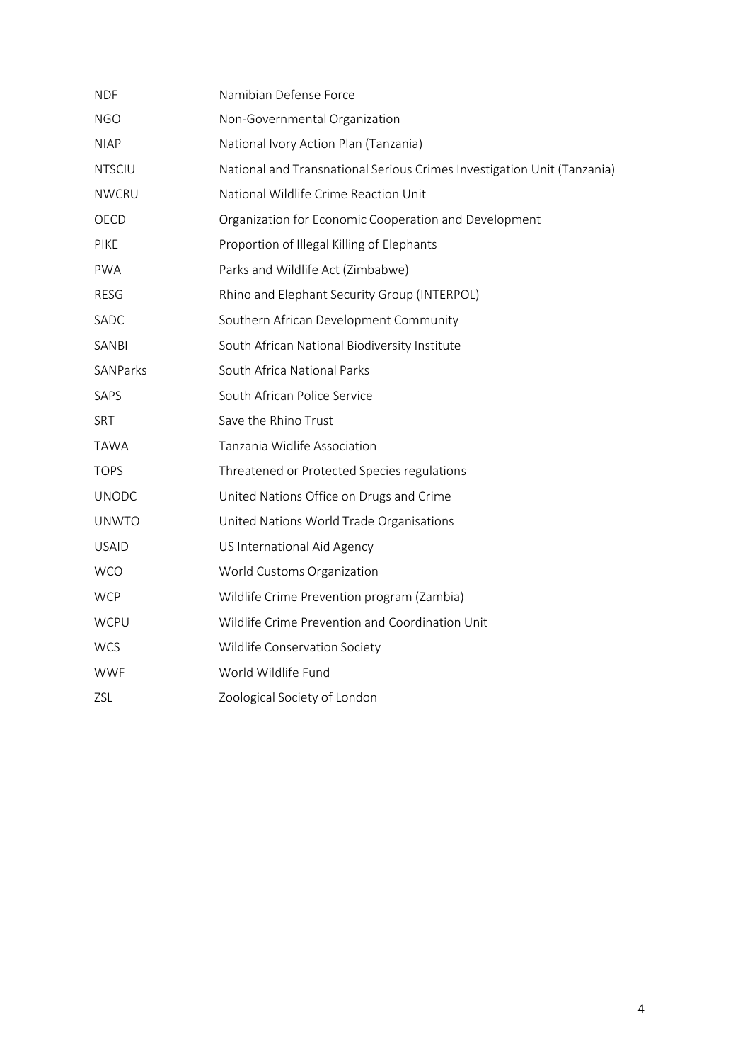| | |
|---|---|
| NDF | Namibian Defense Force |
| NGO | Non-Governmental Organization |
| NIAP | National Ivory Action Plan (Tanzania) |
| NTSCIU | National and Transnational Serious Crimes Investigation Unit (Tanzania) |
| NWCRU | National Wildlife Crime Reaction Unit |
| OECD | Organization for Economic Cooperation and Development |
| PIKE | Proportion of Illegal Killing of Elephants |
| PWA | Parks and Wildlife Act (Zimbabwe) |
| RESG | Rhino and Elephant Security Group (INTERPOL) |
| SADC | Southern African Development Community |
| SANBI | South African National Biodiversity Institute |
| SANParks | South Africa National Parks |
| SAPS | South African Police Service |
| SRT | Save the Rhino Trust |
| TAWA | Tanzania Widlife Association |
| TOPS | Threatened or Protected Species regulations |
| UNODC | United Nations Office on Drugs and Crime |
| UNWTO | United Nations World Trade Organisations |
| USAID | US International Aid Agency |
| WCO | World Customs Organization |
| WCP | Wildlife Crime Prevention program (Zambia) |
| WCPU | Wildlife Crime Prevention and Coordination Unit |
| WCS | Wildlife Conservation Society |
| WWF | World Wildlife Fund |
| ZSL | Zoological Society of London |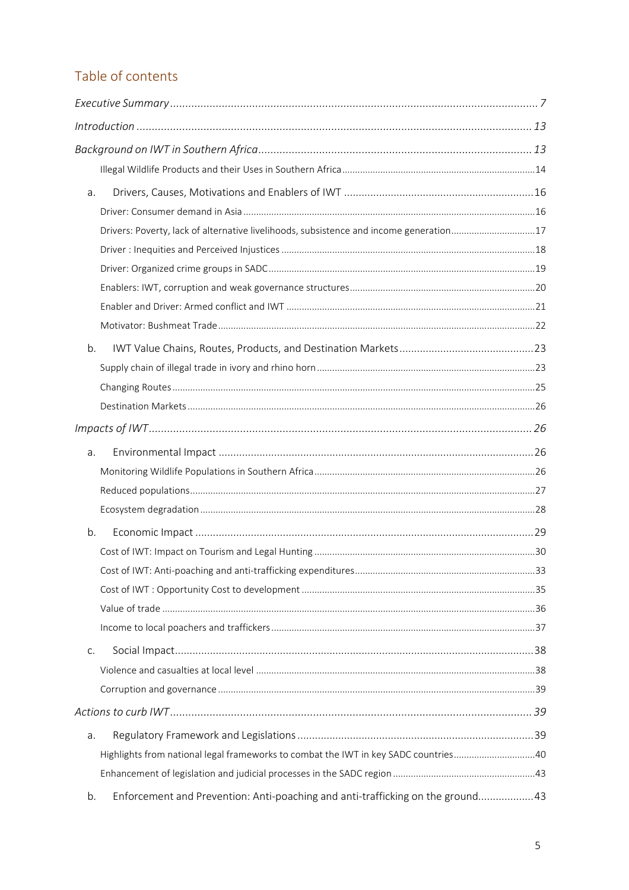## Table of contents

*Executive Summary* ........ 7

*Introduction* ........ 13

*Background on IWT in Southern Africa* ........ 13

- Illegal Wildlife Products and their Uses in Southern Africa ........ 14

a. Drivers, Causes, Motivations and Enablers of IWT ........ 16

- Driver: Consumer demand in Asia ........ 16
- Drivers: Poverty, lack of alternative livelihoods, subsistence and income generation ........ 17
- Driver : Inequities and Perceived Injustices ........ 18
- Driver: Organized crime groups in SADC ........ 19
- Enablers: IWT, corruption and weak governance structures ........ 20
- Enabler and Driver: Armed conflict and IWT ........ 21
- Motivator: Bushmeat Trade ........ 22

b. IWT Value Chains, Routes, Products, and Destination Markets ........ 23

- Supply chain of illegal trade in ivory and rhino horn ........ 23
- Changing Routes ........ 25
- Destination Markets ........ 26

*Impacts of IWT* ........ 26

a. Environmental Impact ........ 26

- Monitoring Wildlife Populations in Southern Africa ........ 26
- Reduced populations ........ 27
- Ecosystem degradation ........ 28

b. Economic Impact ........ 29

- Cost of IWT: Impact on Tourism and Legal Hunting ........ 30
- Cost of IWT: Anti-poaching and anti-trafficking expenditures ........ 33
- Cost of IWT : Opportunity Cost to development ........ 35
- Value of trade ........ 36
- Income to local poachers and traffickers ........ 37

c. Social Impact ........ 38

- Violence and casualties at local level ........ 38
- Corruption and governance ........ 39

*Actions to curb IWT* ........ 39

a. Regulatory Framework and Legislations ........ 39

- Highlights from national legal frameworks to combat the IWT in key SADC countries ........ 40
- Enhancement of legislation and judicial processes in the SADC region ........ 43

b. Enforcement and Prevention: Anti-poaching and anti-trafficking on the ground ........ 43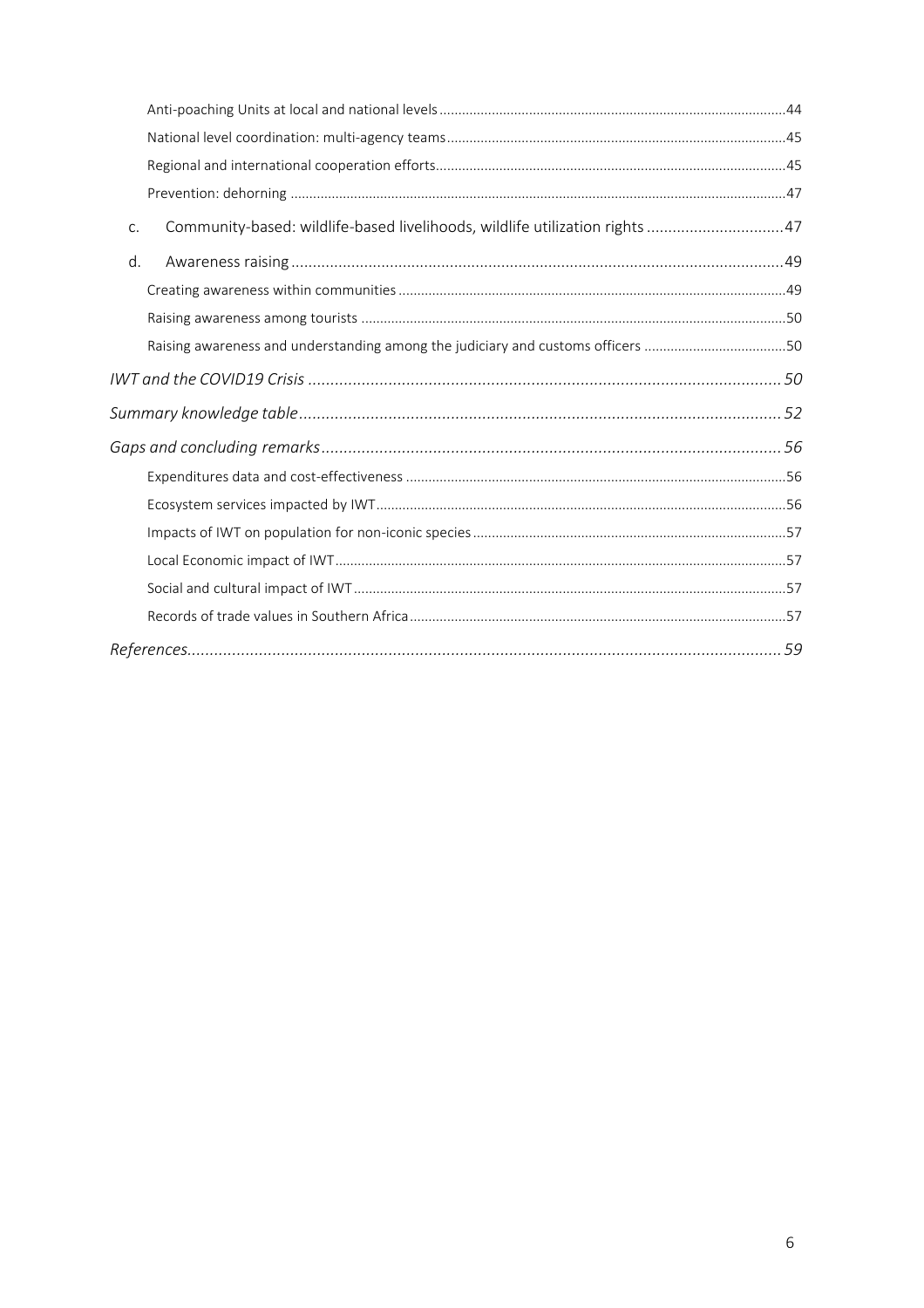Anti-poaching Units at local and national levels ........ 44

National level coordination: multi-agency teams ........ 45

Regional and international cooperation efforts ........ 45

Prevention: dehorning ........ 47

c. Community-based: wildlife-based livelihoods, wildlife utilization rights ........ 47

d. Awareness raising ........ 49

Creating awareness within communities ........ 49

Raising awareness among tourists ........ 50

Raising awareness and understanding among the judiciary and customs officers ........ 50

*IWT and the COVID19 Crisis* ........ 50

*Summary knowledge table* ........ 52

*Gaps and concluding remarks* ........ 56

Expenditures data and cost-effectiveness ........ 56

Ecosystem services impacted by IWT ........ 56

Impacts of IWT on population for non-iconic species ........ 57

Local Economic impact of IWT ........ 57

Social and cultural impact of IWT ........ 57

Records of trade values in Southern Africa ........ 57

*References* ........ 59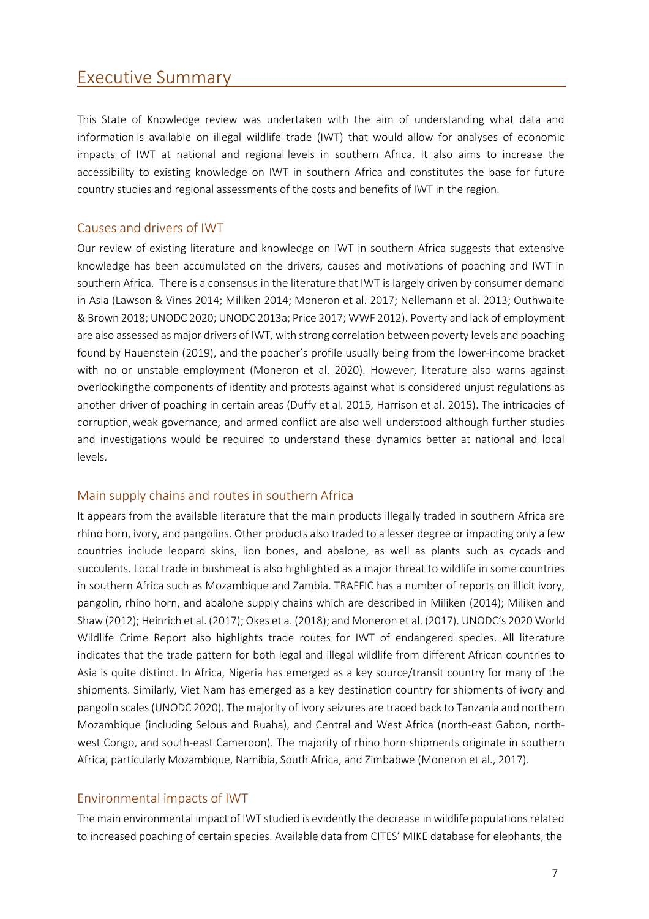# Executive Summary

This State of Knowledge review was undertaken with the aim of understanding what data and information is available on illegal wildlife trade (IWT) that would allow for analyses of economic impacts of IWT at national and regional levels in southern Africa. It also aims to increase the accessibility to existing knowledge on IWT in southern Africa and constitutes the base for future country studies and regional assessments of the costs and benefits of IWT in the region.

## Causes and drivers of IWT

Our review of existing literature and knowledge on IWT in southern Africa suggests that extensive knowledge has been accumulated on the drivers, causes and motivations of poaching and IWT in southern Africa. There is a consensus in the literature that IWT is largely driven by consumer demand in Asia (Lawson & Vines 2014; Miliken 2014; Moneron et al. 2017; Nellemann et al. 2013; Outhwaite & Brown 2018; UNODC 2020; UNODC 2013a; Price 2017; WWF 2012). Poverty and lack of employment are also assessed as major drivers of IWT, with strong correlation between poverty levels and poaching found by Hauenstein (2019), and the poacher's profile usually being from the lower-income bracket with no or unstable employment (Moneron et al. 2020). However, literature also warns against overlookingthe components of identity and protests against what is considered unjust regulations as another driver of poaching in certain areas (Duffy et al. 2015, Harrison et al. 2015). The intricacies of corruption,weak governance, and armed conflict are also well understood although further studies and investigations would be required to understand these dynamics better at national and local levels.

## Main supply chains and routes in southern Africa

It appears from the available literature that the main products illegally traded in southern Africa are rhino horn, ivory, and pangolins. Other products also traded to a lesser degree or impacting only a few countries include leopard skins, lion bones, and abalone, as well as plants such as cycads and succulents. Local trade in bushmeat is also highlighted as a major threat to wildlife in some countries in southern Africa such as Mozambique and Zambia. TRAFFIC has a number of reports on illicit ivory, pangolin, rhino horn, and abalone supply chains which are described in Miliken (2014); Miliken and Shaw (2012); Heinrich et al. (2017); Okes et a. (2018); and Moneron et al. (2017). UNODC's 2020 World Wildlife Crime Report also highlights trade routes for IWT of endangered species. All literature indicates that the trade pattern for both legal and illegal wildlife from different African countries to Asia is quite distinct. In Africa, Nigeria has emerged as a key source/transit country for many of the shipments. Similarly, Viet Nam has emerged as a key destination country for shipments of ivory and pangolin scales (UNODC 2020). The majority of ivory seizures are traced back to Tanzania and northern Mozambique (including Selous and Ruaha), and Central and West Africa (north-east Gabon, north-west Congo, and south-east Cameroon). The majority of rhino horn shipments originate in southern Africa, particularly Mozambique, Namibia, South Africa, and Zimbabwe (Moneron et al., 2017).

## Environmental impacts of IWT

The main environmental impact of IWT studied is evidently the decrease in wildlife populations related to increased poaching of certain species. Available data from CITES' MIKE database for elephants, the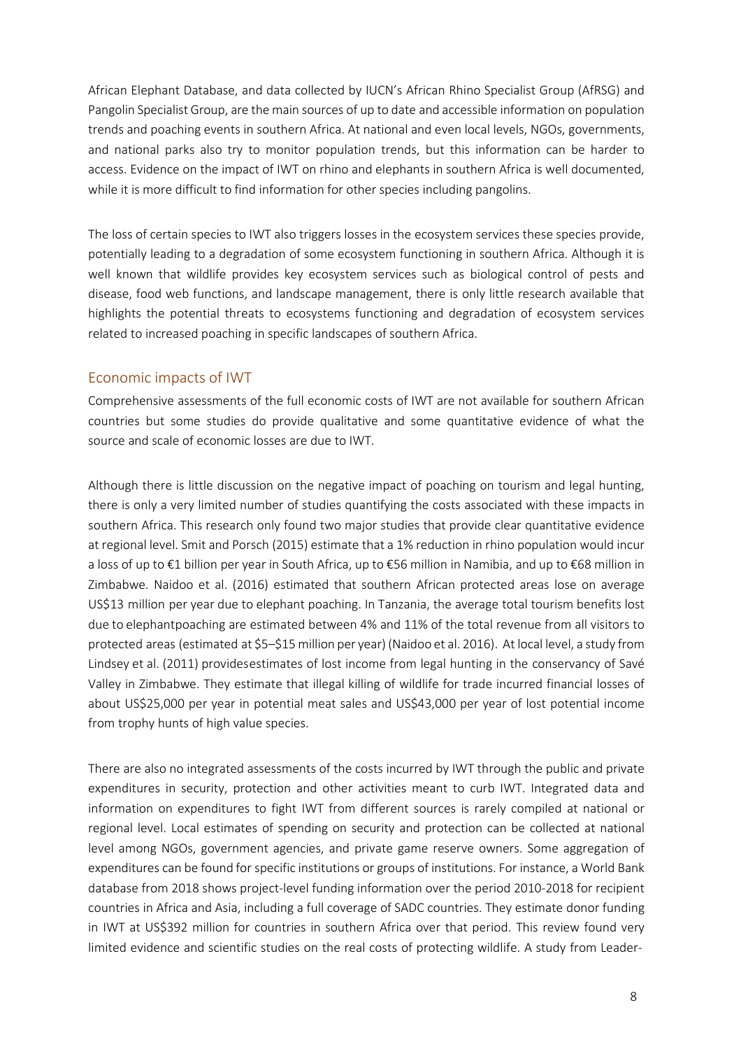African Elephant Database, and data collected by IUCN's African Rhino Specialist Group (AfRSG) and Pangolin Specialist Group, are the main sources of up to date and accessible information on population trends and poaching events in southern Africa. At national and even local levels, NGOs, governments, and national parks also try to monitor population trends, but this information can be harder to access. Evidence on the impact of IWT on rhino and elephants in southern Africa is well documented, while it is more difficult to find information for other species including pangolins.

The loss of certain species to IWT also triggers losses in the ecosystem services these species provide, potentially leading to a degradation of some ecosystem functioning in southern Africa. Although it is well known that wildlife provides key ecosystem services such as biological control of pests and disease, food web functions, and landscape management, there is only little research available that highlights the potential threats to ecosystems functioning and degradation of ecosystem services related to increased poaching in specific landscapes of southern Africa.

## Economic impacts of IWT

Comprehensive assessments of the full economic costs of IWT are not available for southern African countries but some studies do provide qualitative and some quantitative evidence of what the source and scale of economic losses are due to IWT.

Although there is little discussion on the negative impact of poaching on tourism and legal hunting, there is only a very limited number of studies quantifying the costs associated with these impacts in southern Africa. This research only found two major studies that provide clear quantitative evidence at regional level. Smit and Porsch (2015) estimate that a 1% reduction in rhino population would incur a loss of up to €1 billion per year in South Africa, up to €56 million in Namibia, and up to €68 million in Zimbabwe. Naidoo et al. (2016) estimated that southern African protected areas lose on average US$13 million per year due to elephant poaching. In Tanzania, the average total tourism benefits lost due to elephantpoaching are estimated between 4% and 11% of the total revenue from all visitors to protected areas (estimated at $5–$15 million per year) (Naidoo et al. 2016). At local level, a study from Lindsey et al. (2011) providesestimates of lost income from legal hunting in the conservancy of Savé Valley in Zimbabwe. They estimate that illegal killing of wildlife for trade incurred financial losses of about US$25,000 per year in potential meat sales and US$43,000 per year of lost potential income from trophy hunts of high value species.

There are also no integrated assessments of the costs incurred by IWT through the public and private expenditures in security, protection and other activities meant to curb IWT. Integrated data and information on expenditures to fight IWT from different sources is rarely compiled at national or regional level. Local estimates of spending on security and protection can be collected at national level among NGOs, government agencies, and private game reserve owners. Some aggregation of expenditures can be found for specific institutions or groups of institutions. For instance, a World Bank database from 2018 shows project-level funding information over the period 2010-2018 for recipient countries in Africa and Asia, including a full coverage of SADC countries. They estimate donor funding in IWT at US$392 million for countries in southern Africa over that period. This review found very limited evidence and scientific studies on the real costs of protecting wildlife. A study from Leader-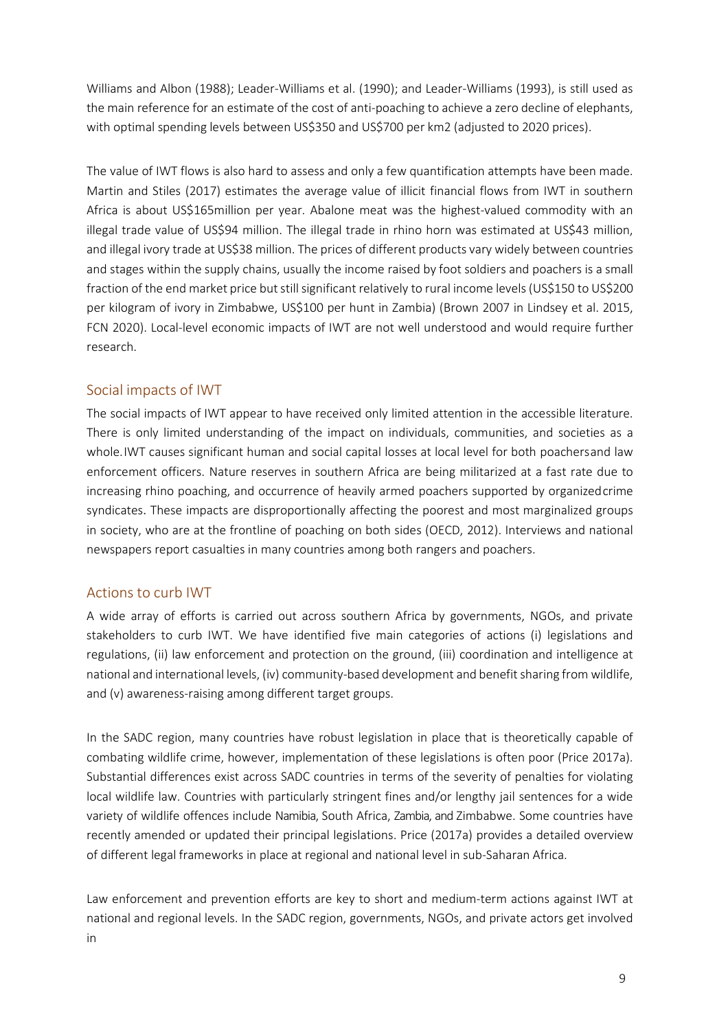Williams and Albon (1988); Leader-Williams et al. (1990); and Leader-Williams (1993), is still used as the main reference for an estimate of the cost of anti-poaching to achieve a zero decline of elephants, with optimal spending levels between US$350 and US$700 per km2 (adjusted to 2020 prices).

The value of IWT flows is also hard to assess and only a few quantification attempts have been made. Martin and Stiles (2017) estimates the average value of illicit financial flows from IWT in southern Africa is about US$165million per year. Abalone meat was the highest-valued commodity with an illegal trade value of US$94 million. The illegal trade in rhino horn was estimated at US$43 million, and illegal ivory trade at US$38 million. The prices of different products vary widely between countries and stages within the supply chains, usually the income raised by foot soldiers and poachers is a small fraction of the end market price but still significant relatively to rural income levels (US$150 to US$200 per kilogram of ivory in Zimbabwe, US$100 per hunt in Zambia) (Brown 2007 in Lindsey et al. 2015, FCN 2020). Local-level economic impacts of IWT are not well understood and would require further research.

## Social impacts of IWT

The social impacts of IWT appear to have received only limited attention in the accessible literature. There is only limited understanding of the impact on individuals, communities, and societies as a whole. IWT causes significant human and social capital losses at local level for both poachers and law enforcement officers. Nature reserves in southern Africa are being militarized at a fast rate due to increasing rhino poaching, and occurrence of heavily armed poachers supported by organized crime syndicates. These impacts are disproportionally affecting the poorest and most marginalized groups in society, who are at the frontline of poaching on both sides (OECD, 2012). Interviews and national newspapers report casualties in many countries among both rangers and poachers.

## Actions to curb IWT

A wide array of efforts is carried out across southern Africa by governments, NGOs, and private stakeholders to curb IWT. We have identified five main categories of actions (i) legislations and regulations, (ii) law enforcement and protection on the ground, (iii) coordination and intelligence at national and international levels, (iv) community-based development and benefit sharing from wildlife, and (v) awareness-raising among different target groups.

In the SADC region, many countries have robust legislation in place that is theoretically capable of combating wildlife crime, however, implementation of these legislations is often poor (Price 2017a). Substantial differences exist across SADC countries in terms of the severity of penalties for violating local wildlife law. Countries with particularly stringent fines and/or lengthy jail sentences for a wide variety of wildlife offences include Namibia, South Africa, Zambia, and Zimbabwe. Some countries have recently amended or updated their principal legislations. Price (2017a) provides a detailed overview of different legal frameworks in place at regional and national level in sub-Saharan Africa.

Law enforcement and prevention efforts are key to short and medium-term actions against IWT at national and regional levels. In the SADC region, governments, NGOs, and private actors get involved in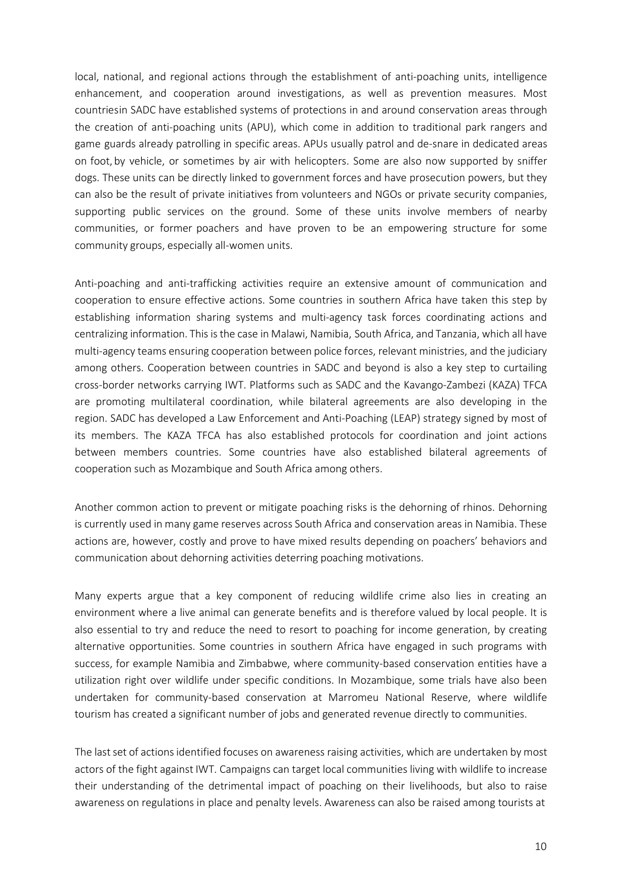local, national, and regional actions through the establishment of anti-poaching units, intelligence enhancement, and cooperation around investigations, as well as prevention measures. Most countriesin SADC have established systems of protections in and around conservation areas through the creation of anti-poaching units (APU), which come in addition to traditional park rangers and game guards already patrolling in specific areas. APUs usually patrol and de-snare in dedicated areas on foot, by vehicle, or sometimes by air with helicopters. Some are also now supported by sniffer dogs. These units can be directly linked to government forces and have prosecution powers, but they can also be the result of private initiatives from volunteers and NGOs or private security companies, supporting public services on the ground. Some of these units involve members of nearby communities, or former poachers and have proven to be an empowering structure for some community groups, especially all-women units.

Anti-poaching and anti-trafficking activities require an extensive amount of communication and cooperation to ensure effective actions. Some countries in southern Africa have taken this step by establishing information sharing systems and multi-agency task forces coordinating actions and centralizing information. This is the case in Malawi, Namibia, South Africa, and Tanzania, which all have multi-agency teams ensuring cooperation between police forces, relevant ministries, and the judiciary among others. Cooperation between countries in SADC and beyond is also a key step to curtailing cross-border networks carrying IWT. Platforms such as SADC and the Kavango-Zambezi (KAZA) TFCA are promoting multilateral coordination, while bilateral agreements are also developing in the region. SADC has developed a Law Enforcement and Anti-Poaching (LEAP) strategy signed by most of its members. The KAZA TFCA has also established protocols for coordination and joint actions between members countries. Some countries have also established bilateral agreements of cooperation such as Mozambique and South Africa among others.

Another common action to prevent or mitigate poaching risks is the dehorning of rhinos. Dehorning is currently used in many game reserves across South Africa and conservation areas in Namibia. These actions are, however, costly and prove to have mixed results depending on poachers' behaviors and communication about dehorning activities deterring poaching motivations.

Many experts argue that a key component of reducing wildlife crime also lies in creating an environment where a live animal can generate benefits and is therefore valued by local people. It is also essential to try and reduce the need to resort to poaching for income generation, by creating alternative opportunities. Some countries in southern Africa have engaged in such programs with success, for example Namibia and Zimbabwe, where community-based conservation entities have a utilization right over wildlife under specific conditions. In Mozambique, some trials have also been undertaken for community-based conservation at Marromeu National Reserve, where wildlife tourism has created a significant number of jobs and generated revenue directly to communities.

The last set of actions identified focuses on awareness raising activities, which are undertaken by most actors of the fight against IWT. Campaigns can target local communities living with wildlife to increase their understanding of the detrimental impact of poaching on their livelihoods, but also to raise awareness on regulations in place and penalty levels. Awareness can also be raised among tourists at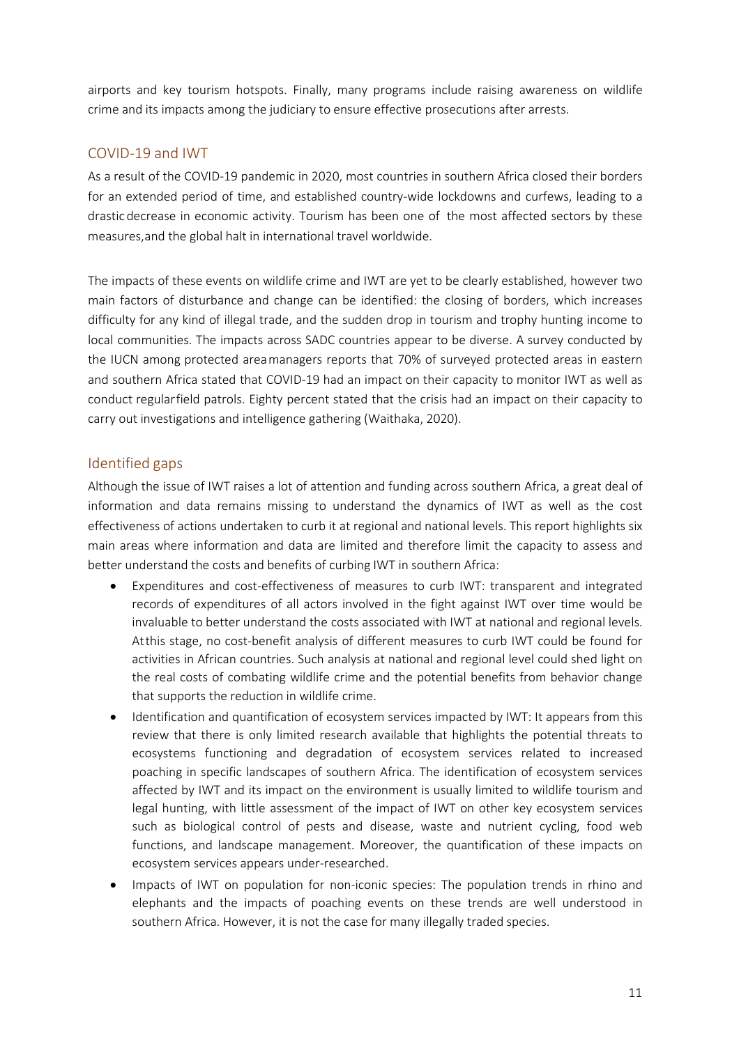airports and key tourism hotspots. Finally, many programs include raising awareness on wildlife crime and its impacts among the judiciary to ensure effective prosecutions after arrests.

## COVID-19 and IWT

As a result of the COVID-19 pandemic in 2020, most countries in southern Africa closed their borders for an extended period of time, and established country-wide lockdowns and curfews, leading to a drastic decrease in economic activity. Tourism has been one of the most affected sectors by these measures,and the global halt in international travel worldwide.

The impacts of these events on wildlife crime and IWT are yet to be clearly established, however two main factors of disturbance and change can be identified: the closing of borders, which increases difficulty for any kind of illegal trade, and the sudden drop in tourism and trophy hunting income to local communities. The impacts across SADC countries appear to be diverse. A survey conducted by the IUCN among protected area managers reports that 70% of surveyed protected areas in eastern and southern Africa stated that COVID-19 had an impact on their capacity to monitor IWT as well as conduct regular field patrols. Eighty percent stated that the crisis had an impact on their capacity to carry out investigations and intelligence gathering (Waithaka, 2020).

## Identified gaps

Although the issue of IWT raises a lot of attention and funding across southern Africa, a great deal of information and data remains missing to understand the dynamics of IWT as well as the cost effectiveness of actions undertaken to curb it at regional and national levels. This report highlights six main areas where information and data are limited and therefore limit the capacity to assess and better understand the costs and benefits of curbing IWT in southern Africa:

- Expenditures and cost-effectiveness of measures to curb IWT: transparent and integrated records of expenditures of all actors involved in the fight against IWT over time would be invaluable to better understand the costs associated with IWT at national and regional levels. At this stage, no cost-benefit analysis of different measures to curb IWT could be found for activities in African countries. Such analysis at national and regional level could shed light on the real costs of combating wildlife crime and the potential benefits from behavior change that supports the reduction in wildlife crime.
- Identification and quantification of ecosystem services impacted by IWT: It appears from this review that there is only limited research available that highlights the potential threats to ecosystems functioning and degradation of ecosystem services related to increased poaching in specific landscapes of southern Africa. The identification of ecosystem services affected by IWT and its impact on the environment is usually limited to wildlife tourism and legal hunting, with little assessment of the impact of IWT on other key ecosystem services such as biological control of pests and disease, waste and nutrient cycling, food web functions, and landscape management. Moreover, the quantification of these impacts on ecosystem services appears under-researched.
- Impacts of IWT on population for non-iconic species: The population trends in rhino and elephants and the impacts of poaching events on these trends are well understood in southern Africa. However, it is not the case for many illegally traded species.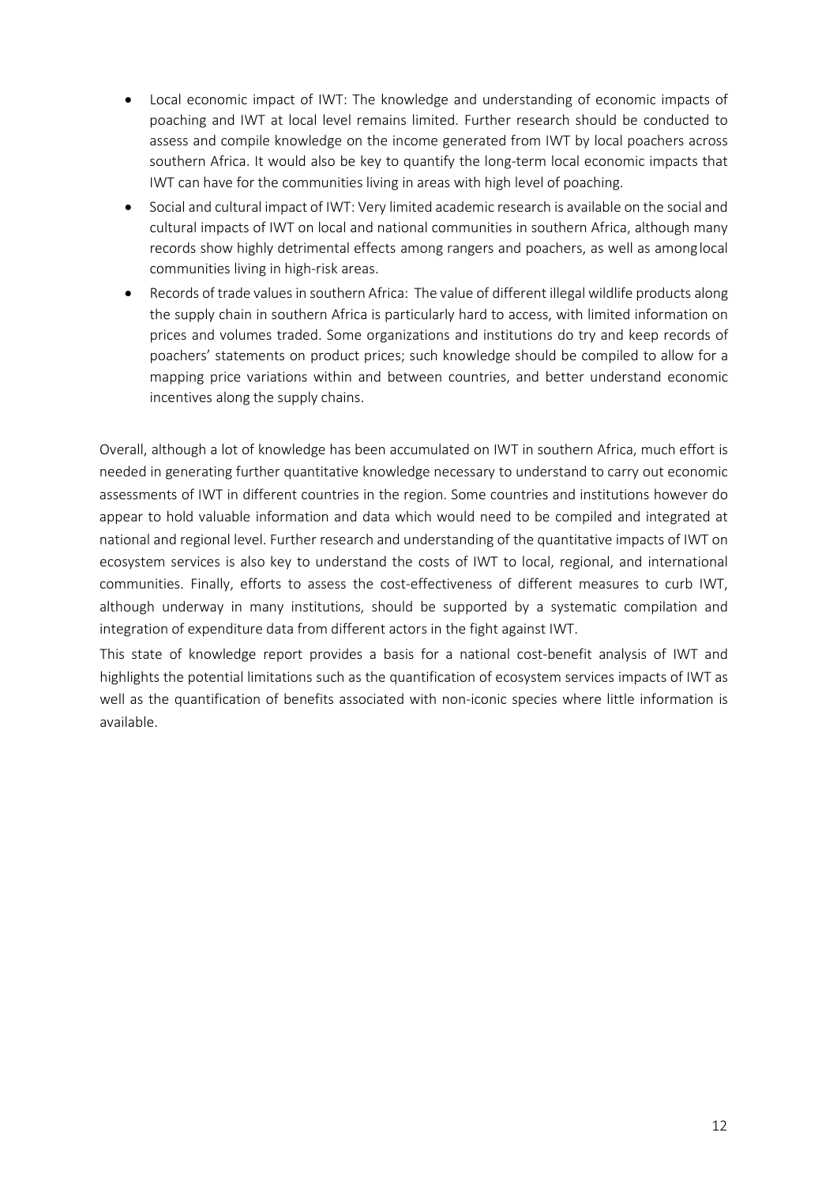- Local economic impact of IWT: The knowledge and understanding of economic impacts of poaching and IWT at local level remains limited. Further research should be conducted to assess and compile knowledge on the income generated from IWT by local poachers across southern Africa. It would also be key to quantify the long-term local economic impacts that IWT can have for the communities living in areas with high level of poaching.
- Social and cultural impact of IWT: Very limited academic research is available on the social and cultural impacts of IWT on local and national communities in southern Africa, although many records show highly detrimental effects among rangers and poachers, as well as among local communities living in high-risk areas.
- Records of trade values in southern Africa: The value of different illegal wildlife products along the supply chain in southern Africa is particularly hard to access, with limited information on prices and volumes traded. Some organizations and institutions do try and keep records of poachers' statements on product prices; such knowledge should be compiled to allow for a mapping price variations within and between countries, and better understand economic incentives along the supply chains.

Overall, although a lot of knowledge has been accumulated on IWT in southern Africa, much effort is needed in generating further quantitative knowledge necessary to understand to carry out economic assessments of IWT in different countries in the region. Some countries and institutions however do appear to hold valuable information and data which would need to be compiled and integrated at national and regional level. Further research and understanding of the quantitative impacts of IWT on ecosystem services is also key to understand the costs of IWT to local, regional, and international communities. Finally, efforts to assess the cost-effectiveness of different measures to curb IWT, although underway in many institutions, should be supported by a systematic compilation and integration of expenditure data from different actors in the fight against IWT.

This state of knowledge report provides a basis for a national cost-benefit analysis of IWT and highlights the potential limitations such as the quantification of ecosystem services impacts of IWT as well as the quantification of benefits associated with non-iconic species where little information is available.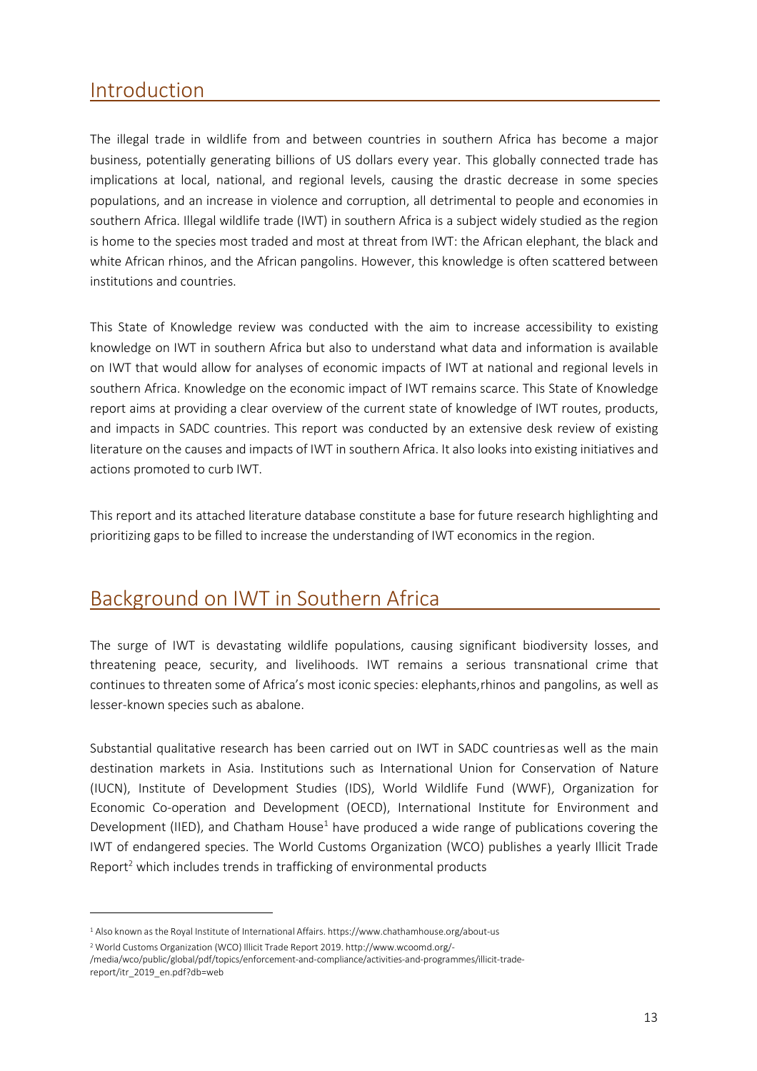## Introduction

The illegal trade in wildlife from and between countries in southern Africa has become a major business, potentially generating billions of US dollars every year. This globally connected trade has implications at local, national, and regional levels, causing the drastic decrease in some species populations, and an increase in violence and corruption, all detrimental to people and economies in southern Africa. Illegal wildlife trade (IWT) in southern Africa is a subject widely studied as the region is home to the species most traded and most at threat from IWT: the African elephant, the black and white African rhinos, and the African pangolins. However, this knowledge is often scattered between institutions and countries.

This State of Knowledge review was conducted with the aim to increase accessibility to existing knowledge on IWT in southern Africa but also to understand what data and information is available on IWT that would allow for analyses of economic impacts of IWT at national and regional levels in southern Africa. Knowledge on the economic impact of IWT remains scarce. This State of Knowledge report aims at providing a clear overview of the current state of knowledge of IWT routes, products, and impacts in SADC countries. This report was conducted by an extensive desk review of existing literature on the causes and impacts of IWT in southern Africa. It also looks into existing initiatives and actions promoted to curb IWT.

This report and its attached literature database constitute a base for future research highlighting and prioritizing gaps to be filled to increase the understanding of IWT economics in the region.

## Background on IWT in Southern Africa

The surge of IWT is devastating wildlife populations, causing significant biodiversity losses, and threatening peace, security, and livelihoods. IWT remains a serious transnational crime that continues to threaten some of Africa's most iconic species: elephants, rhinos and pangolins, as well as lesser-known species such as abalone.

Substantial qualitative research has been carried out on IWT in SADC countries as well as the main destination markets in Asia. Institutions such as International Union for Conservation of Nature (IUCN), Institute of Development Studies (IDS), World Wildlife Fund (WWF), Organization for Economic Co-operation and Development (OECD), International Institute for Environment and Development (IIED), and Chatham House[1] have produced a wide range of publications covering the IWT of endangered species. The World Customs Organization (WCO) publishes a yearly Illicit Trade Report[2] which includes trends in trafficking of environmental products

[1] Also known as the Royal Institute of International Affairs. https://www.chathamhouse.org/about-us

[2] World Customs Organization (WCO) Illicit Trade Report 2019. http://www.wcoomd.org/-/media/wco/public/global/pdf/topics/enforcement-and-compliance/activities-and-programmes/illicit-trade-report/itr_2019_en.pdf?db=web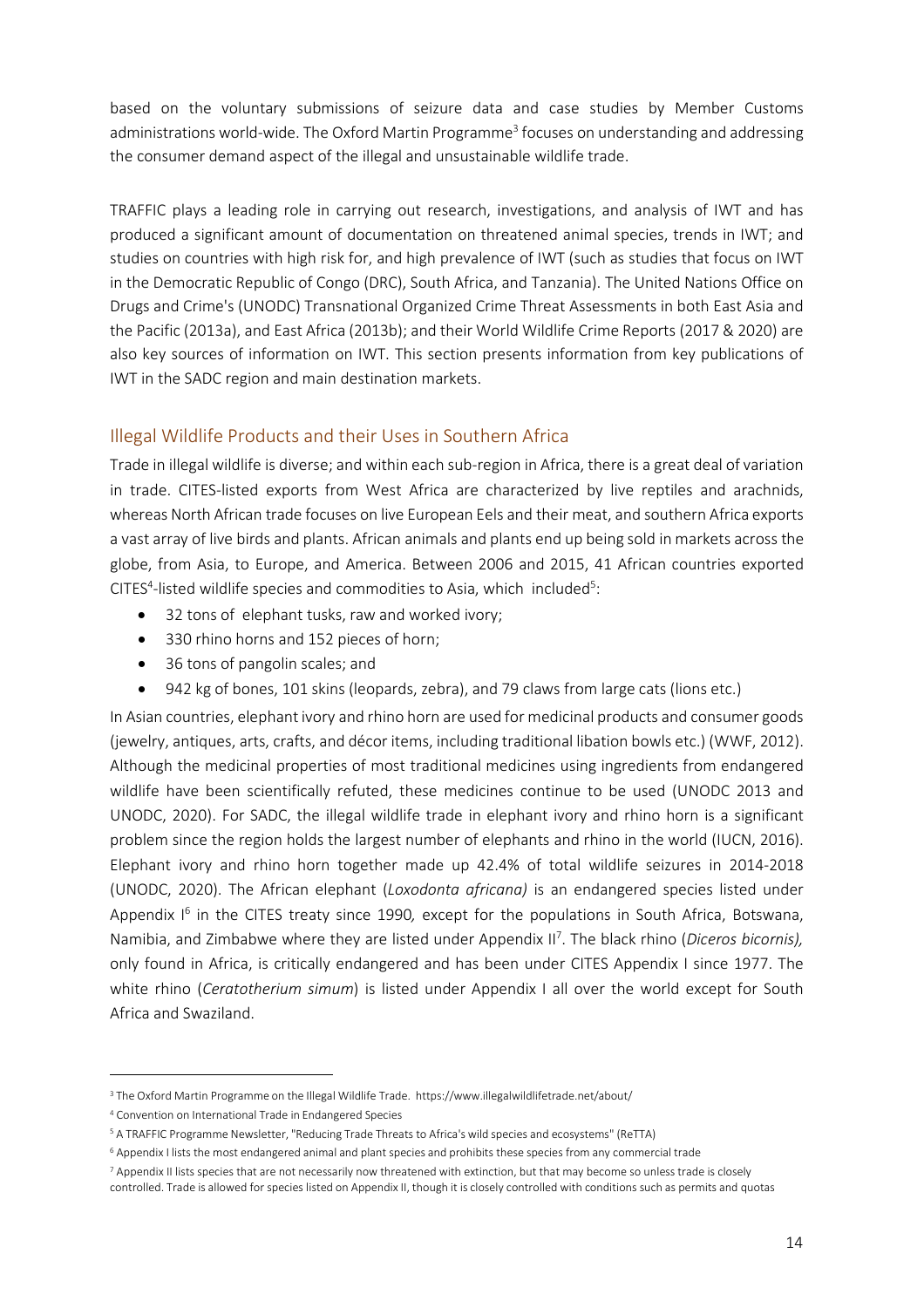based on the voluntary submissions of seizure data and case studies by Member Customs administrations world-wide. The Oxford Martin Programme[3] focuses on understanding and addressing the consumer demand aspect of the illegal and unsustainable wildlife trade.

TRAFFIC plays a leading role in carrying out research, investigations, and analysis of IWT and has produced a significant amount of documentation on threatened animal species, trends in IWT; and studies on countries with high risk for, and high prevalence of IWT (such as studies that focus on IWT in the Democratic Republic of Congo (DRC), South Africa, and Tanzania). The United Nations Office on Drugs and Crime's (UNODC) Transnational Organized Crime Threat Assessments in both East Asia and the Pacific (2013a), and East Africa (2013b); and their World Wildlife Crime Reports (2017 & 2020) are also key sources of information on IWT. This section presents information from key publications of IWT in the SADC region and main destination markets.

## Illegal Wildlife Products and their Uses in Southern Africa

Trade in illegal wildlife is diverse; and within each sub-region in Africa, there is a great deal of variation in trade. CITES-listed exports from West Africa are characterized by live reptiles and arachnids, whereas North African trade focuses on live European Eels and their meat, and southern Africa exports a vast array of live birds and plants. African animals and plants end up being sold in markets across the globe, from Asia, to Europe, and America. Between 2006 and 2015, 41 African countries exported CITES[4]-listed wildlife species and commodities to Asia, which included[5]:

- 32 tons of elephant tusks, raw and worked ivory;
- 330 rhino horns and 152 pieces of horn;
- 36 tons of pangolin scales; and
- 942 kg of bones, 101 skins (leopards, zebra), and 79 claws from large cats (lions etc.)

In Asian countries, elephant ivory and rhino horn are used for medicinal products and consumer goods (jewelry, antiques, arts, crafts, and décor items, including traditional libation bowls etc.) (WWF, 2012). Although the medicinal properties of most traditional medicines using ingredients from endangered wildlife have been scientifically refuted, these medicines continue to be used (UNODC 2013 and UNODC, 2020). For SADC, the illegal wildlife trade in elephant ivory and rhino horn is a significant problem since the region holds the largest number of elephants and rhino in the world (IUCN, 2016). Elephant ivory and rhino horn together made up 42.4% of total wildlife seizures in 2014-2018 (UNODC, 2020). The African elephant (*Loxodonta africana)* is an endangered species listed under Appendix I[6] in the CITES treaty since 1990*,* except for the populations in South Africa, Botswana, Namibia, and Zimbabwe where they are listed under Appendix II[7]. The black rhino (*Diceros bicornis),* only found in Africa, is critically endangered and has been under CITES Appendix I since 1977. The white rhino (*Ceratotherium simum*) is listed under Appendix I all over the world except for South Africa and Swaziland.

---

[3] The Oxford Martin Programme on the Illegal Wildlife Trade. https://www.illegalwildlifetrade.net/about/

[4] Convention on International Trade in Endangered Species

[5] A TRAFFIC Programme Newsletter, "Reducing Trade Threats to Africa's wild species and ecosystems" (ReTTA)

[6] Appendix I lists the most endangered animal and plant species and prohibits these species from any commercial trade

[7] Appendix II lists species that are not necessarily now threatened with extinction, but that may become so unless trade is closely controlled. Trade is allowed for species listed on Appendix II, though it is closely controlled with conditions such as permits and quotas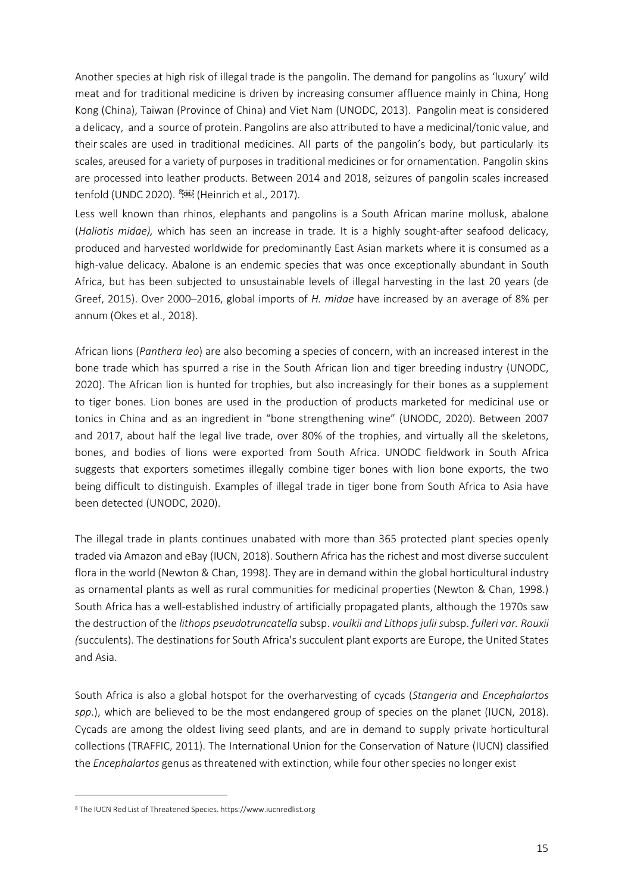Another species at high risk of illegal trade is the pangolin. The demand for pangolins as 'luxury' wild meat and for traditional medicine is driven by increasing consumer affluence mainly in China, Hong Kong (China), Taiwan (Province of China) and Viet Nam (UNODC, 2013). Pangolin meat is considered a delicacy, and a source of protein. Pangolins are also attributed to have a medicinal/tonic value, and their scales are used in traditional medicines. All parts of the pangolin's body, but particularly its scales, areused for a variety of purposes in traditional medicines or for ornamentation. Pangolin skins are processed into leather products. Between 2014 and 2018, seizures of pangolin scales increased tenfold (UNDC 2020). [8] (Heinrich et al., 2017).

Less well known than rhinos, elephants and pangolins is a South African marine mollusk, abalone (*Haliotis midae),* which has seen an increase in trade*.* It is a highly sought-after seafood delicacy, produced and harvested worldwide for predominantly East Asian markets where it is consumed as a high-value delicacy. Abalone is an endemic species that was once exceptionally abundant in South Africa, but has been subjected to unsustainable levels of illegal harvesting in the last 20 years (de Greef, 2015). Over 2000–2016, global imports of *H. midae* have increased by an average of 8% per annum (Okes et al., 2018).

African lions (*Panthera leo*) are also becoming a species of concern, with an increased interest in the bone trade which has spurred a rise in the South African lion and tiger breeding industry (UNODC, 2020). The African lion is hunted for trophies, but also increasingly for their bones as a supplement to tiger bones. Lion bones are used in the production of products marketed for medicinal use or tonics in China and as an ingredient in "bone strengthening wine" (UNODC, 2020). Between 2007 and 2017, about half the legal live trade, over 80% of the trophies, and virtually all the skeletons, bones, and bodies of lions were exported from South Africa. UNODC fieldwork in South Africa suggests that exporters sometimes illegally combine tiger bones with lion bone exports, the two being difficult to distinguish. Examples of illegal trade in tiger bone from South Africa to Asia have been detected (UNODC, 2020).

The illegal trade in plants continues unabated with more than 365 protected plant species openly traded via Amazon and eBay (IUCN, 2018). Southern Africa has the richest and most diverse succulent flora in the world (Newton & Chan, 1998). They are in demand within the global horticultural industry as ornamental plants as well as rural communities for medicinal properties (Newton & Chan, 1998.) South Africa has a well-established industry of artificially propagated plants, although the 1970s saw the destruction of the *lithops pseudotruncatella* subsp. *voulkii and Lithops julii s*ubsp. *fulleri var. Rouxii (*succulents). The destinations for South Africa's succulent plant exports are Europe, the United States and Asia.

South Africa is also a global hotspot for the overharvesting of cycads (*Stangeria a*nd *Encephalartos spp*.), which are believed to be the most endangered group of species on the planet (IUCN, 2018). Cycads are among the oldest living seed plants, and are in demand to supply private horticultural collections (TRAFFIC, 2011). The International Union for the Conservation of Nature (IUCN) classified the *Encephalartos* genus as threatened with extinction, while four other species no longer exist

[8] The IUCN Red List of Threatened Species. https://www.iucnredlist.org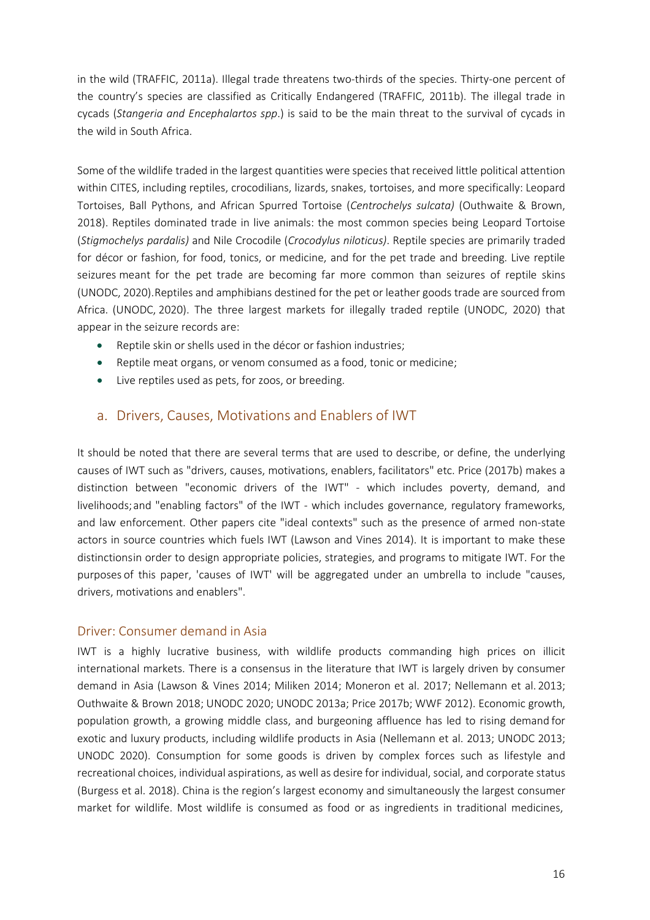in the wild (TRAFFIC, 2011a). Illegal trade threatens two-thirds of the species. Thirty-one percent of the country's species are classified as Critically Endangered (TRAFFIC, 2011b). The illegal trade in cycads (*Stangeria and Encephalartos spp*.) is said to be the main threat to the survival of cycads in the wild in South Africa.

Some of the wildlife traded in the largest quantities were species that received little political attention within CITES, including reptiles, crocodilians, lizards, snakes, tortoises, and more specifically: Leopard Tortoises, Ball Pythons, and African Spurred Tortoise (*Centrochelys sulcata)* (Outhwaite & Brown, 2018). Reptiles dominated trade in live animals: the most common species being Leopard Tortoise (*Stigmochelys pardalis)* and Nile Crocodile (*Crocodylus niloticus)*. Reptile species are primarily traded for décor or fashion, for food, tonics, or medicine, and for the pet trade and breeding. Live reptile seizures meant for the pet trade are becoming far more common than seizures of reptile skins (UNODC, 2020).Reptiles and amphibians destined for the pet or leather goods trade are sourced from Africa. (UNODC, 2020). The three largest markets for illegally traded reptile (UNODC, 2020) that appear in the seizure records are:

- Reptile skin or shells used in the décor or fashion industries;
- Reptile meat organs, or venom consumed as a food, tonic or medicine;
- Live reptiles used as pets, for zoos, or breeding.

## a. Drivers, Causes, Motivations and Enablers of IWT

It should be noted that there are several terms that are used to describe, or define, the underlying causes of IWT such as "drivers, causes, motivations, enablers, facilitators" etc. Price (2017b) makes a distinction between "economic drivers of the IWT" - which includes poverty, demand, and livelihoods; and "enabling factors" of the IWT - which includes governance, regulatory frameworks, and law enforcement. Other papers cite "ideal contexts" such as the presence of armed non-state actors in source countries which fuels IWT (Lawson and Vines 2014). It is important to make these distinctionsin order to design appropriate policies, strategies, and programs to mitigate IWT. For the purposes of this paper, 'causes of IWT' will be aggregated under an umbrella to include "causes, drivers, motivations and enablers".

### Driver: Consumer demand in Asia

IWT is a highly lucrative business, with wildlife products commanding high prices on illicit international markets. There is a consensus in the literature that IWT is largely driven by consumer demand in Asia (Lawson & Vines 2014; Miliken 2014; Moneron et al. 2017; Nellemann et al. 2013; Outhwaite & Brown 2018; UNODC 2020; UNODC 2013a; Price 2017b; WWF 2012). Economic growth, population growth, a growing middle class, and burgeoning affluence has led to rising demand for exotic and luxury products, including wildlife products in Asia (Nellemann et al. 2013; UNODC 2013; UNODC 2020). Consumption for some goods is driven by complex forces such as lifestyle and recreational choices, individual aspirations, as well as desire for individual, social, and corporate status (Burgess et al. 2018). China is the region's largest economy and simultaneously the largest consumer market for wildlife. Most wildlife is consumed as food or as ingredients in traditional medicines,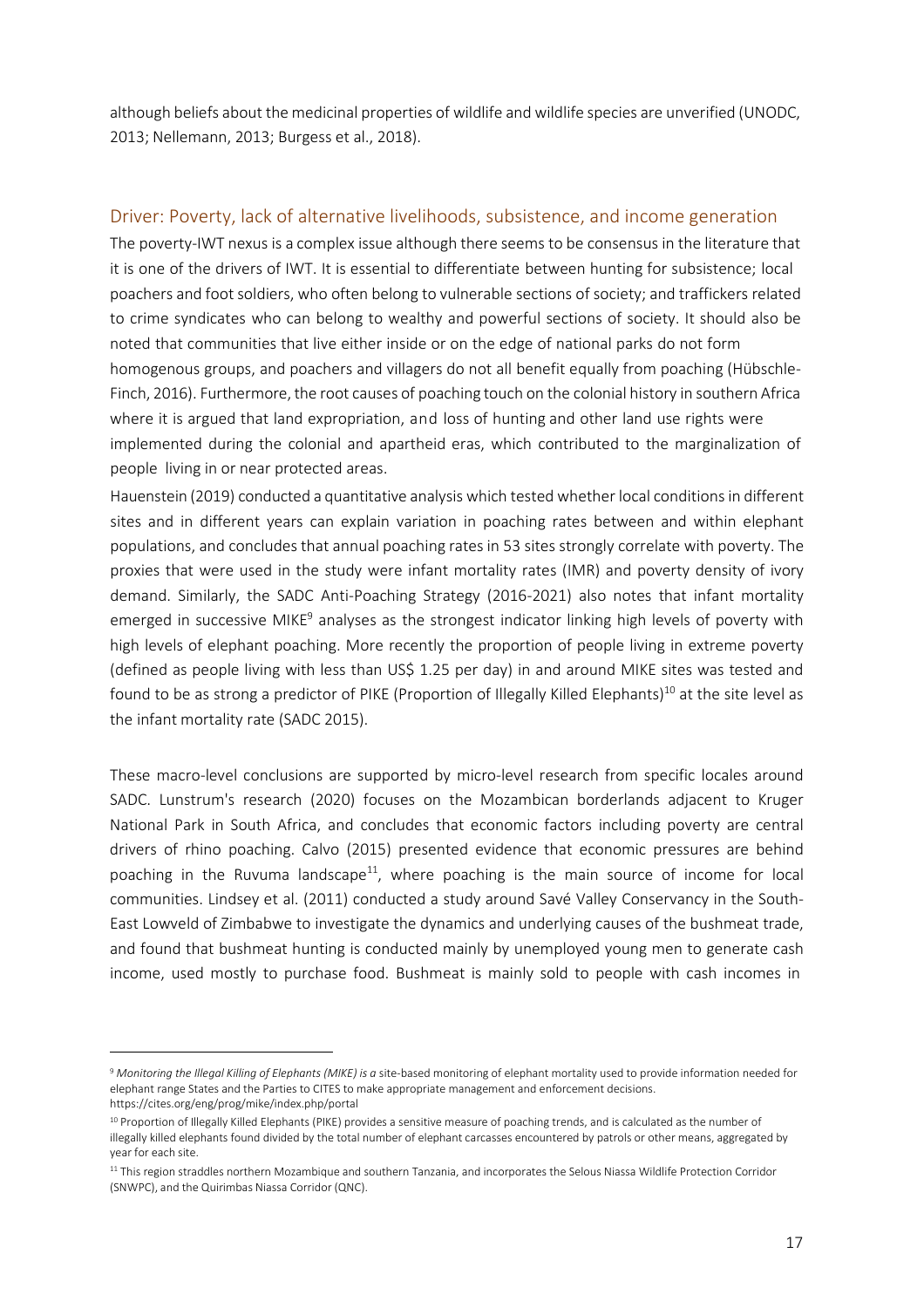although beliefs about the medicinal properties of wildlife and wildlife species are unverified (UNODC, 2013; Nellemann, 2013; Burgess et al., 2018).

## Driver: Poverty, lack of alternative livelihoods, subsistence, and income generation

The poverty-IWT nexus is a complex issue although there seems to be consensus in the literature that it is one of the drivers of IWT. It is essential to differentiate between hunting for subsistence; local poachers and foot soldiers, who often belong to vulnerable sections of society; and traffickers related to crime syndicates who can belong to wealthy and powerful sections of society. It should also be noted that communities that live either inside or on the edge of national parks do not form homogenous groups, and poachers and villagers do not all benefit equally from poaching (Hübschle-Finch, 2016). Furthermore, the root causes of poaching touch on the colonial history in southern Africa where it is argued that land expropriation, and loss of hunting and other land use rights were implemented during the colonial and apartheid eras, which contributed to the marginalization of people living in or near protected areas.

Hauenstein (2019) conducted a quantitative analysis which tested whether local conditions in different sites and in different years can explain variation in poaching rates between and within elephant populations, and concludes that annual poaching rates in 53 sites strongly correlate with poverty. The proxies that were used in the study were infant mortality rates (IMR) and poverty density of ivory demand. Similarly, the SADC Anti-Poaching Strategy (2016-2021) also notes that infant mortality emerged in successive MIKE[9] analyses as the strongest indicator linking high levels of poverty with high levels of elephant poaching. More recently the proportion of people living in extreme poverty (defined as people living with less than US$ 1.25 per day) in and around MIKE sites was tested and found to be as strong a predictor of PIKE (Proportion of Illegally Killed Elephants)[10] at the site level as the infant mortality rate (SADC 2015).

These macro-level conclusions are supported by micro-level research from specific locales around SADC. Lunstrum's research (2020) focuses on the Mozambican borderlands adjacent to Kruger National Park in South Africa, and concludes that economic factors including poverty are central drivers of rhino poaching. Calvo (2015) presented evidence that economic pressures are behind poaching in the Ruvuma landscape[11], where poaching is the main source of income for local communities. Lindsey et al. (2011) conducted a study around Savé Valley Conservancy in the South-East Lowveld of Zimbabwe to investigate the dynamics and underlying causes of the bushmeat trade, and found that bushmeat hunting is conducted mainly by unemployed young men to generate cash income, used mostly to purchase food. Bushmeat is mainly sold to people with cash incomes in

---

[9] *Monitoring the Illegal Killing of Elephants (MIKE) is a* site-based monitoring of elephant mortality used to provide information needed for elephant range States and the Parties to CITES to make appropriate management and enforcement decisions. https://cites.org/eng/prog/mike/index.php/portal

[10] Proportion of Illegally Killed Elephants (PIKE) provides a sensitive measure of poaching trends, and is calculated as the number of illegally killed elephants found divided by the total number of elephant carcasses encountered by patrols or other means, aggregated by year for each site.

[11] This region straddles northern Mozambique and southern Tanzania, and incorporates the Selous Niassa Wildlife Protection Corridor (SNWPC), and the Quirimbas Niassa Corridor (QNC).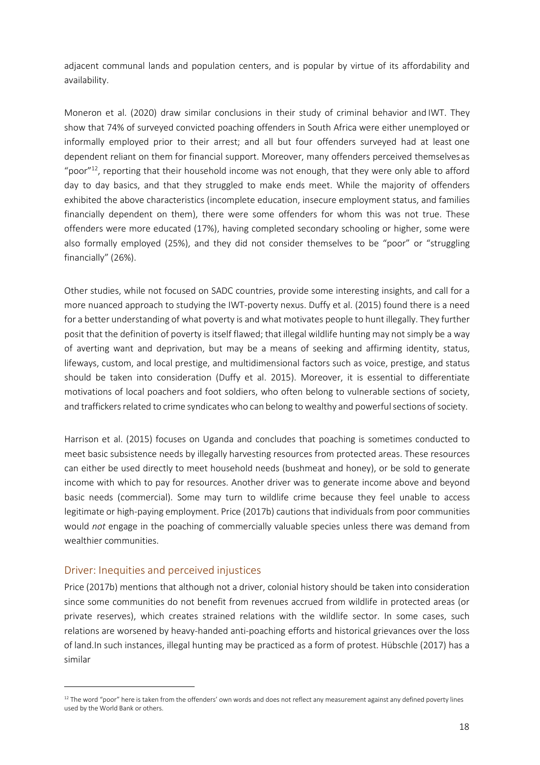adjacent communal lands and population centers, and is popular by virtue of its affordability and availability.

Moneron et al. (2020) draw similar conclusions in their study of criminal behavior and IWT. They show that 74% of surveyed convicted poaching offenders in South Africa were either unemployed or informally employed prior to their arrest; and all but four offenders surveyed had at least one dependent reliant on them for financial support. Moreover, many offenders perceived themselves as "poor"[12], reporting that their household income was not enough, that they were only able to afford day to day basics, and that they struggled to make ends meet. While the majority of offenders exhibited the above characteristics (incomplete education, insecure employment status, and families financially dependent on them), there were some offenders for whom this was not true. These offenders were more educated (17%), having completed secondary schooling or higher, some were also formally employed (25%), and they did not consider themselves to be "poor" or "struggling financially" (26%).

Other studies, while not focused on SADC countries, provide some interesting insights, and call for a more nuanced approach to studying the IWT-poverty nexus. Duffy et al. (2015) found there is a need for a better understanding of what poverty is and what motivates people to hunt illegally. They further posit that the definition of poverty is itself flawed; that illegal wildlife hunting may not simply be a way of averting want and deprivation, but may be a means of seeking and affirming identity, status, lifeways, custom, and local prestige, and multidimensional factors such as voice, prestige, and status should be taken into consideration (Duffy et al. 2015). Moreover, it is essential to differentiate motivations of local poachers and foot soldiers, who often belong to vulnerable sections of society, and traffickers related to crime syndicates who can belong to wealthy and powerful sections of society.

Harrison et al. (2015) focuses on Uganda and concludes that poaching is sometimes conducted to meet basic subsistence needs by illegally harvesting resources from protected areas. These resources can either be used directly to meet household needs (bushmeat and honey), or be sold to generate income with which to pay for resources. Another driver was to generate income above and beyond basic needs (commercial). Some may turn to wildlife crime because they feel unable to access legitimate or high-paying employment. Price (2017b) cautions that individuals from poor communities would *not* engage in the poaching of commercially valuable species unless there was demand from wealthier communities.

### Driver: Inequities and perceived injustices

Price (2017b) mentions that although not a driver, colonial history should be taken into consideration since some communities do not benefit from revenues accrued from wildlife in protected areas (or private reserves), which creates strained relations with the wildlife sector. In some cases, such relations are worsened by heavy-handed anti-poaching efforts and historical grievances over the loss of land.In such instances, illegal hunting may be practiced as a form of protest. Hübschle (2017) has a similar

[12] The word "poor" here is taken from the offenders' own words and does not reflect any measurement against any defined poverty lines used by the World Bank or others.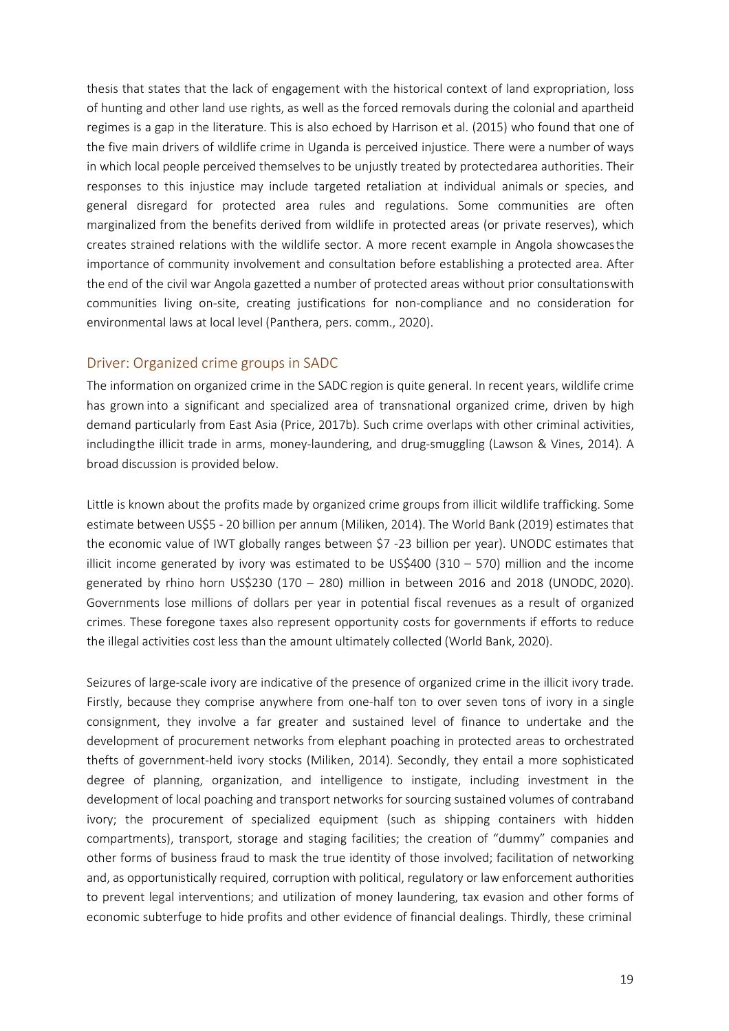thesis that states that the lack of engagement with the historical context of land expropriation, loss of hunting and other land use rights, as well as the forced removals during the colonial and apartheid regimes is a gap in the literature. This is also echoed by Harrison et al. (2015) who found that one of the five main drivers of wildlife crime in Uganda is perceived injustice. There were a number of ways in which local people perceived themselves to be unjustly treated by protected area authorities. Their responses to this injustice may include targeted retaliation at individual animals or species, and general disregard for protected area rules and regulations. Some communities are often marginalized from the benefits derived from wildlife in protected areas (or private reserves), which creates strained relations with the wildlife sector. A more recent example in Angola showcases the importance of community involvement and consultation before establishing a protected area. After the end of the civil war Angola gazetted a number of protected areas without prior consultations with communities living on-site, creating justifications for non-compliance and no consideration for environmental laws at local level (Panthera, pers. comm., 2020).

## Driver: Organized crime groups in SADC

The information on organized crime in the SADC region is quite general. In recent years, wildlife crime has grown into a significant and specialized area of transnational organized crime, driven by high demand particularly from East Asia (Price, 2017b). Such crime overlaps with other criminal activities, including the illicit trade in arms, money-laundering, and drug-smuggling (Lawson & Vines, 2014). A broad discussion is provided below.

Little is known about the profits made by organized crime groups from illicit wildlife trafficking. Some estimate between US$5 - 20 billion per annum (Miliken, 2014). The World Bank (2019) estimates that the economic value of IWT globally ranges between $7 -23 billion per year). UNODC estimates that illicit income generated by ivory was estimated to be US$400 (310 – 570) million and the income generated by rhino horn US$230 (170 – 280) million in between 2016 and 2018 (UNODC, 2020). Governments lose millions of dollars per year in potential fiscal revenues as a result of organized crimes. These foregone taxes also represent opportunity costs for governments if efforts to reduce the illegal activities cost less than the amount ultimately collected (World Bank, 2020).

Seizures of large-scale ivory are indicative of the presence of organized crime in the illicit ivory trade. Firstly, because they comprise anywhere from one-half ton to over seven tons of ivory in a single consignment, they involve a far greater and sustained level of finance to undertake and the development of procurement networks from elephant poaching in protected areas to orchestrated thefts of government-held ivory stocks (Miliken, 2014). Secondly, they entail a more sophisticated degree of planning, organization, and intelligence to instigate, including investment in the development of local poaching and transport networks for sourcing sustained volumes of contraband ivory; the procurement of specialized equipment (such as shipping containers with hidden compartments), transport, storage and staging facilities; the creation of "dummy" companies and other forms of business fraud to mask the true identity of those involved; facilitation of networking and, as opportunistically required, corruption with political, regulatory or law enforcement authorities to prevent legal interventions; and utilization of money laundering, tax evasion and other forms of economic subterfuge to hide profits and other evidence of financial dealings. Thirdly, these criminal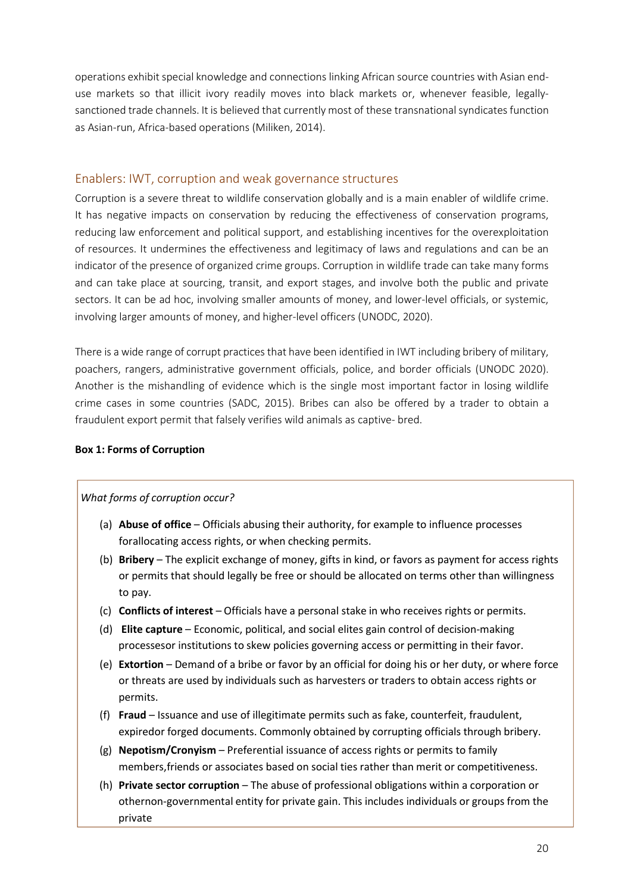operations exhibit special knowledge and connections linking African source countries with Asian end-use markets so that illicit ivory readily moves into black markets or, whenever feasible, legally-sanctioned trade channels. It is believed that currently most of these transnational syndicates function as Asian-run, Africa-based operations (Miliken, 2014).

## Enablers: IWT, corruption and weak governance structures

Corruption is a severe threat to wildlife conservation globally and is a main enabler of wildlife crime. It has negative impacts on conservation by reducing the effectiveness of conservation programs, reducing law enforcement and political support, and establishing incentives for the overexploitation of resources. It undermines the effectiveness and legitimacy of laws and regulations and can be an indicator of the presence of organized crime groups. Corruption in wildlife trade can take many forms and can take place at sourcing, transit, and export stages, and involve both the public and private sectors. It can be ad hoc, involving smaller amounts of money, and lower-level officials, or systemic, involving larger amounts of money, and higher-level officers (UNODC, 2020).

There is a wide range of corrupt practices that have been identified in IWT including bribery of military, poachers, rangers, administrative government officials, police, and border officials (UNODC 2020). Another is the mishandling of evidence which is the single most important factor in losing wildlife crime cases in some countries (SADC, 2015). Bribes can also be offered by a trader to obtain a fraudulent export permit that falsely verifies wild animals as captive- bred.

**Box 1: Forms of Corruption**

*What forms of corruption occur?*

(a) **Abuse of office** – Officials abusing their authority, for example to influence processes forallocating access rights, or when checking permits.

(b) **Bribery** – The explicit exchange of money, gifts in kind, or favors as payment for access rights or permits that should legally be free or should be allocated on terms other than willingness to pay.

(c) **Conflicts of interest** – Officials have a personal stake in who receives rights or permits.

(d) **Elite capture** – Economic, political, and social elites gain control of decision-making processesor institutions to skew policies governing access or permitting in their favor.

(e) **Extortion** – Demand of a bribe or favor by an official for doing his or her duty, or where force or threats are used by individuals such as harvesters or traders to obtain access rights or permits.

(f) **Fraud** – Issuance and use of illegitimate permits such as fake, counterfeit, fraudulent, expiredor forged documents. Commonly obtained by corrupting officials through bribery.

(g) **Nepotism/Cronyism** – Preferential issuance of access rights or permits to family members,friends or associates based on social ties rather than merit or competitiveness.

(h) **Private sector corruption** – The abuse of professional obligations within a corporation or othernon-governmental entity for private gain. This includes individuals or groups from the private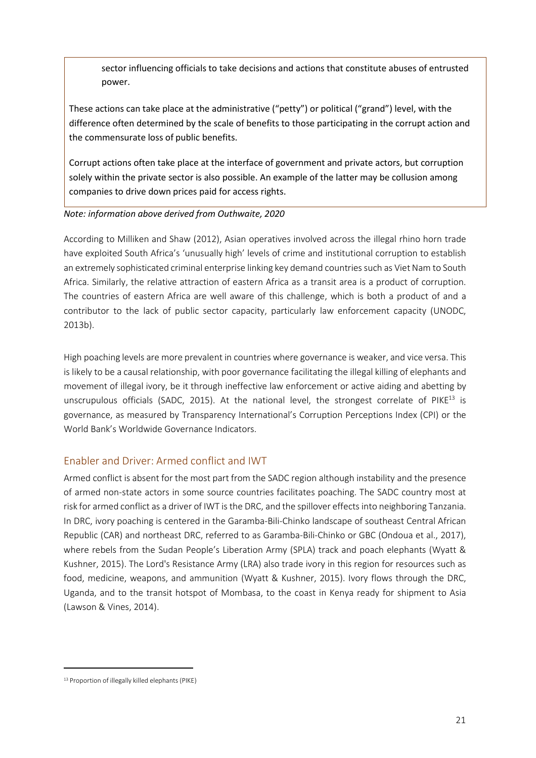sector influencing officials to take decisions and actions that constitute abuses of entrusted power.

These actions can take place at the administrative ("petty") or political ("grand") level, with the difference often determined by the scale of benefits to those participating in the corrupt action and the commensurate loss of public benefits.

Corrupt actions often take place at the interface of government and private actors, but corruption solely within the private sector is also possible. An example of the latter may be collusion among companies to drive down prices paid for access rights.

*Note: information above derived from Outhwaite, 2020*

According to Milliken and Shaw (2012), Asian operatives involved across the illegal rhino horn trade have exploited South Africa's 'unusually high' levels of crime and institutional corruption to establish an extremely sophisticated criminal enterprise linking key demand countries such as Viet Nam to South Africa. Similarly, the relative attraction of eastern Africa as a transit area is a product of corruption. The countries of eastern Africa are well aware of this challenge, which is both a product of and a contributor to the lack of public sector capacity, particularly law enforcement capacity (UNODC, 2013b).

High poaching levels are more prevalent in countries where governance is weaker, and vice versa. This is likely to be a causal relationship, with poor governance facilitating the illegal killing of elephants and movement of illegal ivory, be it through ineffective law enforcement or active aiding and abetting by unscrupulous officials (SADC, 2015). At the national level, the strongest correlate of PIKE[13] is governance, as measured by Transparency International's Corruption Perceptions Index (CPI) or the World Bank's Worldwide Governance Indicators.

## Enabler and Driver: Armed conflict and IWT

Armed conflict is absent for the most part from the SADC region although instability and the presence of armed non-state actors in some source countries facilitates poaching. The SADC country most at risk for armed conflict as a driver of IWT is the DRC, and the spillover effects into neighboring Tanzania. In DRC, ivory poaching is centered in the Garamba-Bili-Chinko landscape of southeast Central African Republic (CAR) and northeast DRC, referred to as Garamba-Bili-Chinko or GBC (Ondoua et al., 2017), where rebels from the Sudan People's Liberation Army (SPLA) track and poach elephants (Wyatt & Kushner, 2015). The Lord's Resistance Army (LRA) also trade ivory in this region for resources such as food, medicine, weapons, and ammunition (Wyatt & Kushner, 2015). Ivory flows through the DRC, Uganda, and to the transit hotspot of Mombasa, to the coast in Kenya ready for shipment to Asia (Lawson & Vines, 2014).

---

[13] Proportion of illegally killed elephants (PIKE)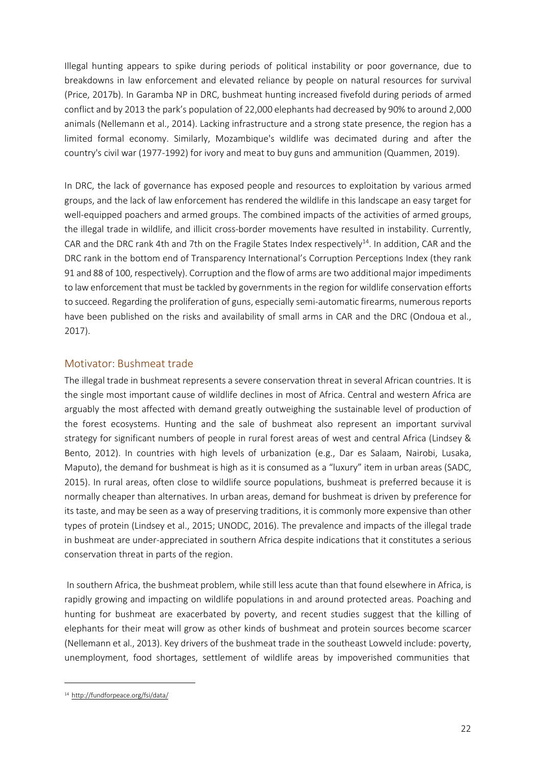Illegal hunting appears to spike during periods of political instability or poor governance, due to breakdowns in law enforcement and elevated reliance by people on natural resources for survival (Price, 2017b). In Garamba NP in DRC, bushmeat hunting increased fivefold during periods of armed conflict and by 2013 the park's population of 22,000 elephants had decreased by 90% to around 2,000 animals (Nellemann et al., 2014). Lacking infrastructure and a strong state presence, the region has a limited formal economy. Similarly, Mozambique's wildlife was decimated during and after the country's civil war (1977-1992) for ivory and meat to buy guns and ammunition (Quammen, 2019).

In DRC, the lack of governance has exposed people and resources to exploitation by various armed groups, and the lack of law enforcement has rendered the wildlife in this landscape an easy target for well-equipped poachers and armed groups. The combined impacts of the activities of armed groups, the illegal trade in wildlife, and illicit cross-border movements have resulted in instability. Currently, CAR and the DRC rank 4th and 7th on the Fragile States Index respectively[14]. In addition, CAR and the DRC rank in the bottom end of Transparency International's Corruption Perceptions Index (they rank 91 and 88 of 100, respectively). Corruption and the flow of arms are two additional major impediments to law enforcement that must be tackled by governments in the region for wildlife conservation efforts to succeed. Regarding the proliferation of guns, especially semi-automatic firearms, numerous reports have been published on the risks and availability of small arms in CAR and the DRC (Ondoua et al., 2017).

## Motivator: Bushmeat trade

The illegal trade in bushmeat represents a severe conservation threat in several African countries. It is the single most important cause of wildlife declines in most of Africa. Central and western Africa are arguably the most affected with demand greatly outweighing the sustainable level of production of the forest ecosystems. Hunting and the sale of bushmeat also represent an important survival strategy for significant numbers of people in rural forest areas of west and central Africa (Lindsey & Bento, 2012). In countries with high levels of urbanization (e.g., Dar es Salaam, Nairobi, Lusaka, Maputo), the demand for bushmeat is high as it is consumed as a "luxury" item in urban areas (SADC, 2015). In rural areas, often close to wildlife source populations, bushmeat is preferred because it is normally cheaper than alternatives. In urban areas, demand for bushmeat is driven by preference for its taste, and may be seen as a way of preserving traditions, it is commonly more expensive than other types of protein (Lindsey et al., 2015; UNODC, 2016). The prevalence and impacts of the illegal trade in bushmeat are under-appreciated in southern Africa despite indications that it constitutes a serious conservation threat in parts of the region.

In southern Africa, the bushmeat problem, while still less acute than that found elsewhere in Africa, is rapidly growing and impacting on wildlife populations in and around protected areas. Poaching and hunting for bushmeat are exacerbated by poverty, and recent studies suggest that the killing of elephants for their meat will grow as other kinds of bushmeat and protein sources become scarcer (Nellemann et al., 2013). Key drivers of the bushmeat trade in the southeast Lowveld include: poverty, unemployment, food shortages, settlement of wildlife areas by impoverished communities that

[14] http://fundforpeace.org/fsi/data/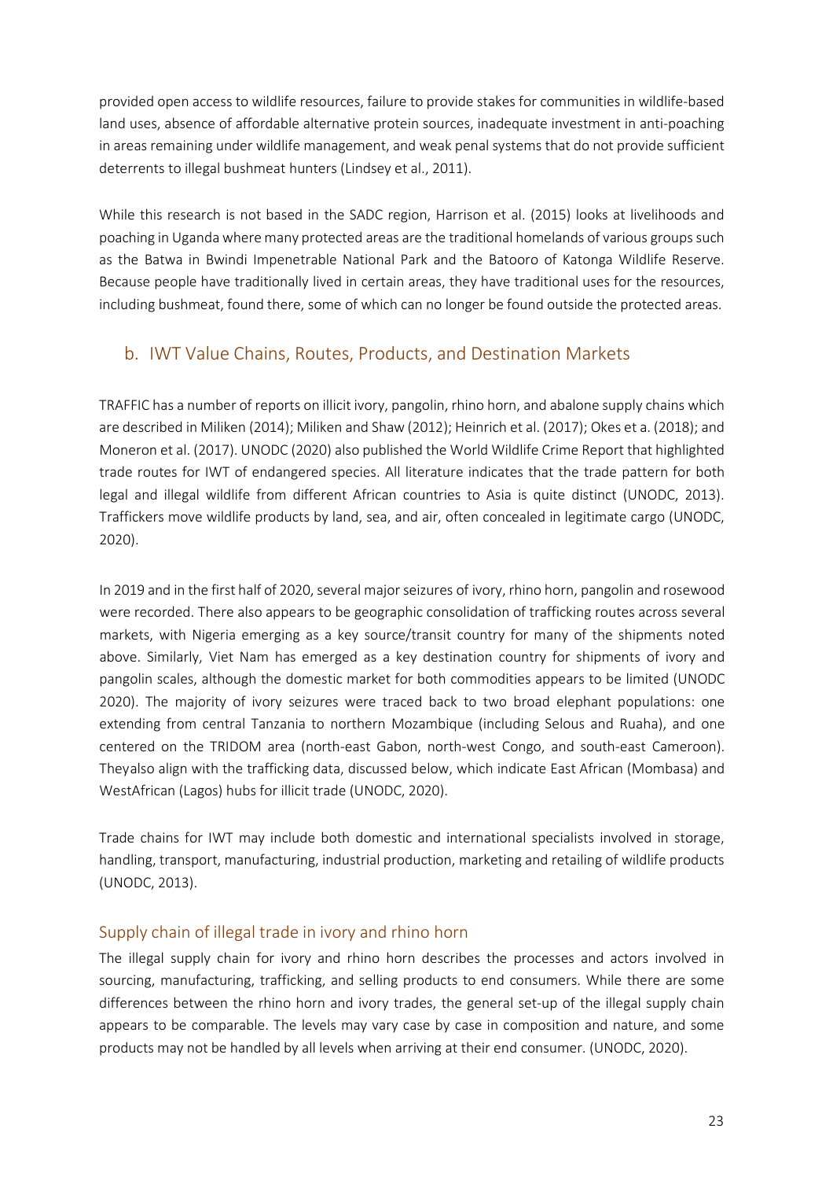provided open access to wildlife resources, failure to provide stakes for communities in wildlife-based land uses, absence of affordable alternative protein sources, inadequate investment in anti-poaching in areas remaining under wildlife management, and weak penal systems that do not provide sufficient deterrents to illegal bushmeat hunters (Lindsey et al., 2011).

While this research is not based in the SADC region, Harrison et al. (2015) looks at livelihoods and poaching in Uganda where many protected areas are the traditional homelands of various groups such as the Batwa in Bwindi Impenetrable National Park and the Batooro of Katonga Wildlife Reserve. Because people have traditionally lived in certain areas, they have traditional uses for the resources, including bushmeat, found there, some of which can no longer be found outside the protected areas.

## b. IWT Value Chains, Routes, Products, and Destination Markets

TRAFFIC has a number of reports on illicit ivory, pangolin, rhino horn, and abalone supply chains which are described in Miliken (2014); Miliken and Shaw (2012); Heinrich et al. (2017); Okes et a. (2018); and Moneron et al. (2017). UNODC (2020) also published the World Wildlife Crime Report that highlighted trade routes for IWT of endangered species. All literature indicates that the trade pattern for both legal and illegal wildlife from different African countries to Asia is quite distinct (UNODC, 2013). Traffickers move wildlife products by land, sea, and air, often concealed in legitimate cargo (UNODC, 2020).

In 2019 and in the first half of 2020, several major seizures of ivory, rhino horn, pangolin and rosewood were recorded. There also appears to be geographic consolidation of trafficking routes across several markets, with Nigeria emerging as a key source/transit country for many of the shipments noted above. Similarly, Viet Nam has emerged as a key destination country for shipments of ivory and pangolin scales, although the domestic market for both commodities appears to be limited (UNODC 2020). The majority of ivory seizures were traced back to two broad elephant populations: one extending from central Tanzania to northern Mozambique (including Selous and Ruaha), and one centered on the TRIDOM area (north-east Gabon, north-west Congo, and south-east Cameroon). Theyalso align with the trafficking data, discussed below, which indicate East African (Mombasa) and WestAfrican (Lagos) hubs for illicit trade (UNODC, 2020).

Trade chains for IWT may include both domestic and international specialists involved in storage, handling, transport, manufacturing, industrial production, marketing and retailing of wildlife products (UNODC, 2013).

### Supply chain of illegal trade in ivory and rhino horn

The illegal supply chain for ivory and rhino horn describes the processes and actors involved in sourcing, manufacturing, trafficking, and selling products to end consumers. While there are some differences between the rhino horn and ivory trades, the general set-up of the illegal supply chain appears to be comparable. The levels may vary case by case in composition and nature, and some products may not be handled by all levels when arriving at their end consumer. (UNODC, 2020).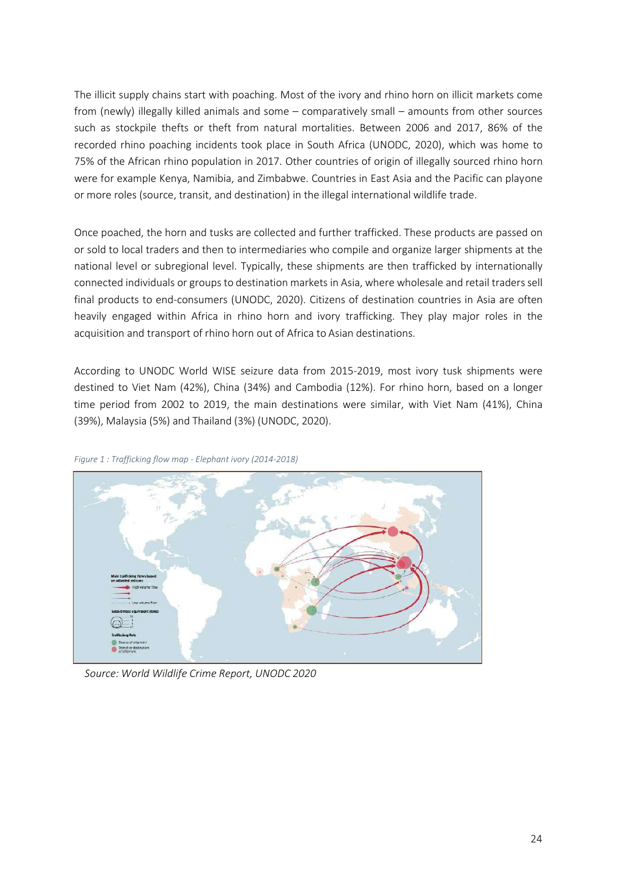The illicit supply chains start with poaching. Most of the ivory and rhino horn on illicit markets come from (newly) illegally killed animals and some – comparatively small – amounts from other sources such as stockpile thefts or theft from natural mortalities. Between 2006 and 2017, 86% of the recorded rhino poaching incidents took place in South Africa (UNODC, 2020), which was home to 75% of the African rhino population in 2017. Other countries of origin of illegally sourced rhino horn were for example Kenya, Namibia, and Zimbabwe. Countries in East Asia and the Pacific can playone or more roles (source, transit, and destination) in the illegal international wildlife trade.

Once poached, the horn and tusks are collected and further trafficked. These products are passed on or sold to local traders and then to intermediaries who compile and organize larger shipments at the national level or subregional level. Typically, these shipments are then trafficked by internationally connected individuals or groups to destination markets in Asia, where wholesale and retail traders sell final products to end-consumers (UNODC, 2020). Citizens of destination countries in Asia are often heavily engaged within Africa in rhino horn and ivory trafficking. They play major roles in the acquisition and transport of rhino horn out of Africa to Asian destinations.

According to UNODC World WISE seizure data from 2015-2019, most ivory tusk shipments were destined to Viet Nam (42%), China (34%) and Cambodia (12%). For rhino horn, based on a longer time period from 2002 to 2019, the main destinations were similar, with Viet Nam (41%), China (39%), Malaysia (5%) and Thailand (3%) (UNODC, 2020).

*Figure 1 : Trafficking flow map - Elephant ivory (2014-2018)*

*Source: World Wildlife Crime Report, UNODC 2020*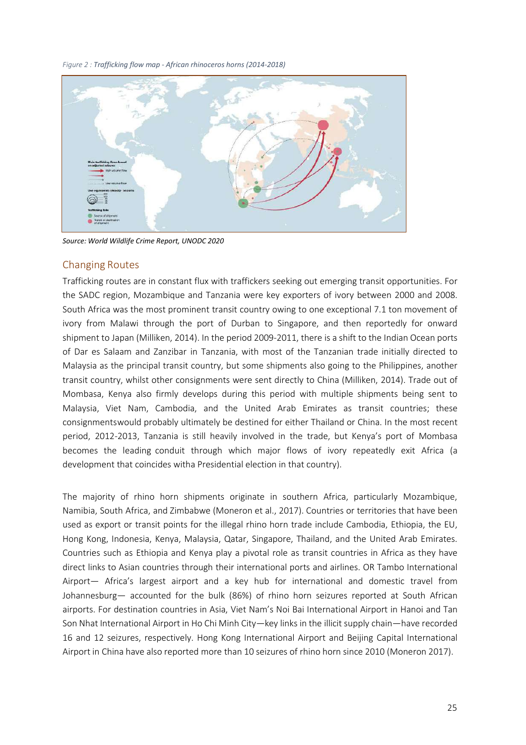*Figure 2 : Trafficking flow map - African rhinoceros horns (2014-2018)*

*Source: World Wildlife Crime Report, UNODC 2020*

## Changing Routes

Trafficking routes are in constant flux with traffickers seeking out emerging transit opportunities. For the SADC region, Mozambique and Tanzania were key exporters of ivory between 2000 and 2008. South Africa was the most prominent transit country owing to one exceptional 7.1 ton movement of ivory from Malawi through the port of Durban to Singapore, and then reportedly for onward shipment to Japan (Milliken, 2014). In the period 2009-2011, there is a shift to the Indian Ocean ports of Dar es Salaam and Zanzibar in Tanzania, with most of the Tanzanian trade initially directed to Malaysia as the principal transit country, but some shipments also going to the Philippines, another transit country, whilst other consignments were sent directly to China (Milliken, 2014). Trade out of Mombasa, Kenya also firmly develops during this period with multiple shipments being sent to Malaysia, Viet Nam, Cambodia, and the United Arab Emirates as transit countries; these consignmentswould probably ultimately be destined for either Thailand or China. In the most recent period, 2012-2013, Tanzania is still heavily involved in the trade, but Kenya's port of Mombasa becomes the leading conduit through which major flows of ivory repeatedly exit Africa (a development that coincides witha Presidential election in that country).

The majority of rhino horn shipments originate in southern Africa, particularly Mozambique, Namibia, South Africa, and Zimbabwe (Moneron et al., 2017). Countries or territories that have been used as export or transit points for the illegal rhino horn trade include Cambodia, Ethiopia, the EU, Hong Kong, Indonesia, Kenya, Malaysia, Qatar, Singapore, Thailand, and the United Arab Emirates. Countries such as Ethiopia and Kenya play a pivotal role as transit countries in Africa as they have direct links to Asian countries through their international ports and airlines. OR Tambo International Airport— Africa's largest airport and a key hub for international and domestic travel from Johannesburg— accounted for the bulk (86%) of rhino horn seizures reported at South African airports. For destination countries in Asia, Viet Nam's Noi Bai International Airport in Hanoi and Tan Son Nhat International Airport in Ho Chi Minh City—key links in the illicit supply chain—have recorded 16 and 12 seizures, respectively. Hong Kong International Airport and Beijing Capital International Airport in China have also reported more than 10 seizures of rhino horn since 2010 (Moneron 2017).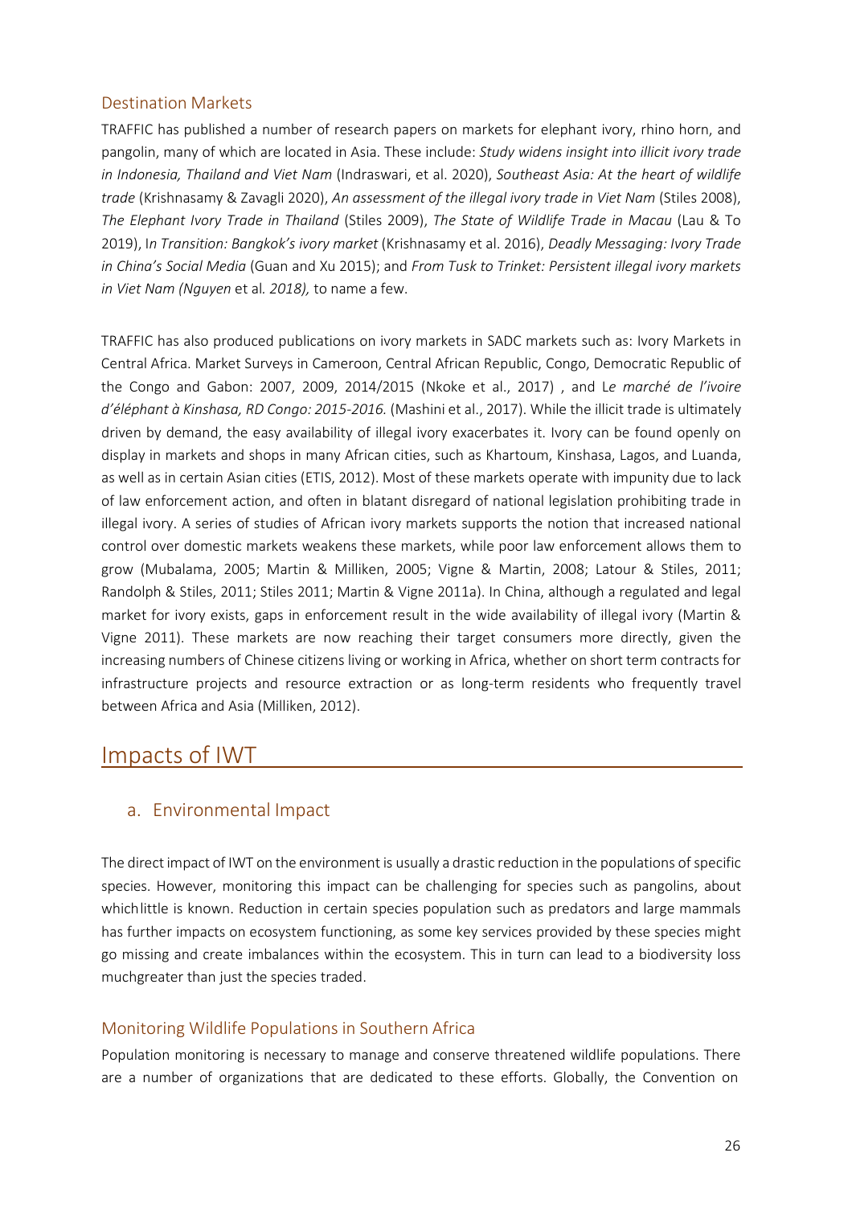### Destination Markets

TRAFFIC has published a number of research papers on markets for elephant ivory, rhino horn, and pangolin, many of which are located in Asia. These include: *Study widens insight into illicit ivory trade in Indonesia, Thailand and Viet Nam* (Indraswari, et al. 2020), *Southeast Asia: At the heart of wildlife trade* (Krishnasamy & Zavagli 2020), *An assessment of the illegal ivory trade in Viet Nam* (Stiles 2008), *The Elephant Ivory Trade in Thailand* (Stiles 2009), *The State of Wildlife Trade in Macau* (Lau & To 2019), I*n Transition: Bangkok's ivory market* (Krishnasamy et al. 2016), *Deadly Messaging: Ivory Trade in China's Social Media* (Guan and Xu 2015); and *From Tusk to Trinket: Persistent illegal ivory markets in Viet Nam (Nguyen* et al*. 2018),* to name a few.

TRAFFIC has also produced publications on ivory markets in SADC markets such as: Ivory Markets in Central Africa. Market Surveys in Cameroon, Central African Republic, Congo, Democratic Republic of the Congo and Gabon: 2007, 2009, 2014/2015 (Nkoke et al., 2017) , and L*e marché de l'ivoire d'éléphant à Kinshasa, RD Congo: 2015-2016.* (Mashini et al., 2017). While the illicit trade is ultimately driven by demand, the easy availability of illegal ivory exacerbates it. Ivory can be found openly on display in markets and shops in many African cities, such as Khartoum, Kinshasa, Lagos, and Luanda, as well as in certain Asian cities (ETIS, 2012). Most of these markets operate with impunity due to lack of law enforcement action, and often in blatant disregard of national legislation prohibiting trade in illegal ivory. A series of studies of African ivory markets supports the notion that increased national control over domestic markets weakens these markets, while poor law enforcement allows them to grow (Mubalama, 2005; Martin & Milliken, 2005; Vigne & Martin, 2008; Latour & Stiles, 2011; Randolph & Stiles, 2011; Stiles 2011; Martin & Vigne 2011a). In China, although a regulated and legal market for ivory exists, gaps in enforcement result in the wide availability of illegal ivory (Martin & Vigne 2011). These markets are now reaching their target consumers more directly, given the increasing numbers of Chinese citizens living or working in Africa, whether on short term contracts for infrastructure projects and resource extraction or as long-term residents who frequently travel between Africa and Asia (Milliken, 2012).

## Impacts of IWT

### a. Environmental Impact

The direct impact of IWT on the environment is usually a drastic reduction in the populations of specific species. However, monitoring this impact can be challenging for species such as pangolins, about whichlittle is known. Reduction in certain species population such as predators and large mammals has further impacts on ecosystem functioning, as some key services provided by these species might go missing and create imbalances within the ecosystem. This in turn can lead to a biodiversity loss muchgreater than just the species traded.

### Monitoring Wildlife Populations in Southern Africa

Population monitoring is necessary to manage and conserve threatened wildlife populations. There are a number of organizations that are dedicated to these efforts. Globally, the Convention on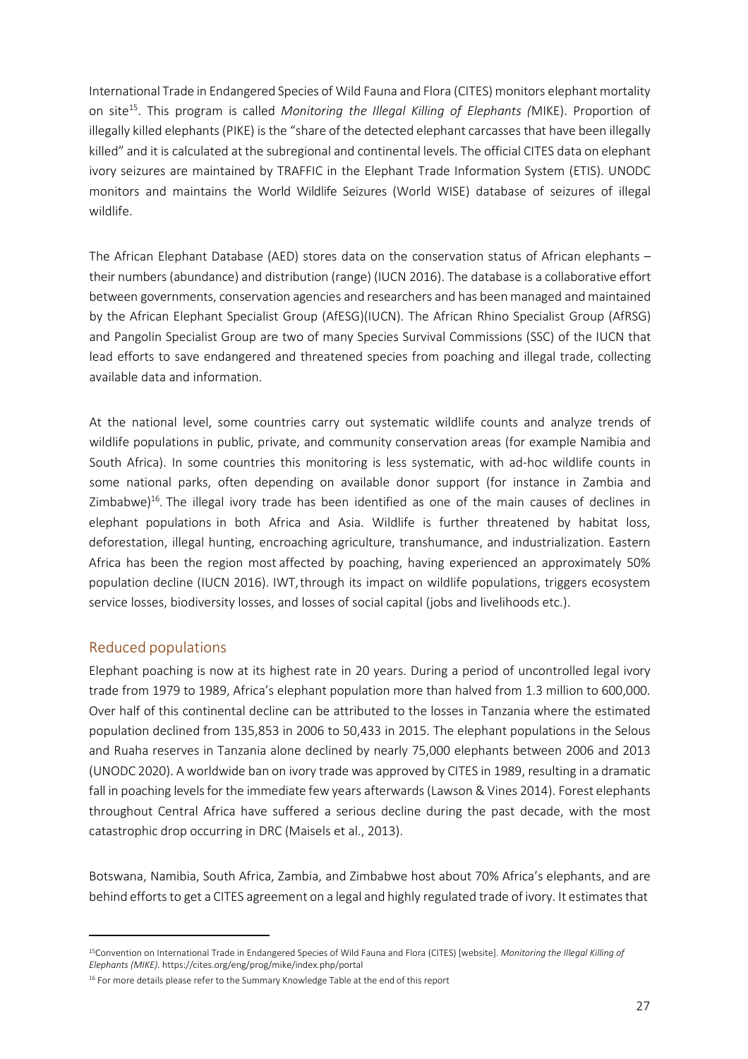International Trade in Endangered Species of Wild Fauna and Flora (CITES) monitors elephant mortality on site[15]. This program is called *Monitoring the Illegal Killing of Elephants (*MIKE). Proportion of illegally killed elephants (PIKE) is the "share of the detected elephant carcasses that have been illegally killed" and it is calculated at the subregional and continental levels. The official CITES data on elephant ivory seizures are maintained by TRAFFIC in the Elephant Trade Information System (ETIS). UNODC monitors and maintains the World Wildlife Seizures (World WISE) database of seizures of illegal wildlife.

The African Elephant Database (AED) stores data on the conservation status of African elephants – their numbers (abundance) and distribution (range) (IUCN 2016). The database is a collaborative effort between governments, conservation agencies and researchers and has been managed and maintained by the African Elephant Specialist Group (AfESG)(IUCN). The African Rhino Specialist Group (AfRSG) and Pangolin Specialist Group are two of many Species Survival Commissions (SSC) of the IUCN that lead efforts to save endangered and threatened species from poaching and illegal trade, collecting available data and information.

At the national level, some countries carry out systematic wildlife counts and analyze trends of wildlife populations in public, private, and community conservation areas (for example Namibia and South Africa). In some countries this monitoring is less systematic, with ad-hoc wildlife counts in some national parks, often depending on available donor support (for instance in Zambia and Zimbabwe)[16]. The illegal ivory trade has been identified as one of the main causes of declines in elephant populations in both Africa and Asia. Wildlife is further threatened by habitat loss, deforestation, illegal hunting, encroaching agriculture, transhumance, and industrialization. Eastern Africa has been the region most affected by poaching, having experienced an approximately 50% population decline (IUCN 2016). IWT, through its impact on wildlife populations, triggers ecosystem service losses, biodiversity losses, and losses of social capital (jobs and livelihoods etc.).

## Reduced populations

Elephant poaching is now at its highest rate in 20 years. During a period of uncontrolled legal ivory trade from 1979 to 1989, Africa's elephant population more than halved from 1.3 million to 600,000. Over half of this continental decline can be attributed to the losses in Tanzania where the estimated population declined from 135,853 in 2006 to 50,433 in 2015. The elephant populations in the Selous and Ruaha reserves in Tanzania alone declined by nearly 75,000 elephants between 2006 and 2013 (UNODC 2020). A worldwide ban on ivory trade was approved by CITES in 1989, resulting in a dramatic fall in poaching levels for the immediate few years afterwards (Lawson & Vines 2014). Forest elephants throughout Central Africa have suffered a serious decline during the past decade, with the most catastrophic drop occurring in DRC (Maisels et al., 2013).

Botswana, Namibia, South Africa, Zambia, and Zimbabwe host about 70% Africa's elephants, and are behind efforts to get a CITES agreement on a legal and highly regulated trade of ivory. It estimates that

---

[15] Convention on International Trade in Endangered Species of Wild Fauna and Flora (CITES) [website]. *Monitoring the Illegal Killing of Elephants (MIKE).* https://cites.org/eng/prog/mike/index.php/portal

[16] For more details please refer to the Summary Knowledge Table at the end of this report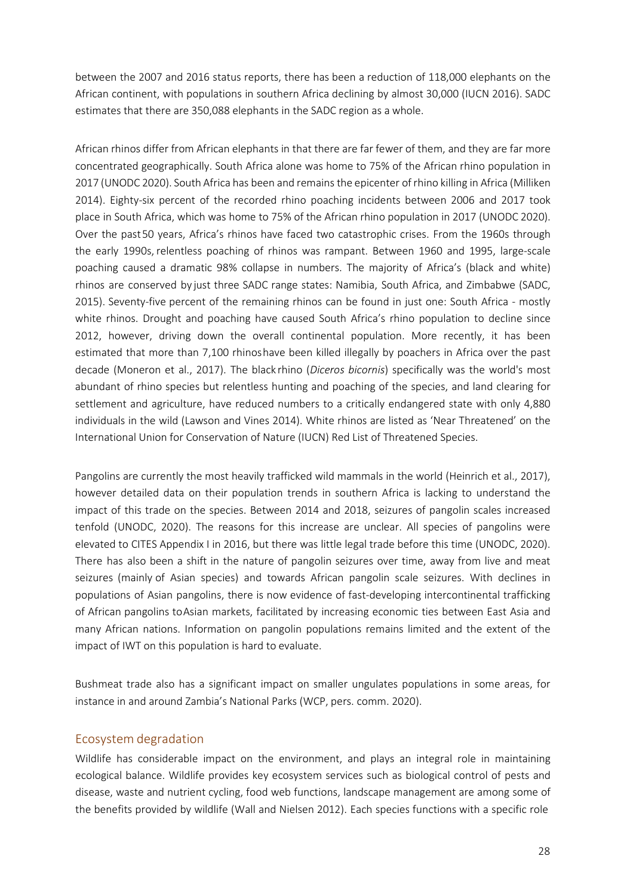between the 2007 and 2016 status reports, there has been a reduction of 118,000 elephants on the African continent, with populations in southern Africa declining by almost 30,000 (IUCN 2016). SADC estimates that there are 350,088 elephants in the SADC region as a whole.

African rhinos differ from African elephants in that there are far fewer of them, and they are far more concentrated geographically. South Africa alone was home to 75% of the African rhino population in 2017 (UNODC 2020). South Africa has been and remains the epicenter of rhino killing in Africa (Milliken 2014). Eighty-six percent of the recorded rhino poaching incidents between 2006 and 2017 took place in South Africa, which was home to 75% of the African rhino population in 2017 (UNODC 2020). Over the past 50 years, Africa's rhinos have faced two catastrophic crises. From the 1960s through the early 1990s, relentless poaching of rhinos was rampant. Between 1960 and 1995, large-scale poaching caused a dramatic 98% collapse in numbers. The majority of Africa's (black and white) rhinos are conserved by just three SADC range states: Namibia, South Africa, and Zimbabwe (SADC, 2015). Seventy-five percent of the remaining rhinos can be found in just one: South Africa - mostly white rhinos. Drought and poaching have caused South Africa's rhino population to decline since 2012, however, driving down the overall continental population. More recently, it has been estimated that more than 7,100 rhinos have been killed illegally by poachers in Africa over the past decade (Moneron et al., 2017). The black rhino (*Diceros bicornis*) specifically was the world's most abundant of rhino species but relentless hunting and poaching of the species, and land clearing for settlement and agriculture, have reduced numbers to a critically endangered state with only 4,880 individuals in the wild (Lawson and Vines 2014). White rhinos are listed as 'Near Threatened' on the International Union for Conservation of Nature (IUCN) Red List of Threatened Species.

Pangolins are currently the most heavily trafficked wild mammals in the world (Heinrich et al., 2017), however detailed data on their population trends in southern Africa is lacking to understand the impact of this trade on the species. Between 2014 and 2018, seizures of pangolin scales increased tenfold (UNODC, 2020). The reasons for this increase are unclear. All species of pangolins were elevated to CITES Appendix I in 2016, but there was little legal trade before this time (UNODC, 2020). There has also been a shift in the nature of pangolin seizures over time, away from live and meat seizures (mainly of Asian species) and towards African pangolin scale seizures. With declines in populations of Asian pangolins, there is now evidence of fast-developing intercontinental trafficking of African pangolins to Asian markets, facilitated by increasing economic ties between East Asia and many African nations. Information on pangolin populations remains limited and the extent of the impact of IWT on this population is hard to evaluate.

Bushmeat trade also has a significant impact on smaller ungulates populations in some areas, for instance in and around Zambia's National Parks (WCP, pers. comm. 2020).

## Ecosystem degradation

Wildlife has considerable impact on the environment, and plays an integral role in maintaining ecological balance. Wildlife provides key ecosystem services such as biological control of pests and disease, waste and nutrient cycling, food web functions, landscape management are among some of the benefits provided by wildlife (Wall and Nielsen 2012). Each species functions with a specific role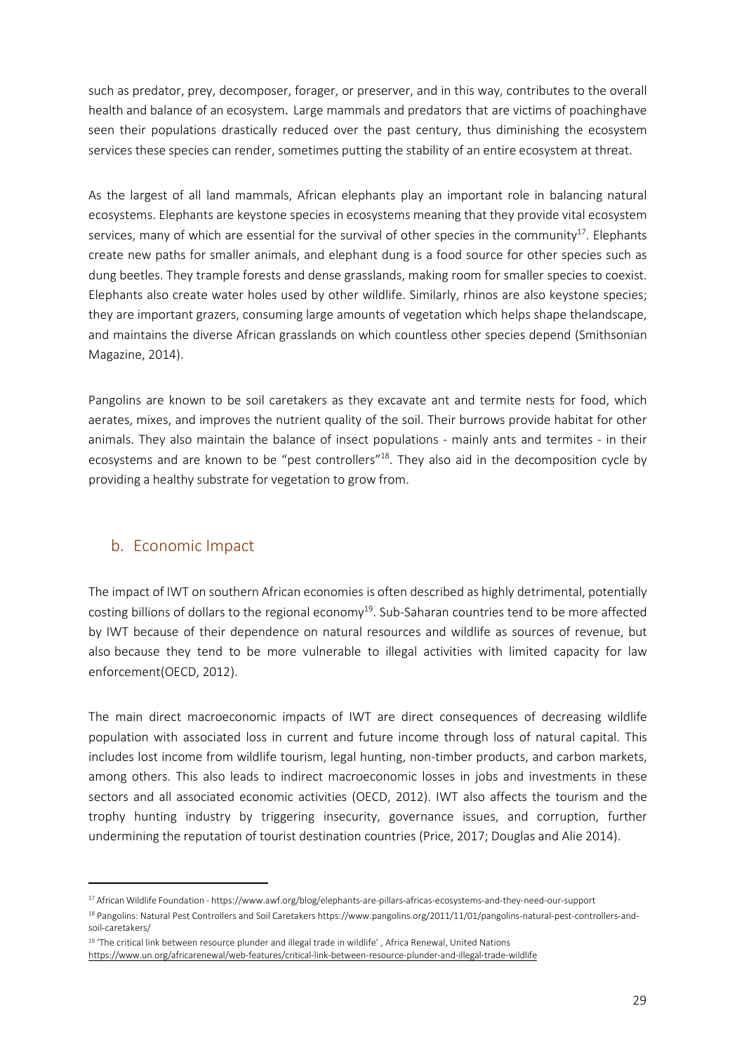such as predator, prey, decomposer, forager, or preserver, and in this way, contributes to the overall health and balance of an ecosystem. Large mammals and predators that are victims of poachinghave seen their populations drastically reduced over the past century, thus diminishing the ecosystem services these species can render, sometimes putting the stability of an entire ecosystem at threat.

As the largest of all land mammals, African elephants play an important role in balancing natural ecosystems. Elephants are keystone species in ecosystems meaning that they provide vital ecosystem services, many of which are essential for the survival of other species in the community[17]. Elephants create new paths for smaller animals, and elephant dung is a food source for other species such as dung beetles. They trample forests and dense grasslands, making room for smaller species to coexist. Elephants also create water holes used by other wildlife. Similarly, rhinos are also keystone species; they are important grazers, consuming large amounts of vegetation which helps shape thelandscape, and maintains the diverse African grasslands on which countless other species depend (Smithsonian Magazine, 2014).

Pangolins are known to be soil caretakers as they excavate ant and termite nests for food, which aerates, mixes, and improves the nutrient quality of the soil. Their burrows provide habitat for other animals. They also maintain the balance of insect populations - mainly ants and termites - in their ecosystems and are known to be "pest controllers"[18]. They also aid in the decomposition cycle by providing a healthy substrate for vegetation to grow from.

## b. Economic Impact

The impact of IWT on southern African economies is often described as highly detrimental, potentially costing billions of dollars to the regional economy[19]. Sub-Saharan countries tend to be more affected by IWT because of their dependence on natural resources and wildlife as sources of revenue, but also because they tend to be more vulnerable to illegal activities with limited capacity for law enforcement(OECD, 2012).

The main direct macroeconomic impacts of IWT are direct consequences of decreasing wildlife population with associated loss in current and future income through loss of natural capital. This includes lost income from wildlife tourism, legal hunting, non-timber products, and carbon markets, among others. This also leads to indirect macroeconomic losses in jobs and investments in these sectors and all associated economic activities (OECD, 2012). IWT also affects the tourism and the trophy hunting industry by triggering insecurity, governance issues, and corruption, further undermining the reputation of tourist destination countries (Price, 2017; Douglas and Alie 2014).

---

[17] African Wildlife Foundation - https://www.awf.org/blog/elephants-are-pillars-africas-ecosystems-and-they-need-our-support

[18] Pangolins: Natural Pest Controllers and Soil Caretakers https://www.pangolins.org/2011/11/01/pangolins-natural-pest-controllers-and-soil-caretakers/

[19] 'The critical link between resource plunder and illegal trade in wildlife' , Africa Renewal, United Nations https://www.un.org/africarenewal/web-features/critical-link-between-resource-plunder-and-illegal-trade-wildlife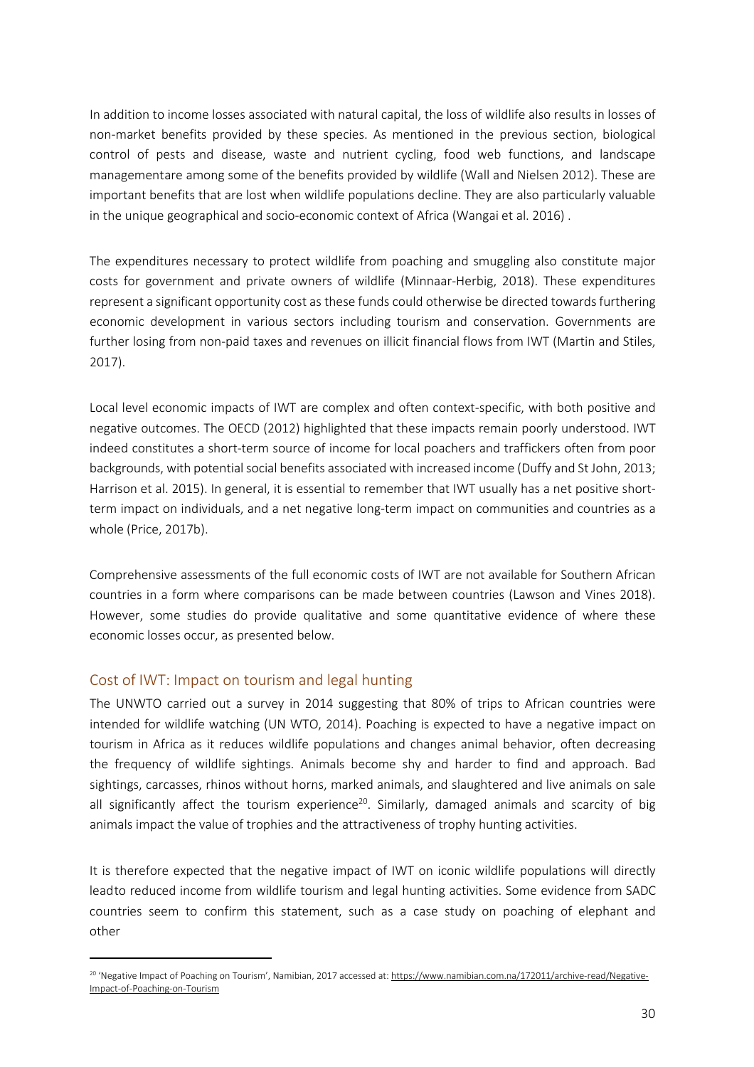In addition to income losses associated with natural capital, the loss of wildlife also results in losses of non-market benefits provided by these species. As mentioned in the previous section, biological control of pests and disease, waste and nutrient cycling, food web functions, and landscape managementare among some of the benefits provided by wildlife (Wall and Nielsen 2012). These are important benefits that are lost when wildlife populations decline. They are also particularly valuable in the unique geographical and socio-economic context of Africa (Wangai et al. 2016) .

The expenditures necessary to protect wildlife from poaching and smuggling also constitute major costs for government and private owners of wildlife (Minnaar-Herbig, 2018). These expenditures represent a significant opportunity cost as these funds could otherwise be directed towards furthering economic development in various sectors including tourism and conservation. Governments are further losing from non-paid taxes and revenues on illicit financial flows from IWT (Martin and Stiles, 2017).

Local level economic impacts of IWT are complex and often context-specific, with both positive and negative outcomes. The OECD (2012) highlighted that these impacts remain poorly understood. IWT indeed constitutes a short-term source of income for local poachers and traffickers often from poor backgrounds, with potential social benefits associated with increased income (Duffy and St John, 2013; Harrison et al. 2015). In general, it is essential to remember that IWT usually has a net positive short-term impact on individuals, and a net negative long-term impact on communities and countries as a whole (Price, 2017b).

Comprehensive assessments of the full economic costs of IWT are not available for Southern African countries in a form where comparisons can be made between countries (Lawson and Vines 2018). However, some studies do provide qualitative and some quantitative evidence of where these economic losses occur, as presented below.

## Cost of IWT: Impact on tourism and legal hunting

The UNWTO carried out a survey in 2014 suggesting that 80% of trips to African countries were intended for wildlife watching (UN WTO, 2014). Poaching is expected to have a negative impact on tourism in Africa as it reduces wildlife populations and changes animal behavior, often decreasing the frequency of wildlife sightings. Animals become shy and harder to find and approach. Bad sightings, carcasses, rhinos without horns, marked animals, and slaughtered and live animals on sale all significantly affect the tourism experience[20]. Similarly, damaged animals and scarcity of big animals impact the value of trophies and the attractiveness of trophy hunting activities.

It is therefore expected that the negative impact of IWT on iconic wildlife populations will directly leadto reduced income from wildlife tourism and legal hunting activities. Some evidence from SADC countries seem to confirm this statement, such as a case study on poaching of elephant and other

[20] 'Negative Impact of Poaching on Tourism', Namibian, 2017 accessed at: https://www.namibian.com.na/172011/archive-read/Negative-Impact-of-Poaching-on-Tourism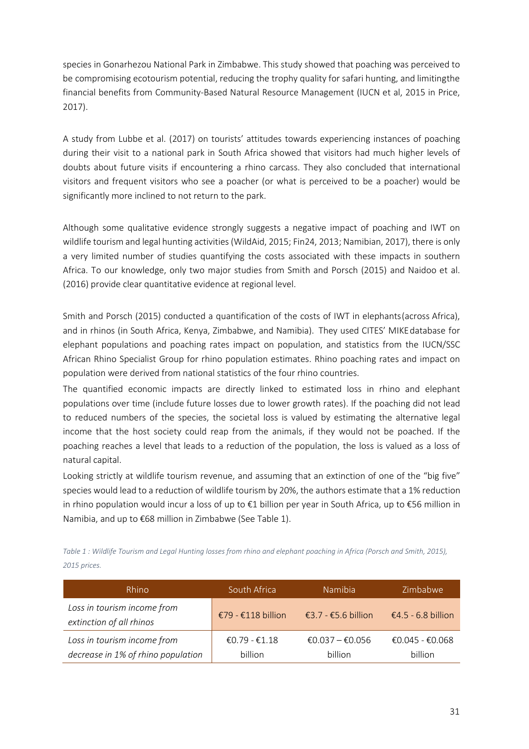species in Gonarhezou National Park in Zimbabwe. This study showed that poaching was perceived to be compromising ecotourism potential, reducing the trophy quality for safari hunting, and limitingthe financial benefits from Community-Based Natural Resource Management (IUCN et al, 2015 in Price, 2017).

A study from Lubbe et al. (2017) on tourists' attitudes towards experiencing instances of poaching during their visit to a national park in South Africa showed that visitors had much higher levels of doubts about future visits if encountering a rhino carcass. They also concluded that international visitors and frequent visitors who see a poacher (or what is perceived to be a poacher) would be significantly more inclined to not return to the park.

Although some qualitative evidence strongly suggests a negative impact of poaching and IWT on wildlife tourism and legal hunting activities (WildAid, 2015; Fin24, 2013; Namibian, 2017), there is only a very limited number of studies quantifying the costs associated with these impacts in southern Africa. To our knowledge, only two major studies from Smith and Porsch (2015) and Naidoo et al. (2016) provide clear quantitative evidence at regional level.

Smith and Porsch (2015) conducted a quantification of the costs of IWT in elephants (across Africa), and in rhinos (in South Africa, Kenya, Zimbabwe, and Namibia). They used CITES' MIKE database for elephant populations and poaching rates impact on population, and statistics from the IUCN/SSC African Rhino Specialist Group for rhino population estimates. Rhino poaching rates and impact on population were derived from national statistics of the four rhino countries.

The quantified economic impacts are directly linked to estimated loss in rhino and elephant populations over time (include future losses due to lower growth rates). If the poaching did not lead to reduced numbers of the species, the societal loss is valued by estimating the alternative legal income that the host society could reap from the animals, if they would not be poached. If the poaching reaches a level that leads to a reduction of the population, the loss is valued as a loss of natural capital.

Looking strictly at wildlife tourism revenue, and assuming that an extinction of one of the "big five" species would lead to a reduction of wildlife tourism by 20%, the authors estimate that a 1% reduction in rhino population would incur a loss of up to €1 billion per year in South Africa, up to €56 million in Namibia, and up to €68 million in Zimbabwe (See Table 1).

*Table 1 : Wildlife Tourism and Legal Hunting losses from rhino and elephant poaching in Africa (Porsch and Smith, 2015), 2015 prices.*

| Rhino | South Africa | Namibia | Zimbabwe |
|---|---|---|---|
| *Loss in tourism income from extinction of all rhinos* | €79 - €118 billion | €3.7 - €5.6 billion | €4.5 - 6.8 billion |
| *Loss in tourism income from decrease in 1% of rhino population* | €0.79 - €1.18 billion | €0.037 – €0.056 billion | €0.045 - €0.068 billion |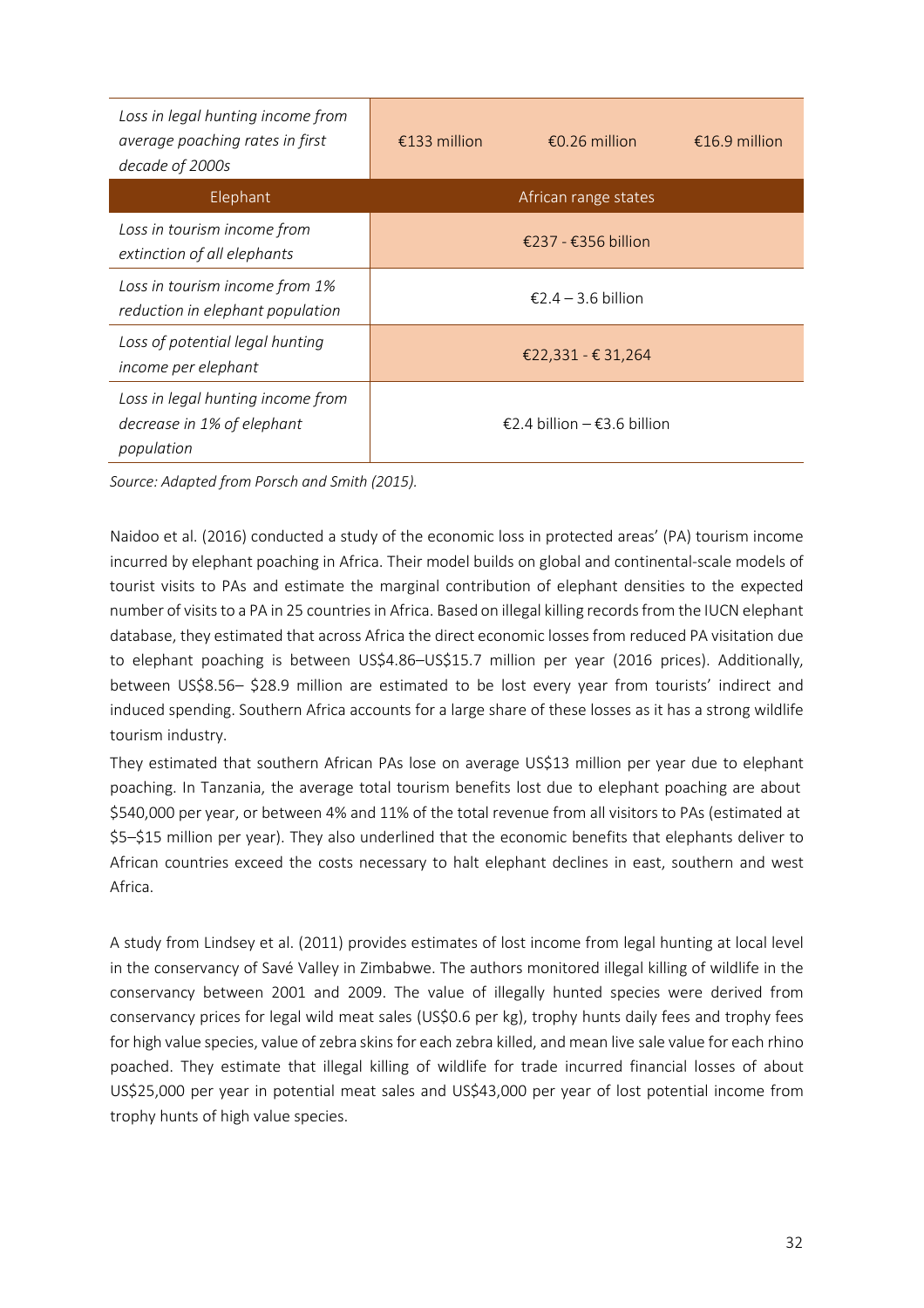| | | | |
|---|---|---|---|
| *Loss in legal hunting income from average poaching rates in first decade of 2000s* | €133 million | €0.26 million | €16.9 million |
| Elephant | African range states | | |
| *Loss in tourism income from extinction of all elephants* | €237 - €356 billion | | |
| *Loss in tourism income from 1% reduction in elephant population* | €2.4 – 3.6 billion | | |
| *Loss of potential legal hunting income per elephant* | €22,331 - € 31,264 | | |
| *Loss in legal hunting income from decrease in 1% of elephant population* | €2.4 billion – €3.6 billion | | |

*Source: Adapted from Porsch and Smith (2015).*

Naidoo et al. (2016) conducted a study of the economic loss in protected areas' (PA) tourism income incurred by elephant poaching in Africa. Their model builds on global and continental-scale models of tourist visits to PAs and estimate the marginal contribution of elephant densities to the expected number of visits to a PA in 25 countries in Africa. Based on illegal killing records from the IUCN elephant database, they estimated that across Africa the direct economic losses from reduced PA visitation due to elephant poaching is between US$4.86–US$15.7 million per year (2016 prices). Additionally, between US$8.56– $28.9 million are estimated to be lost every year from tourists' indirect and induced spending. Southern Africa accounts for a large share of these losses as it has a strong wildlife tourism industry.

They estimated that southern African PAs lose on average US$13 million per year due to elephant poaching. In Tanzania, the average total tourism benefits lost due to elephant poaching are about $540,000 per year, or between 4% and 11% of the total revenue from all visitors to PAs (estimated at $5–$15 million per year). They also underlined that the economic benefits that elephants deliver to African countries exceed the costs necessary to halt elephant declines in east, southern and west Africa.

A study from Lindsey et al. (2011) provides estimates of lost income from legal hunting at local level in the conservancy of Savé Valley in Zimbabwe. The authors monitored illegal killing of wildlife in the conservancy between 2001 and 2009. The value of illegally hunted species were derived from conservancy prices for legal wild meat sales (US$0.6 per kg), trophy hunts daily fees and trophy fees for high value species, value of zebra skins for each zebra killed, and mean live sale value for each rhino poached. They estimate that illegal killing of wildlife for trade incurred financial losses of about US$25,000 per year in potential meat sales and US$43,000 per year of lost potential income from trophy hunts of high value species.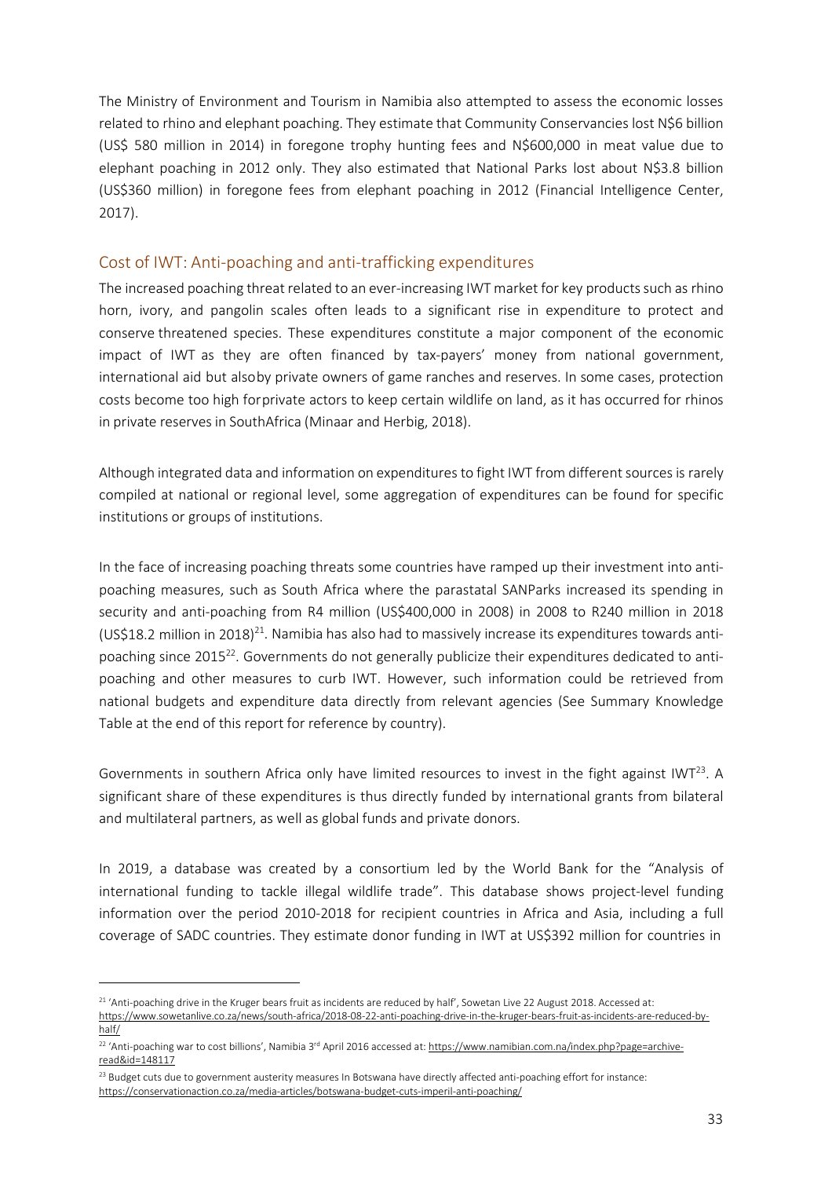The Ministry of Environment and Tourism in Namibia also attempted to assess the economic losses related to rhino and elephant poaching. They estimate that Community Conservancies lost N$6 billion (US$ 580 million in 2014) in foregone trophy hunting fees and N$600,000 in meat value due to elephant poaching in 2012 only. They also estimated that National Parks lost about N$3.8 billion (US$360 million) in foregone fees from elephant poaching in 2012 (Financial Intelligence Center, 2017).

## Cost of IWT: Anti-poaching and anti-trafficking expenditures

The increased poaching threat related to an ever-increasing IWT market for key products such as rhino horn, ivory, and pangolin scales often leads to a significant rise in expenditure to protect and conserve threatened species. These expenditures constitute a major component of the economic impact of IWT as they are often financed by tax-payers' money from national government, international aid but alsoby private owners of game ranches and reserves. In some cases, protection costs become too high forprivate actors to keep certain wildlife on land, as it has occurred for rhinos in private reserves in SouthAfrica (Minaar and Herbig, 2018).

Although integrated data and information on expenditures to fight IWT from different sources is rarely compiled at national or regional level, some aggregation of expenditures can be found for specific institutions or groups of institutions.

In the face of increasing poaching threats some countries have ramped up their investment into anti-poaching measures, such as South Africa where the parastatal SANParks increased its spending in security and anti-poaching from R4 million (US$400,000 in 2008) in 2008 to R240 million in 2018 (US$18.2 million in 2018)[21]. Namibia has also had to massively increase its expenditures towards anti-poaching since 2015[22]. Governments do not generally publicize their expenditures dedicated to anti-poaching and other measures to curb IWT. However, such information could be retrieved from national budgets and expenditure data directly from relevant agencies (See Summary Knowledge Table at the end of this report for reference by country).

Governments in southern Africa only have limited resources to invest in the fight against IWT[23]. A significant share of these expenditures is thus directly funded by international grants from bilateral and multilateral partners, as well as global funds and private donors.

In 2019, a database was created by a consortium led by the World Bank for the "Analysis of international funding to tackle illegal wildlife trade". This database shows project-level funding information over the period 2010-2018 for recipient countries in Africa and Asia, including a full coverage of SADC countries. They estimate donor funding in IWT at US$392 million for countries in

---

[21] 'Anti-poaching drive in the Kruger bears fruit as incidents are reduced by half', Sowetan Live 22 August 2018. Accessed at: https://www.sowetanlive.co.za/news/south-africa/2018-08-22-anti-poaching-drive-in-the-kruger-bears-fruit-as-incidents-are-reduced-by-half/

[22] 'Anti-poaching war to cost billions', Namibia 3rd April 2016 accessed at: https://www.namibian.com.na/index.php?page=archive-read&id=148117

[23] Budget cuts due to government austerity measures In Botswana have directly affected anti-poaching effort for instance: https://conservationaction.co.za/media-articles/botswana-budget-cuts-imperil-anti-poaching/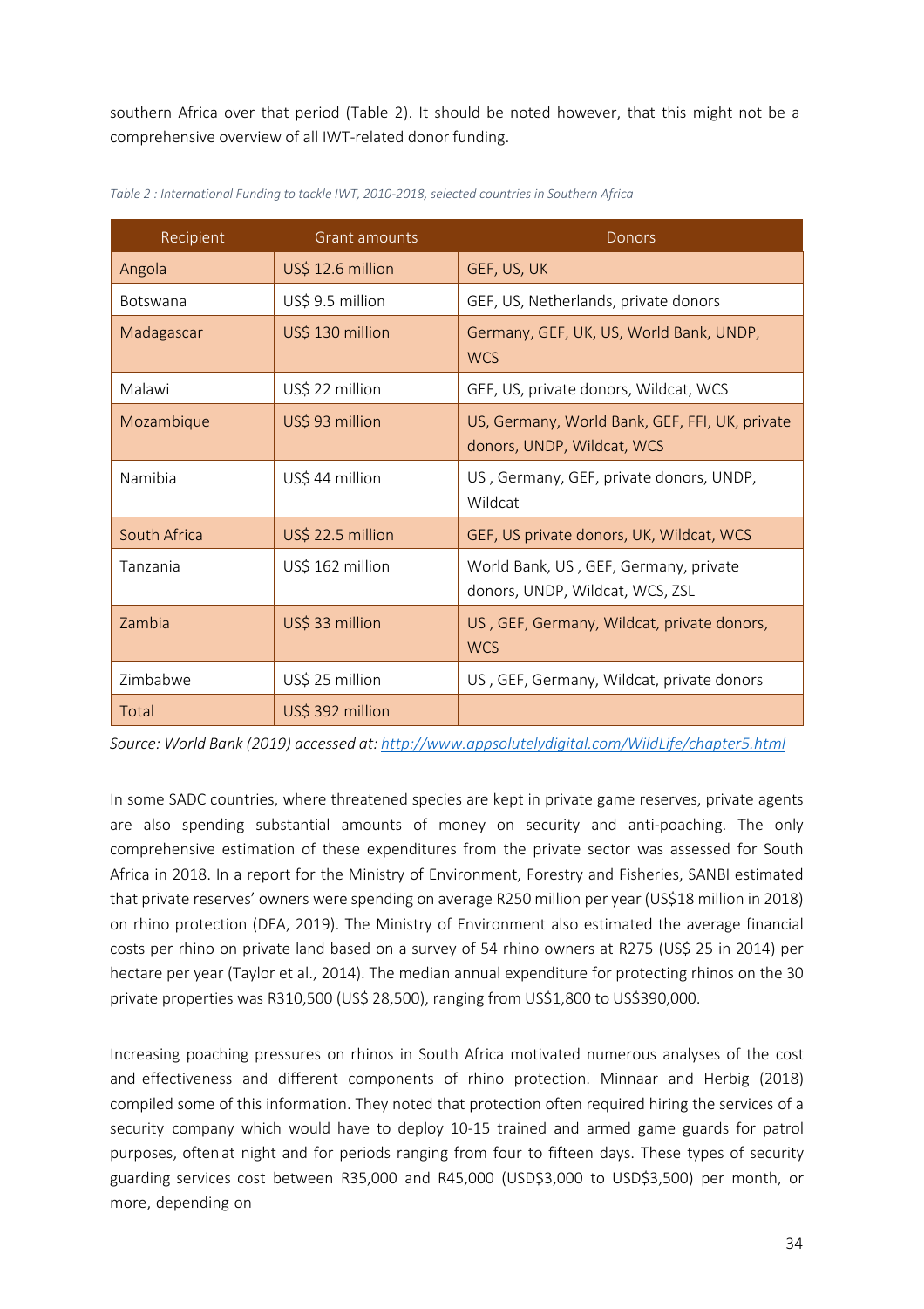southern Africa over that period (Table 2). It should be noted however, that this might not be a comprehensive overview of all IWT-related donor funding.

*Table 2 : International Funding to tackle IWT, 2010-2018, selected countries in Southern Africa*

| Recipient | Grant amounts | Donors |
|---|---|---|
| Angola | US$ 12.6 million | GEF, US, UK |
| Botswana | US$ 9.5 million | GEF, US, Netherlands, private donors |
| Madagascar | US$ 130 million | Germany, GEF, UK, US, World Bank, UNDP, WCS |
| Malawi | US$ 22 million | GEF, US, private donors, Wildcat, WCS |
| Mozambique | US$ 93 million | US, Germany, World Bank, GEF, FFI, UK, private donors, UNDP, Wildcat, WCS |
| Namibia | US$ 44 million | US , Germany, GEF, private donors, UNDP, Wildcat |
| South Africa | US$ 22.5 million | GEF, US private donors, UK, Wildcat, WCS |
| Tanzania | US$ 162 million | World Bank, US , GEF, Germany, private donors, UNDP, Wildcat, WCS, ZSL |
| Zambia | US$ 33 million | US , GEF, Germany, Wildcat, private donors, WCS |
| Zimbabwe | US$ 25 million | US , GEF, Germany, Wildcat, private donors |
| Total | US$ 392 million | |

*Source: World Bank (2019) accessed at: http://www.appsolutelydigital.com/WildLife/chapter5.html*

In some SADC countries, where threatened species are kept in private game reserves, private agents are also spending substantial amounts of money on security and anti-poaching. The only comprehensive estimation of these expenditures from the private sector was assessed for South Africa in 2018. In a report for the Ministry of Environment, Forestry and Fisheries, SANBI estimated that private reserves' owners were spending on average R250 million per year (US$18 million in 2018) on rhino protection (DEA, 2019). The Ministry of Environment also estimated the average financial costs per rhino on private land based on a survey of 54 rhino owners at R275 (US$ 25 in 2014) per hectare per year (Taylor et al., 2014). The median annual expenditure for protecting rhinos on the 30 private properties was R310,500 (US$ 28,500), ranging from US$1,800 to US$390,000.

Increasing poaching pressures on rhinos in South Africa motivated numerous analyses of the cost and effectiveness and different components of rhino protection. Minnaar and Herbig (2018) compiled some of this information. They noted that protection often required hiring the services of a security company which would have to deploy 10-15 trained and armed game guards for patrol purposes, often at night and for periods ranging from four to fifteen days. These types of security guarding services cost between R35,000 and R45,000 (USD$3,000 to USD$3,500) per month, or more, depending on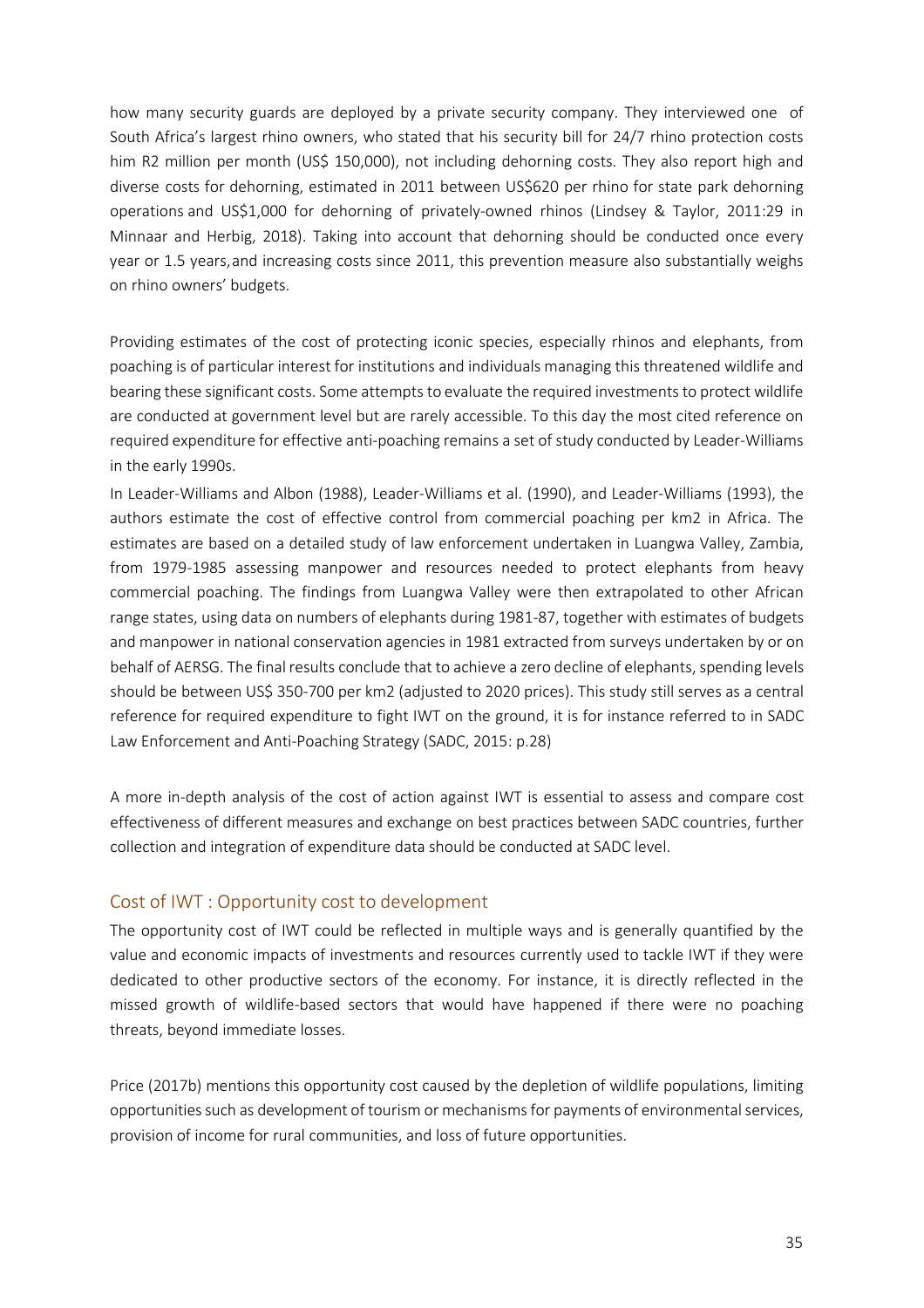how many security guards are deployed by a private security company. They interviewed one of South Africa's largest rhino owners, who stated that his security bill for 24/7 rhino protection costs him R2 million per month (US$ 150,000), not including dehorning costs. They also report high and diverse costs for dehorning, estimated in 2011 between US$620 per rhino for state park dehorning operations and US$1,000 for dehorning of privately-owned rhinos (Lindsey & Taylor, 2011:29 in Minnaar and Herbig, 2018). Taking into account that dehorning should be conducted once every year or 1.5 years, and increasing costs since 2011, this prevention measure also substantially weighs on rhino owners' budgets.

Providing estimates of the cost of protecting iconic species, especially rhinos and elephants, from poaching is of particular interest for institutions and individuals managing this threatened wildlife and bearing these significant costs. Some attempts to evaluate the required investments to protect wildlife are conducted at government level but are rarely accessible. To this day the most cited reference on required expenditure for effective anti-poaching remains a set of study conducted by Leader-Williams in the early 1990s.

In Leader-Williams and Albon (1988), Leader-Williams et al. (1990), and Leader-Williams (1993), the authors estimate the cost of effective control from commercial poaching per km2 in Africa. The estimates are based on a detailed study of law enforcement undertaken in Luangwa Valley, Zambia, from 1979-1985 assessing manpower and resources needed to protect elephants from heavy commercial poaching. The findings from Luangwa Valley were then extrapolated to other African range states, using data on numbers of elephants during 1981-87, together with estimates of budgets and manpower in national conservation agencies in 1981 extracted from surveys undertaken by or on behalf of AERSG. The final results conclude that to achieve a zero decline of elephants, spending levels should be between US$ 350-700 per km2 (adjusted to 2020 prices). This study still serves as a central reference for required expenditure to fight IWT on the ground, it is for instance referred to in SADC Law Enforcement and Anti-Poaching Strategy (SADC, 2015: p.28)

A more in-depth analysis of the cost of action against IWT is essential to assess and compare cost effectiveness of different measures and exchange on best practices between SADC countries, further collection and integration of expenditure data should be conducted at SADC level.

## Cost of IWT : Opportunity cost to development

The opportunity cost of IWT could be reflected in multiple ways and is generally quantified by the value and economic impacts of investments and resources currently used to tackle IWT if they were dedicated to other productive sectors of the economy. For instance, it is directly reflected in the missed growth of wildlife-based sectors that would have happened if there were no poaching threats, beyond immediate losses.

Price (2017b) mentions this opportunity cost caused by the depletion of wildlife populations, limiting opportunities such as development of tourism or mechanisms for payments of environmental services, provision of income for rural communities, and loss of future opportunities.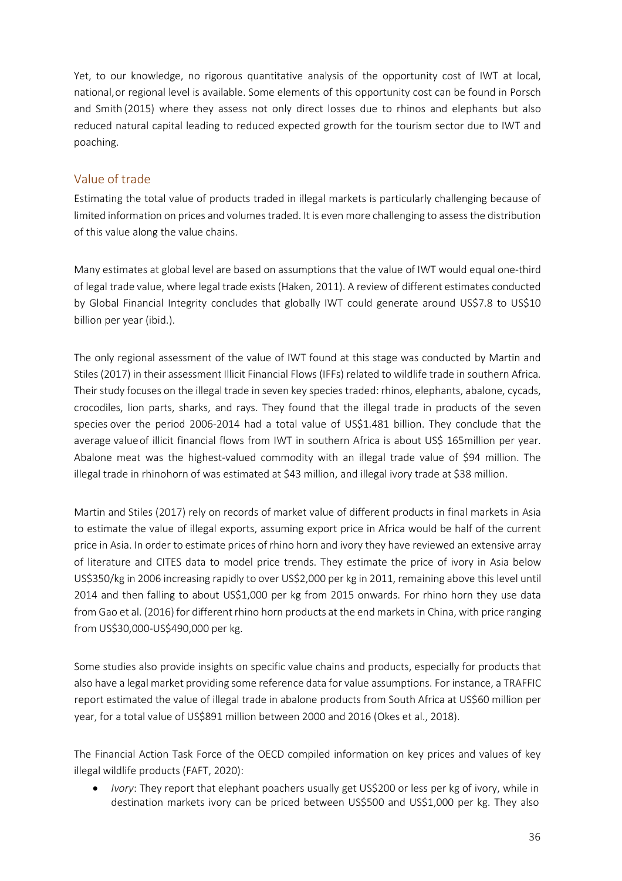Yet, to our knowledge, no rigorous quantitative analysis of the opportunity cost of IWT at local, national, or regional level is available. Some elements of this opportunity cost can be found in Porsch and Smith (2015) where they assess not only direct losses due to rhinos and elephants but also reduced natural capital leading to reduced expected growth for the tourism sector due to IWT and poaching.

## Value of trade

Estimating the total value of products traded in illegal markets is particularly challenging because of limited information on prices and volumes traded. It is even more challenging to assess the distribution of this value along the value chains.

Many estimates at global level are based on assumptions that the value of IWT would equal one-third of legal trade value, where legal trade exists (Haken, 2011). A review of different estimates conducted by Global Financial Integrity concludes that globally IWT could generate around US$7.8 to US$10 billion per year (ibid.).

The only regional assessment of the value of IWT found at this stage was conducted by Martin and Stiles (2017) in their assessment Illicit Financial Flows (IFFs) related to wildlife trade in southern Africa. Their study focuses on the illegal trade in seven key species traded: rhinos, elephants, abalone, cycads, crocodiles, lion parts, sharks, and rays. They found that the illegal trade in products of the seven species over the period 2006-2014 had a total value of US$1.481 billion. They conclude that the average value of illicit financial flows from IWT in southern Africa is about US$ 165million per year. Abalone meat was the highest-valued commodity with an illegal trade value of $94 million. The illegal trade in rhinohorn of was estimated at $43 million, and illegal ivory trade at $38 million.

Martin and Stiles (2017) rely on records of market value of different products in final markets in Asia to estimate the value of illegal exports, assuming export price in Africa would be half of the current price in Asia. In order to estimate prices of rhino horn and ivory they have reviewed an extensive array of literature and CITES data to model price trends. They estimate the price of ivory in Asia below US$350/kg in 2006 increasing rapidly to over US$2,000 per kg in 2011, remaining above this level until 2014 and then falling to about US$1,000 per kg from 2015 onwards. For rhino horn they use data from Gao et al. (2016) for different rhino horn products at the end markets in China, with price ranging from US$30,000-US$490,000 per kg.

Some studies also provide insights on specific value chains and products, especially for products that also have a legal market providing some reference data for value assumptions. For instance, a TRAFFIC report estimated the value of illegal trade in abalone products from South Africa at US$60 million per year, for a total value of US$891 million between 2000 and 2016 (Okes et al., 2018).

The Financial Action Task Force of the OECD compiled information on key prices and values of key illegal wildlife products (FAFT, 2020):

- *Ivory*: They report that elephant poachers usually get US$200 or less per kg of ivory, while in destination markets ivory can be priced between US$500 and US$1,000 per kg. They also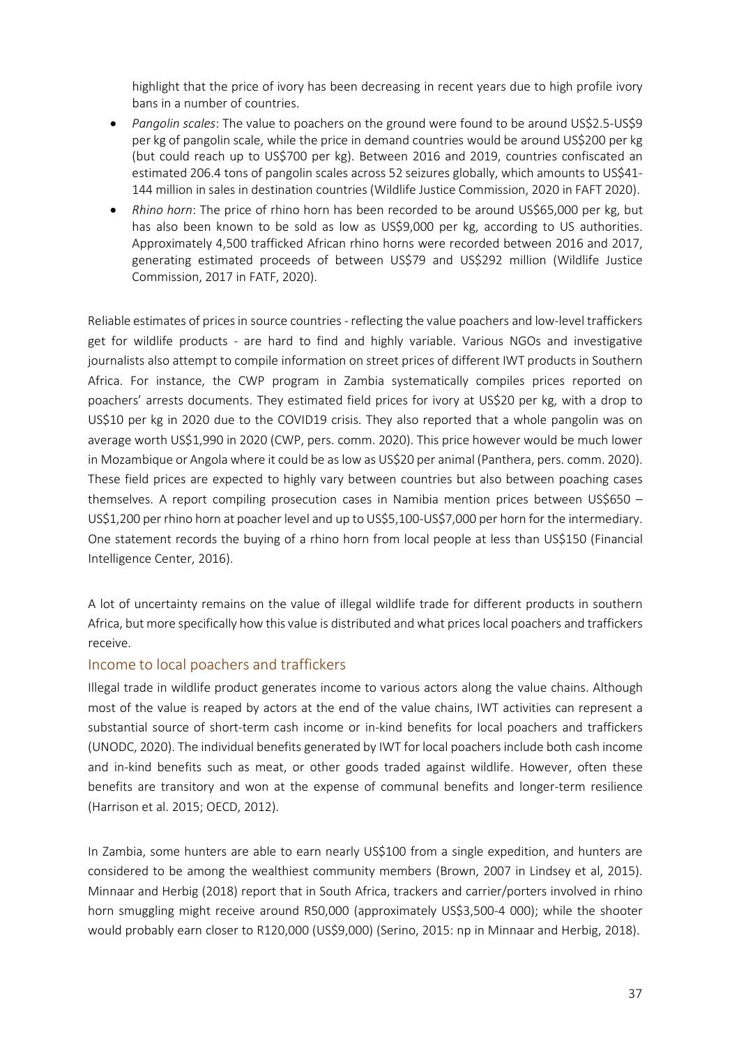highlight that the price of ivory has been decreasing in recent years due to high profile ivory bans in a number of countries.

- *Pangolin scales*: The value to poachers on the ground were found to be around US$2.5-US$9 per kg of pangolin scale, while the price in demand countries would be around US$200 per kg (but could reach up to US$700 per kg). Between 2016 and 2019, countries confiscated an estimated 206.4 tons of pangolin scales across 52 seizures globally, which amounts to US$41-144 million in sales in destination countries (Wildlife Justice Commission, 2020 in FAFT 2020).
- *Rhino horn*: The price of rhino horn has been recorded to be around US$65,000 per kg, but has also been known to be sold as low as US$9,000 per kg, according to US authorities. Approximately 4,500 trafficked African rhino horns were recorded between 2016 and 2017, generating estimated proceeds of between US$79 and US$292 million (Wildlife Justice Commission, 2017 in FATF, 2020).

Reliable estimates of prices in source countries - reflecting the value poachers and low-level traffickers get for wildlife products - are hard to find and highly variable. Various NGOs and investigative journalists also attempt to compile information on street prices of different IWT products in Southern Africa. For instance, the CWP program in Zambia systematically compiles prices reported on poachers' arrests documents. They estimated field prices for ivory at US$20 per kg, with a drop to US$10 per kg in 2020 due to the COVID19 crisis. They also reported that a whole pangolin was on average worth US$1,990 in 2020 (CWP, pers. comm. 2020). This price however would be much lower in Mozambique or Angola where it could be as low as US$20 per animal (Panthera, pers. comm. 2020). These field prices are expected to highly vary between countries but also between poaching cases themselves. A report compiling prosecution cases in Namibia mention prices between US$650 – US$1,200 per rhino horn at poacher level and up to US$5,100-US$7,000 per horn for the intermediary. One statement records the buying of a rhino horn from local people at less than US$150 (Financial Intelligence Center, 2016).

A lot of uncertainty remains on the value of illegal wildlife trade for different products in southern Africa, but more specifically how this value is distributed and what prices local poachers and traffickers receive.

## Income to local poachers and traffickers

Illegal trade in wildlife product generates income to various actors along the value chains. Although most of the value is reaped by actors at the end of the value chains, IWT activities can represent a substantial source of short-term cash income or in-kind benefits for local poachers and traffickers (UNODC, 2020). The individual benefits generated by IWT for local poachers include both cash income and in-kind benefits such as meat, or other goods traded against wildlife. However, often these benefits are transitory and won at the expense of communal benefits and longer-term resilience (Harrison et al. 2015; OECD, 2012).

In Zambia, some hunters are able to earn nearly US$100 from a single expedition, and hunters are considered to be among the wealthiest community members (Brown, 2007 in Lindsey et al, 2015). Minnaar and Herbig (2018) report that in South Africa, trackers and carrier/porters involved in rhino horn smuggling might receive around R50,000 (approximately US$3,500-4 000); while the shooter would probably earn closer to R120,000 (US$9,000) (Serino, 2015: np in Minnaar and Herbig, 2018).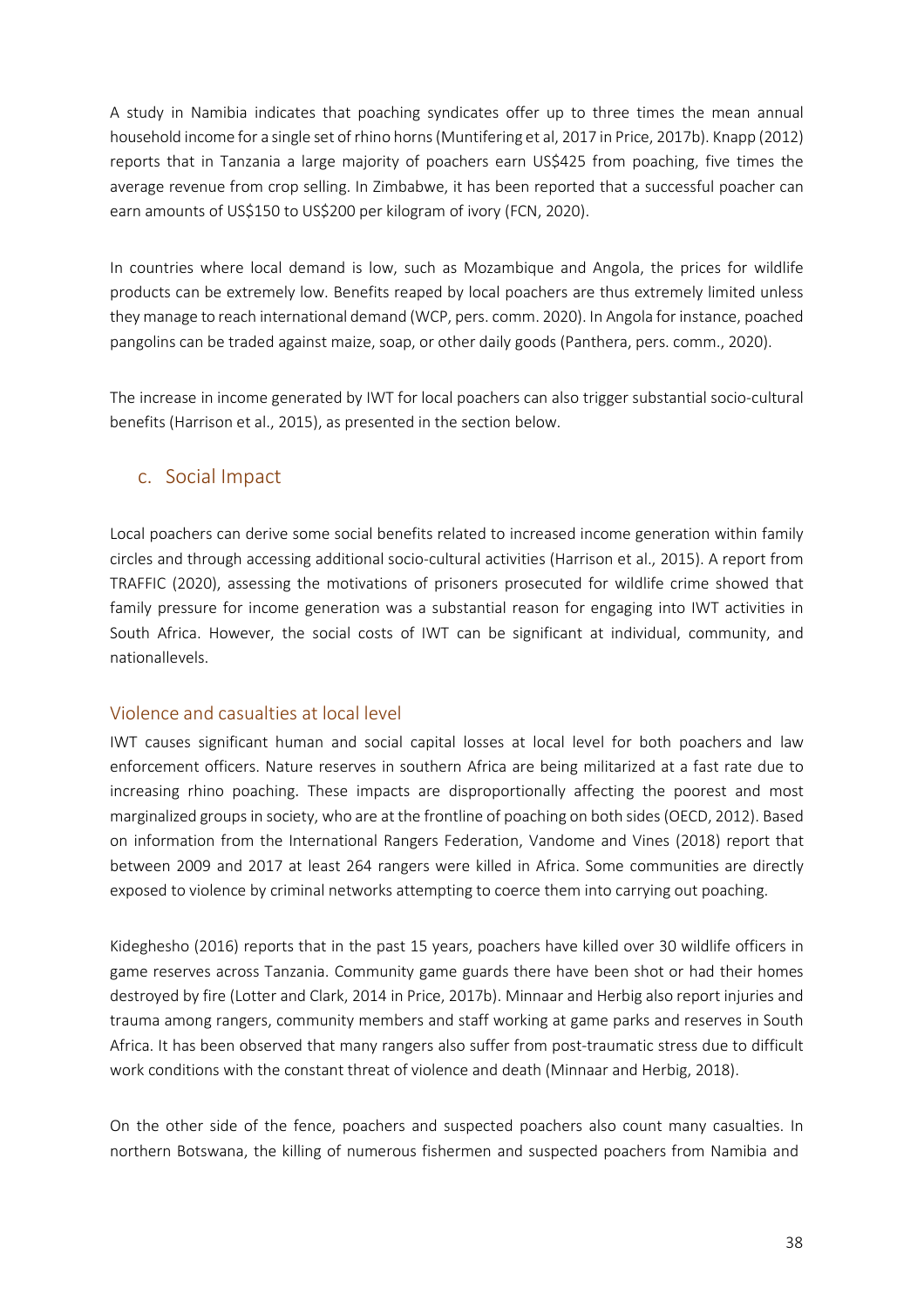A study in Namibia indicates that poaching syndicates offer up to three times the mean annual household income for a single set of rhino horns (Muntifering et al, 2017 in Price, 2017b). Knapp (2012) reports that in Tanzania a large majority of poachers earn US$425 from poaching, five times the average revenue from crop selling. In Zimbabwe, it has been reported that a successful poacher can earn amounts of US$150 to US$200 per kilogram of ivory (FCN, 2020).

In countries where local demand is low, such as Mozambique and Angola, the prices for wildlife products can be extremely low. Benefits reaped by local poachers are thus extremely limited unless they manage to reach international demand (WCP, pers. comm. 2020). In Angola for instance, poached pangolins can be traded against maize, soap, or other daily goods (Panthera, pers. comm., 2020).

The increase in income generated by IWT for local poachers can also trigger substantial socio-cultural benefits (Harrison et al., 2015), as presented in the section below.

## c. Social Impact

Local poachers can derive some social benefits related to increased income generation within family circles and through accessing additional socio-cultural activities (Harrison et al., 2015). A report from TRAFFIC (2020), assessing the motivations of prisoners prosecuted for wildlife crime showed that family pressure for income generation was a substantial reason for engaging into IWT activities in South Africa. However, the social costs of IWT can be significant at individual, community, and nationallevels.

### Violence and casualties at local level

IWT causes significant human and social capital losses at local level for both poachers and law enforcement officers. Nature reserves in southern Africa are being militarized at a fast rate due to increasing rhino poaching. These impacts are disproportionally affecting the poorest and most marginalized groups in society, who are at the frontline of poaching on both sides (OECD, 2012). Based on information from the International Rangers Federation, Vandome and Vines (2018) report that between 2009 and 2017 at least 264 rangers were killed in Africa. Some communities are directly exposed to violence by criminal networks attempting to coerce them into carrying out poaching.

Kideghesho (2016) reports that in the past 15 years, poachers have killed over 30 wildlife officers in game reserves across Tanzania. Community game guards there have been shot or had their homes destroyed by fire (Lotter and Clark, 2014 in Price, 2017b). Minnaar and Herbig also report injuries and trauma among rangers, community members and staff working at game parks and reserves in South Africa. It has been observed that many rangers also suffer from post-traumatic stress due to difficult work conditions with the constant threat of violence and death (Minnaar and Herbig, 2018).

On the other side of the fence, poachers and suspected poachers also count many casualties. In northern Botswana, the killing of numerous fishermen and suspected poachers from Namibia and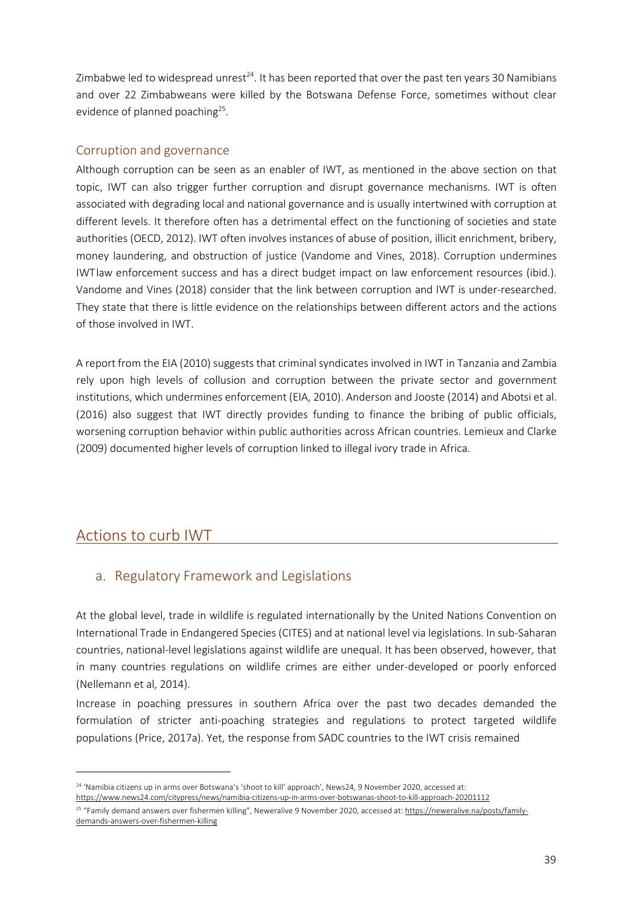Zimbabwe led to widespread unrest[24]. It has been reported that over the past ten years 30 Namibians and over 22 Zimbabweans were killed by the Botswana Defense Force, sometimes without clear evidence of planned poaching[25].

### Corruption and governance

Although corruption can be seen as an enabler of IWT, as mentioned in the above section on that topic, IWT can also trigger further corruption and disrupt governance mechanisms. IWT is often associated with degrading local and national governance and is usually intertwined with corruption at different levels. It therefore often has a detrimental effect on the functioning of societies and state authorities (OECD, 2012). IWT often involves instances of abuse of position, illicit enrichment, bribery, money laundering, and obstruction of justice (Vandome and Vines, 2018). Corruption undermines IWTlaw enforcement success and has a direct budget impact on law enforcement resources (ibid.). Vandome and Vines (2018) consider that the link between corruption and IWT is under-researched. They state that there is little evidence on the relationships between different actors and the actions of those involved in IWT.

A report from the EIA (2010) suggests that criminal syndicates involved in IWT in Tanzania and Zambia rely upon high levels of collusion and corruption between the private sector and government institutions, which undermines enforcement (EIA, 2010). Anderson and Jooste (2014) and Abotsi et al. (2016) also suggest that IWT directly provides funding to finance the bribing of public officials, worsening corruption behavior within public authorities across African countries. Lemieux and Clarke (2009) documented higher levels of corruption linked to illegal ivory trade in Africa.

## Actions to curb IWT

### a. Regulatory Framework and Legislations

At the global level, trade in wildlife is regulated internationally by the United Nations Convention on International Trade in Endangered Species (CITES) and at national level via legislations. In sub-Saharan countries, national-level legislations against wildlife are unequal. It has been observed, however, that in many countries regulations on wildlife crimes are either under-developed or poorly enforced (Nellemann et al, 2014).

Increase in poaching pressures in southern Africa over the past two decades demanded the formulation of stricter anti-poaching strategies and regulations to protect targeted wildlife populations (Price, 2017a). Yet, the response from SADC countries to the IWT crisis remained

[24] 'Namibia citizens up in arms over Botswana's 'shoot to kill' approach', News24, 9 November 2020, accessed at: https://www.news24.com/citypress/news/namibia-citizens-up-in-arms-over-botswanas-shoot-to-kill-approach-20201112

[25] "Family demand answers over fishermen killing", Neweralive 9 November 2020, accessed at: https://neweralive.na/posts/family-demands-answers-over-fishermen-killing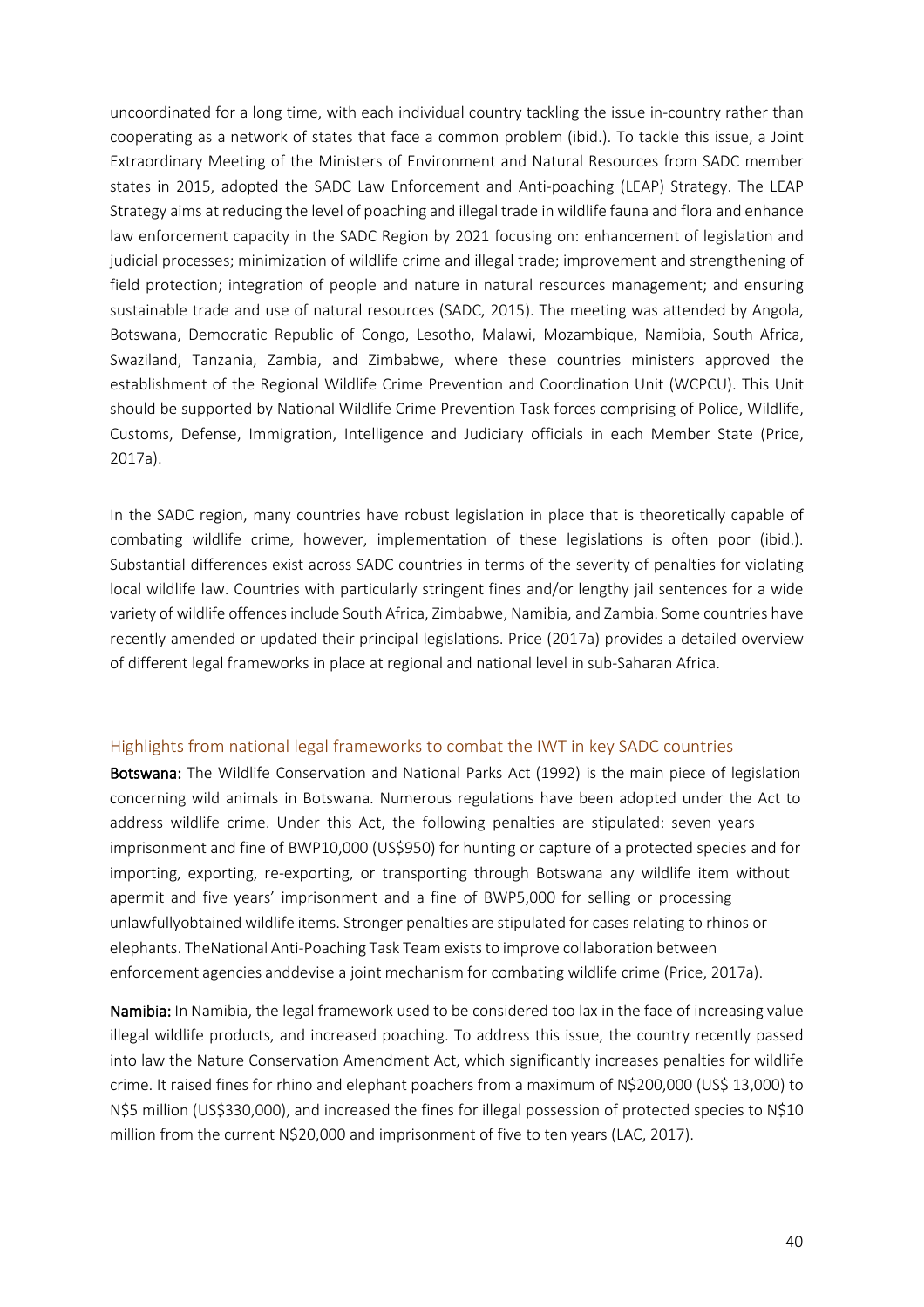uncoordinated for a long time, with each individual country tackling the issue in-country rather than cooperating as a network of states that face a common problem (ibid.). To tackle this issue, a Joint Extraordinary Meeting of the Ministers of Environment and Natural Resources from SADC member states in 2015, adopted the SADC Law Enforcement and Anti-poaching (LEAP) Strategy. The LEAP Strategy aims at reducing the level of poaching and illegal trade in wildlife fauna and flora and enhance law enforcement capacity in the SADC Region by 2021 focusing on: enhancement of legislation and judicial processes; minimization of wildlife crime and illegal trade; improvement and strengthening of field protection; integration of people and nature in natural resources management; and ensuring sustainable trade and use of natural resources (SADC, 2015). The meeting was attended by Angola, Botswana, Democratic Republic of Congo, Lesotho, Malawi, Mozambique, Namibia, South Africa, Swaziland, Tanzania, Zambia, and Zimbabwe, where these countries ministers approved the establishment of the Regional Wildlife Crime Prevention and Coordination Unit (WCPCU). This Unit should be supported by National Wildlife Crime Prevention Task forces comprising of Police, Wildlife, Customs, Defense, Immigration, Intelligence and Judiciary officials in each Member State (Price, 2017a).

In the SADC region, many countries have robust legislation in place that is theoretically capable of combating wildlife crime, however, implementation of these legislations is often poor (ibid.). Substantial differences exist across SADC countries in terms of the severity of penalties for violating local wildlife law. Countries with particularly stringent fines and/or lengthy jail sentences for a wide variety of wildlife offences include South Africa, Zimbabwe, Namibia, and Zambia. Some countries have recently amended or updated their principal legislations. Price (2017a) provides a detailed overview of different legal frameworks in place at regional and national level in sub-Saharan Africa.

### Highlights from national legal frameworks to combat the IWT in key SADC countries

**Botswana:** The Wildlife Conservation and National Parks Act (1992) is the main piece of legislation concerning wild animals in Botswana. Numerous regulations have been adopted under the Act to address wildlife crime. Under this Act, the following penalties are stipulated: seven years imprisonment and fine of BWP10,000 (US$950) for hunting or capture of a protected species and for importing, exporting, re-exporting, or transporting through Botswana any wildlife item without apermit and five years' imprisonment and a fine of BWP5,000 for selling or processing unlawfullyobtained wildlife items. Stronger penalties are stipulated for cases relating to rhinos or elephants. TheNational Anti-Poaching Task Team exists to improve collaboration between enforcement agencies anddevise a joint mechanism for combating wildlife crime (Price, 2017a).

**Namibia:** In Namibia, the legal framework used to be considered too lax in the face of increasing value illegal wildlife products, and increased poaching. To address this issue, the country recently passed into law the Nature Conservation Amendment Act, which significantly increases penalties for wildlife crime. It raised fines for rhino and elephant poachers from a maximum of N$200,000 (US$ 13,000) to N$5 million (US$330,000), and increased the fines for illegal possession of protected species to N$10 million from the current N$20,000 and imprisonment of five to ten years (LAC, 2017).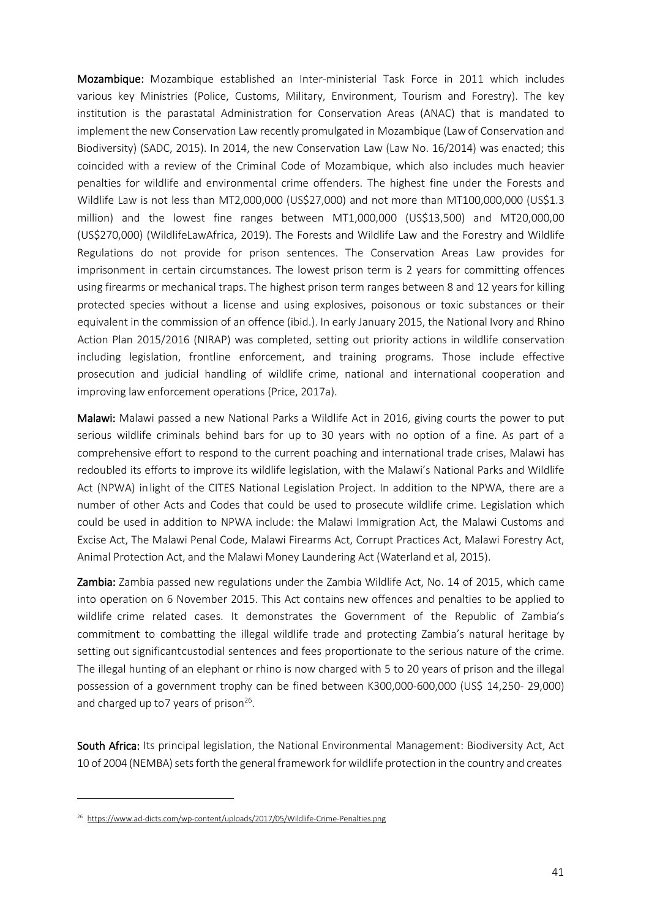**Mozambique:** Mozambique established an Inter-ministerial Task Force in 2011 which includes various key Ministries (Police, Customs, Military, Environment, Tourism and Forestry). The key institution is the parastatal Administration for Conservation Areas (ANAC) that is mandated to implement the new Conservation Law recently promulgated in Mozambique (Law of Conservation and Biodiversity) (SADC, 2015). In 2014, the new Conservation Law (Law No. 16/2014) was enacted; this coincided with a review of the Criminal Code of Mozambique, which also includes much heavier penalties for wildlife and environmental crime offenders. The highest fine under the Forests and Wildlife Law is not less than MT2,000,000 (US$27,000) and not more than MT100,000,000 (US$1.3 million) and the lowest fine ranges between MT1,000,000 (US$13,500) and MT20,000,00 (US$270,000) (WildlifeLawAfrica, 2019). The Forests and Wildlife Law and the Forestry and Wildlife Regulations do not provide for prison sentences. The Conservation Areas Law provides for imprisonment in certain circumstances. The lowest prison term is 2 years for committing offences using firearms or mechanical traps. The highest prison term ranges between 8 and 12 years for killing protected species without a license and using explosives, poisonous or toxic substances or their equivalent in the commission of an offence (ibid.). In early January 2015, the National Ivory and Rhino Action Plan 2015/2016 (NIRAP) was completed, setting out priority actions in wildlife conservation including legislation, frontline enforcement, and training programs. Those include effective prosecution and judicial handling of wildlife crime, national and international cooperation and improving law enforcement operations (Price, 2017a).

**Malawi:** Malawi passed a new National Parks a Wildlife Act in 2016, giving courts the power to put serious wildlife criminals behind bars for up to 30 years with no option of a fine. As part of a comprehensive effort to respond to the current poaching and international trade crises, Malawi has redoubled its efforts to improve its wildlife legislation, with the Malawi's National Parks and Wildlife Act (NPWA) in light of the CITES National Legislation Project. In addition to the NPWA, there are a number of other Acts and Codes that could be used to prosecute wildlife crime. Legislation which could be used in addition to NPWA include: the Malawi Immigration Act, the Malawi Customs and Excise Act, The Malawi Penal Code, Malawi Firearms Act, Corrupt Practices Act, Malawi Forestry Act, Animal Protection Act, and the Malawi Money Laundering Act (Waterland et al, 2015).

**Zambia:** Zambia passed new regulations under the Zambia Wildlife Act, No. 14 of 2015, which came into operation on 6 November 2015. This Act contains new offences and penalties to be applied to wildlife crime related cases. It demonstrates the Government of the Republic of Zambia's commitment to combatting the illegal wildlife trade and protecting Zambia's natural heritage by setting out significant custodial sentences and fees proportionate to the serious nature of the crime. The illegal hunting of an elephant or rhino is now charged with 5 to 20 years of prison and the illegal possession of a government trophy can be fined between K300,000-600,000 (US$ 14,250- 29,000) and charged up to 7 years of prison[26].

**South Africa:** Its principal legislation, the National Environmental Management: Biodiversity Act, Act 10 of 2004 (NEMBA) sets forth the general framework for wildlife protection in the country and creates

---

[26] https://www.ad-dicts.com/wp-content/uploads/2017/05/Wildlife-Crime-Penalties.png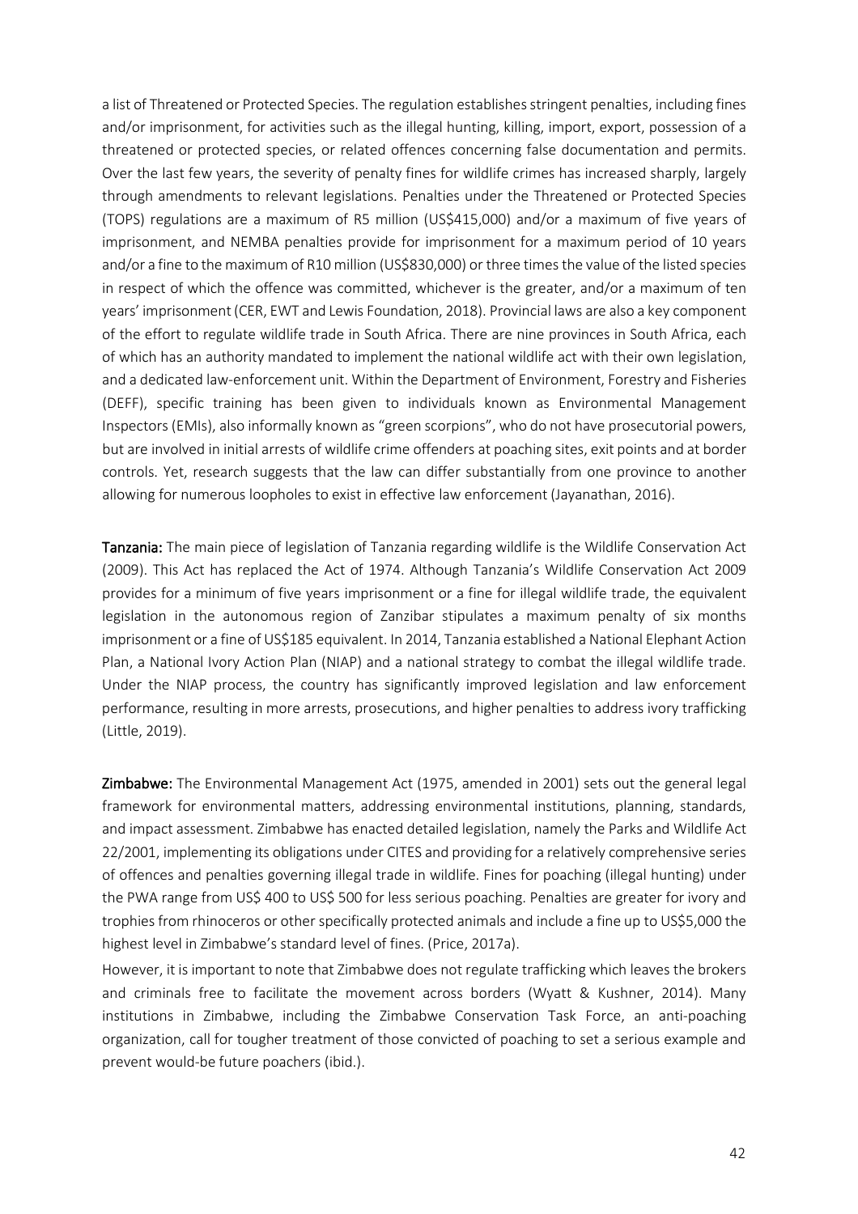a list of Threatened or Protected Species. The regulation establishes stringent penalties, including fines and/or imprisonment, for activities such as the illegal hunting, killing, import, export, possession of a threatened or protected species, or related offences concerning false documentation and permits. Over the last few years, the severity of penalty fines for wildlife crimes has increased sharply, largely through amendments to relevant legislations. Penalties under the Threatened or Protected Species (TOPS) regulations are a maximum of R5 million (US$415,000) and/or a maximum of five years of imprisonment, and NEMBA penalties provide for imprisonment for a maximum period of 10 years and/or a fine to the maximum of R10 million (US$830,000) or three times the value of the listed species in respect of which the offence was committed, whichever is the greater, and/or a maximum of ten years' imprisonment (CER, EWT and Lewis Foundation, 2018). Provincial laws are also a key component of the effort to regulate wildlife trade in South Africa. There are nine provinces in South Africa, each of which has an authority mandated to implement the national wildlife act with their own legislation, and a dedicated law-enforcement unit. Within the Department of Environment, Forestry and Fisheries (DEFF), specific training has been given to individuals known as Environmental Management Inspectors (EMIs), also informally known as "green scorpions", who do not have prosecutorial powers, but are involved in initial arrests of wildlife crime offenders at poaching sites, exit points and at border controls. Yet, research suggests that the law can differ substantially from one province to another allowing for numerous loopholes to exist in effective law enforcement (Jayanathan, 2016).

**Tanzania:** The main piece of legislation of Tanzania regarding wildlife is the Wildlife Conservation Act (2009). This Act has replaced the Act of 1974. Although Tanzania's Wildlife Conservation Act 2009 provides for a minimum of five years imprisonment or a fine for illegal wildlife trade, the equivalent legislation in the autonomous region of Zanzibar stipulates a maximum penalty of six months imprisonment or a fine of US$185 equivalent. In 2014, Tanzania established a National Elephant Action Plan, a National Ivory Action Plan (NIAP) and a national strategy to combat the illegal wildlife trade. Under the NIAP process, the country has significantly improved legislation and law enforcement performance, resulting in more arrests, prosecutions, and higher penalties to address ivory trafficking (Little, 2019).

**Zimbabwe:** The Environmental Management Act (1975, amended in 2001) sets out the general legal framework for environmental matters, addressing environmental institutions, planning, standards, and impact assessment. Zimbabwe has enacted detailed legislation, namely the Parks and Wildlife Act 22/2001, implementing its obligations under CITES and providing for a relatively comprehensive series of offences and penalties governing illegal trade in wildlife. Fines for poaching (illegal hunting) under the PWA range from US$ 400 to US$ 500 for less serious poaching. Penalties are greater for ivory and trophies from rhinoceros or other specifically protected animals and include a fine up to US$5,000 the highest level in Zimbabwe's standard level of fines. (Price, 2017a).

However, it is important to note that Zimbabwe does not regulate trafficking which leaves the brokers and criminals free to facilitate the movement across borders (Wyatt & Kushner, 2014). Many institutions in Zimbabwe, including the Zimbabwe Conservation Task Force, an anti-poaching organization, call for tougher treatment of those convicted of poaching to set a serious example and prevent would-be future poachers (ibid.).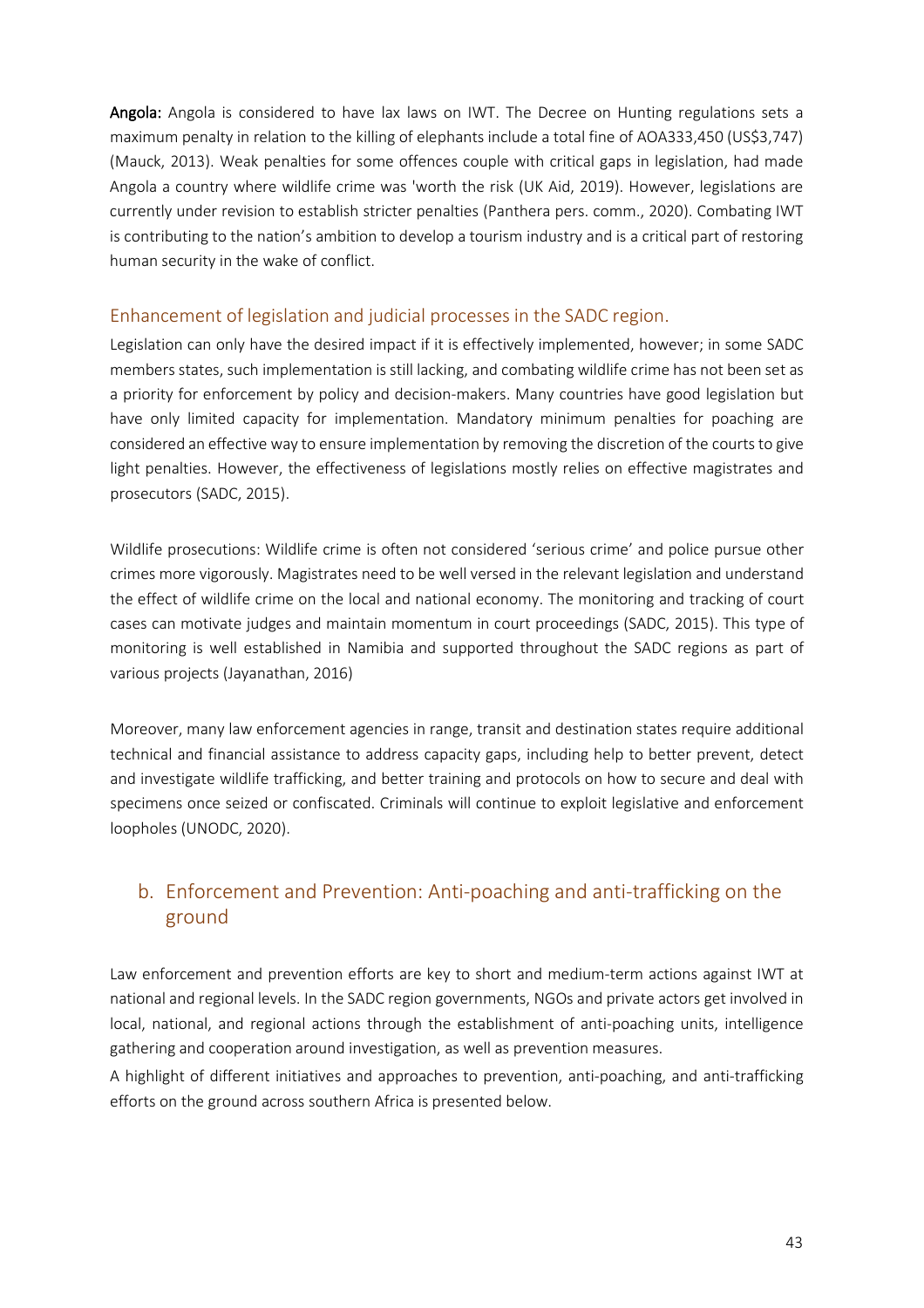**Angola:** Angola is considered to have lax laws on IWT. The Decree on Hunting regulations sets a maximum penalty in relation to the killing of elephants include a total fine of AOA333,450 (US$3,747) (Mauck, 2013). Weak penalties for some offences couple with critical gaps in legislation, had made Angola a country where wildlife crime was 'worth the risk (UK Aid, 2019). However, legislations are currently under revision to establish stricter penalties (Panthera pers. comm., 2020). Combating IWT is contributing to the nation's ambition to develop a tourism industry and is a critical part of restoring human security in the wake of conflict.

### Enhancement of legislation and judicial processes in the SADC region.

Legislation can only have the desired impact if it is effectively implemented, however; in some SADC members states, such implementation is still lacking, and combating wildlife crime has not been set as a priority for enforcement by policy and decision-makers. Many countries have good legislation but have only limited capacity for implementation. Mandatory minimum penalties for poaching are considered an effective way to ensure implementation by removing the discretion of the courts to give light penalties. However, the effectiveness of legislations mostly relies on effective magistrates and prosecutors (SADC, 2015).

Wildlife prosecutions: Wildlife crime is often not considered 'serious crime' and police pursue other crimes more vigorously. Magistrates need to be well versed in the relevant legislation and understand the effect of wildlife crime on the local and national economy. The monitoring and tracking of court cases can motivate judges and maintain momentum in court proceedings (SADC, 2015). This type of monitoring is well established in Namibia and supported throughout the SADC regions as part of various projects (Jayanathan, 2016)

Moreover, many law enforcement agencies in range, transit and destination states require additional technical and financial assistance to address capacity gaps, including help to better prevent, detect and investigate wildlife trafficking, and better training and protocols on how to secure and deal with specimens once seized or confiscated. Criminals will continue to exploit legislative and enforcement loopholes (UNODC, 2020).

## b. Enforcement and Prevention: Anti-poaching and anti-trafficking on the ground

Law enforcement and prevention efforts are key to short and medium-term actions against IWT at national and regional levels. In the SADC region governments, NGOs and private actors get involved in local, national, and regional actions through the establishment of anti-poaching units, intelligence gathering and cooperation around investigation, as well as prevention measures.

A highlight of different initiatives and approaches to prevention, anti-poaching, and anti-trafficking efforts on the ground across southern Africa is presented below.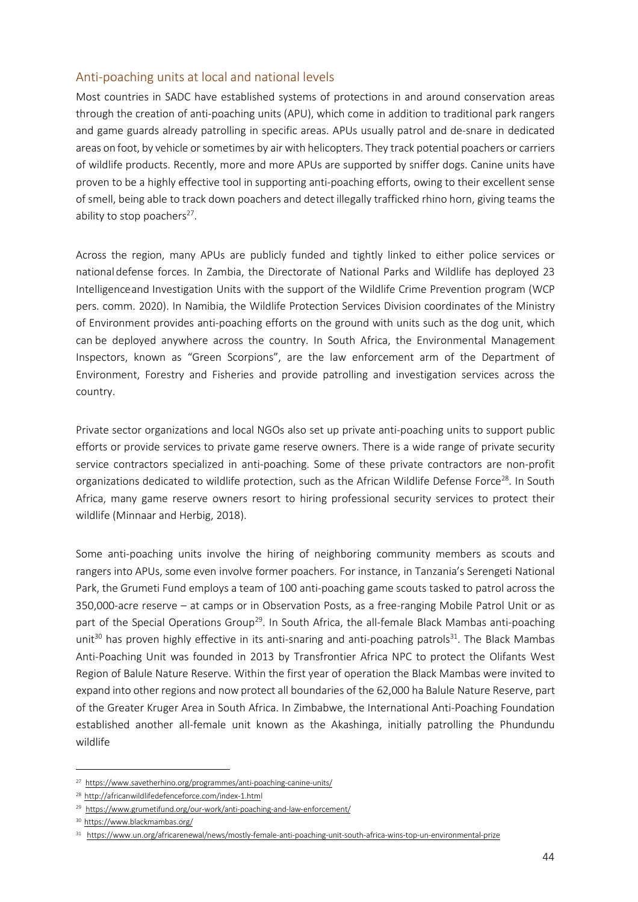## Anti-poaching units at local and national levels

Most countries in SADC have established systems of protections in and around conservation areas through the creation of anti-poaching units (APU), which come in addition to traditional park rangers and game guards already patrolling in specific areas. APUs usually patrol and de-snare in dedicated areas on foot, by vehicle or sometimes by air with helicopters. They track potential poachers or carriers of wildlife products. Recently, more and more APUs are supported by sniffer dogs. Canine units have proven to be a highly effective tool in supporting anti-poaching efforts, owing to their excellent sense of smell, being able to track down poachers and detect illegally trafficked rhino horn, giving teams the ability to stop poachers[27].

Across the region, many APUs are publicly funded and tightly linked to either police services or national defense forces. In Zambia, the Directorate of National Parks and Wildlife has deployed 23 Intelligence and Investigation Units with the support of the Wildlife Crime Prevention program (WCP pers. comm. 2020). In Namibia, the Wildlife Protection Services Division coordinates of the Ministry of Environment provides anti-poaching efforts on the ground with units such as the dog unit, which can be deployed anywhere across the country. In South Africa, the Environmental Management Inspectors, known as "Green Scorpions", are the law enforcement arm of the Department of Environment, Forestry and Fisheries and provide patrolling and investigation services across the country.

Private sector organizations and local NGOs also set up private anti-poaching units to support public efforts or provide services to private game reserve owners. There is a wide range of private security service contractors specialized in anti-poaching. Some of these private contractors are non-profit organizations dedicated to wildlife protection, such as the African Wildlife Defense Force[28]. In South Africa, many game reserve owners resort to hiring professional security services to protect their wildlife (Minnaar and Herbig, 2018).

Some anti-poaching units involve the hiring of neighboring community members as scouts and rangers into APUs, some even involve former poachers. For instance, in Tanzania's Serengeti National Park, the Grumeti Fund employs a team of 100 anti-poaching game scouts tasked to patrol across the 350,000-acre reserve – at camps or in Observation Posts, as a free-ranging Mobile Patrol Unit or as part of the Special Operations Group[29]. In South Africa, the all-female Black Mambas anti-poaching unit[30] has proven highly effective in its anti-snaring and anti-poaching patrols[31]. The Black Mambas Anti-Poaching Unit was founded in 2013 by Transfrontier Africa NPC to protect the Olifants West Region of Balule Nature Reserve. Within the first year of operation the Black Mambas were invited to expand into other regions and now protect all boundaries of the 62,000 ha Balule Nature Reserve, part of the Greater Kruger Area in South Africa. In Zimbabwe, the International Anti-Poaching Foundation established another all-female unit known as the Akashinga, initially patrolling the Phundundu wildlife

---

[27] https://www.savetherhino.org/programmes/anti-poaching-canine-units/

[28] http://africanwildlifedefenceforce.com/index-1.html

[29] https://www.grumetifund.org/our-work/anti-poaching-and-law-enforcement/

[30] https://www.blackmambas.org/

[31] https://www.un.org/africarenewal/news/mostly-female-anti-poaching-unit-south-africa-wins-top-un-environmental-prize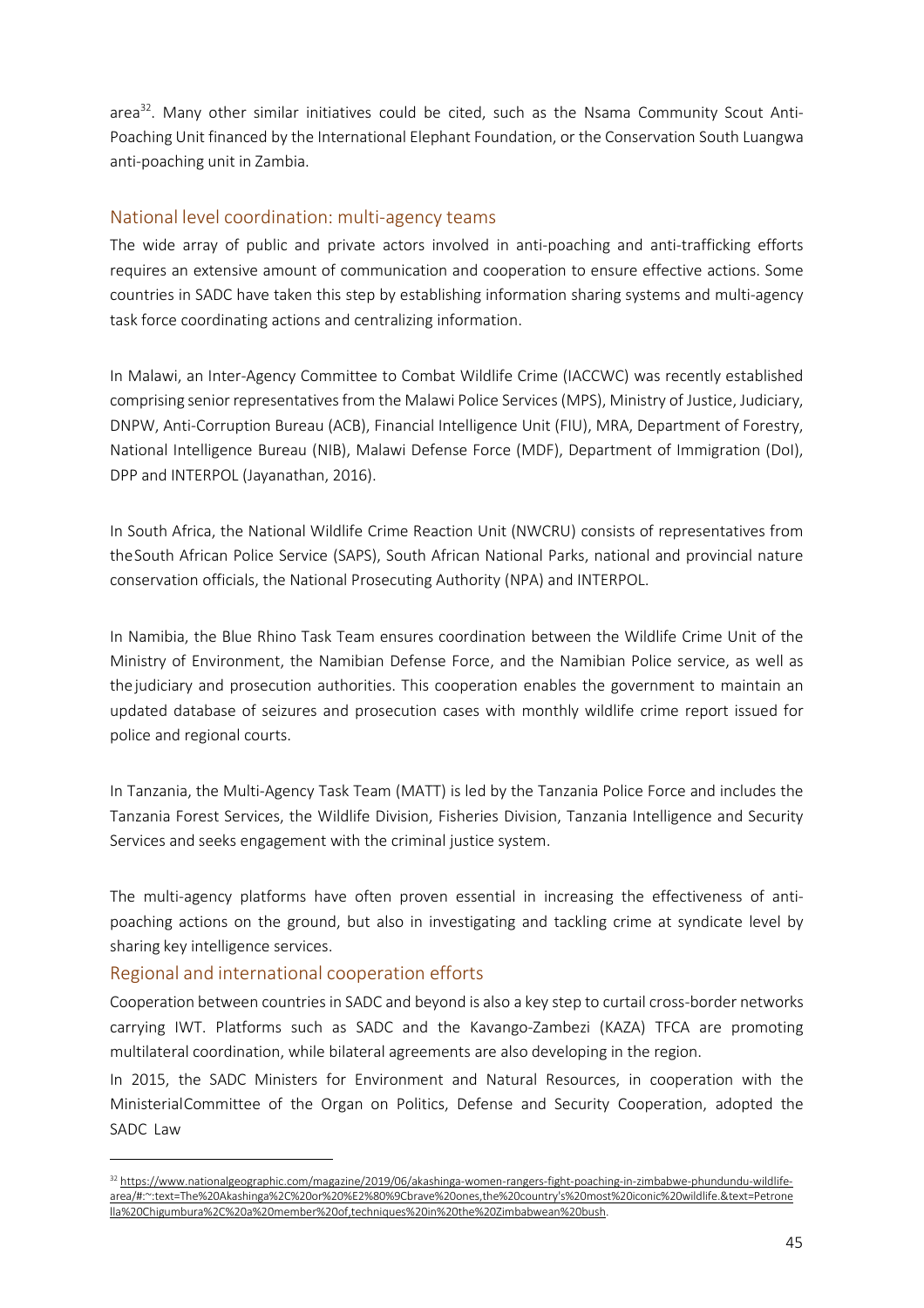area[32]. Many other similar initiatives could be cited, such as the Nsama Community Scout Anti-Poaching Unit financed by the International Elephant Foundation, or the Conservation South Luangwa anti-poaching unit in Zambia.

## National level coordination: multi-agency teams

The wide array of public and private actors involved in anti-poaching and anti-trafficking efforts requires an extensive amount of communication and cooperation to ensure effective actions. Some countries in SADC have taken this step by establishing information sharing systems and multi-agency task force coordinating actions and centralizing information.

In Malawi, an Inter-Agency Committee to Combat Wildlife Crime (IACCWC) was recently established comprising senior representatives from the Malawi Police Services (MPS), Ministry of Justice, Judiciary, DNPW, Anti-Corruption Bureau (ACB), Financial Intelligence Unit (FIU), MRA, Department of Forestry, National Intelligence Bureau (NIB), Malawi Defense Force (MDF), Department of Immigration (DoI), DPP and INTERPOL (Jayanathan, 2016).

In South Africa, the National Wildlife Crime Reaction Unit (NWCRU) consists of representatives from the South African Police Service (SAPS), South African National Parks, national and provincial nature conservation officials, the National Prosecuting Authority (NPA) and INTERPOL.

In Namibia, the Blue Rhino Task Team ensures coordination between the Wildlife Crime Unit of the Ministry of Environment, the Namibian Defense Force, and the Namibian Police service, as well as the judiciary and prosecution authorities. This cooperation enables the government to maintain an updated database of seizures and prosecution cases with monthly wildlife crime report issued for police and regional courts.

In Tanzania, the Multi-Agency Task Team (MATT) is led by the Tanzania Police Force and includes the Tanzania Forest Services, the Wildlife Division, Fisheries Division, Tanzania Intelligence and Security Services and seeks engagement with the criminal justice system.

The multi-agency platforms have often proven essential in increasing the effectiveness of anti-poaching actions on the ground, but also in investigating and tackling crime at syndicate level by sharing key intelligence services.

## Regional and international cooperation efforts

Cooperation between countries in SADC and beyond is also a key step to curtail cross-border networks carrying IWT. Platforms such as SADC and the Kavango-Zambezi (KAZA) TFCA are promoting multilateral coordination, while bilateral agreements are also developing in the region.

In 2015, the SADC Ministers for Environment and Natural Resources, in cooperation with the Ministerial Committee of the Organ on Politics, Defense and Security Cooperation, adopted the SADC Law

---

[32] https://www.nationalgeographic.com/magazine/2019/06/akashinga-women-rangers-fight-poaching-in-zimbabwe-phundundu-wildlife-area/#:~:text=The%20Akashinga%2C%20or%20%E2%80%9Cbrave%20ones,the%20country's%20most%20iconic%20wildlife.&text=Petronella%20Chigumbura%2C%20a%20member%20of,techniques%20in%20the%20Zimbabwean%20bush.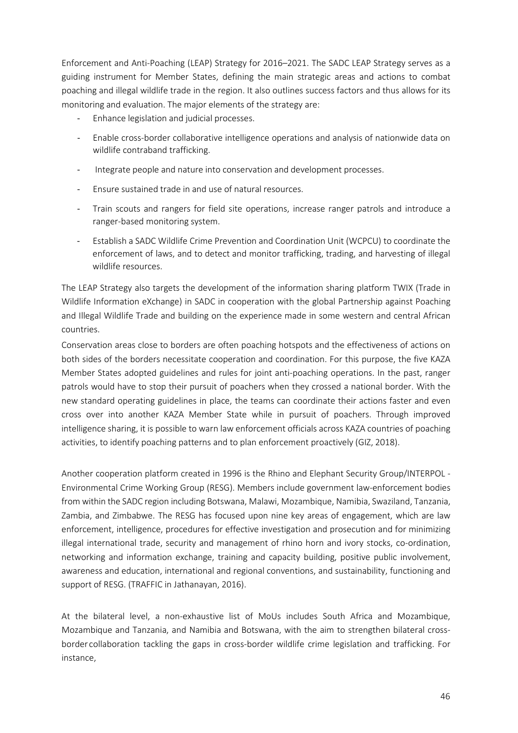Enforcement and Anti-Poaching (LEAP) Strategy for 2016–2021. The SADC LEAP Strategy serves as a guiding instrument for Member States, defining the main strategic areas and actions to combat poaching and illegal wildlife trade in the region. It also outlines success factors and thus allows for its monitoring and evaluation. The major elements of the strategy are:

- Enhance legislation and judicial processes.
- Enable cross-border collaborative intelligence operations and analysis of nationwide data on wildlife contraband trafficking.
- Integrate people and nature into conservation and development processes.
- Ensure sustained trade in and use of natural resources.
- Train scouts and rangers for field site operations, increase ranger patrols and introduce a ranger-based monitoring system.
- Establish a SADC Wildlife Crime Prevention and Coordination Unit (WCPCU) to coordinate the enforcement of laws, and to detect and monitor trafficking, trading, and harvesting of illegal wildlife resources.

The LEAP Strategy also targets the development of the information sharing platform TWIX (Trade in Wildlife Information eXchange) in SADC in cooperation with the global Partnership against Poaching and Illegal Wildlife Trade and building on the experience made in some western and central African countries.

Conservation areas close to borders are often poaching hotspots and the effectiveness of actions on both sides of the borders necessitate cooperation and coordination. For this purpose, the five KAZA Member States adopted guidelines and rules for joint anti-poaching operations. In the past, ranger patrols would have to stop their pursuit of poachers when they crossed a national border. With the new standard operating guidelines in place, the teams can coordinate their actions faster and even cross over into another KAZA Member State while in pursuit of poachers. Through improved intelligence sharing, it is possible to warn law enforcement officials across KAZA countries of poaching activities, to identify poaching patterns and to plan enforcement proactively (GIZ, 2018).

Another cooperation platform created in 1996 is the Rhino and Elephant Security Group/INTERPOL - Environmental Crime Working Group (RESG). Members include government law-enforcement bodies from within the SADC region including Botswana, Malawi, Mozambique, Namibia, Swaziland, Tanzania, Zambia, and Zimbabwe. The RESG has focused upon nine key areas of engagement, which are law enforcement, intelligence, procedures for effective investigation and prosecution and for minimizing illegal international trade, security and management of rhino horn and ivory stocks, co-ordination, networking and information exchange, training and capacity building, positive public involvement, awareness and education, international and regional conventions, and sustainability, functioning and support of RESG. (TRAFFIC in Jathanayan, 2016).

At the bilateral level, a non-exhaustive list of MoUs includes South Africa and Mozambique, Mozambique and Tanzania, and Namibia and Botswana, with the aim to strengthen bilateral cross-border collaboration tackling the gaps in cross-border wildlife crime legislation and trafficking. For instance,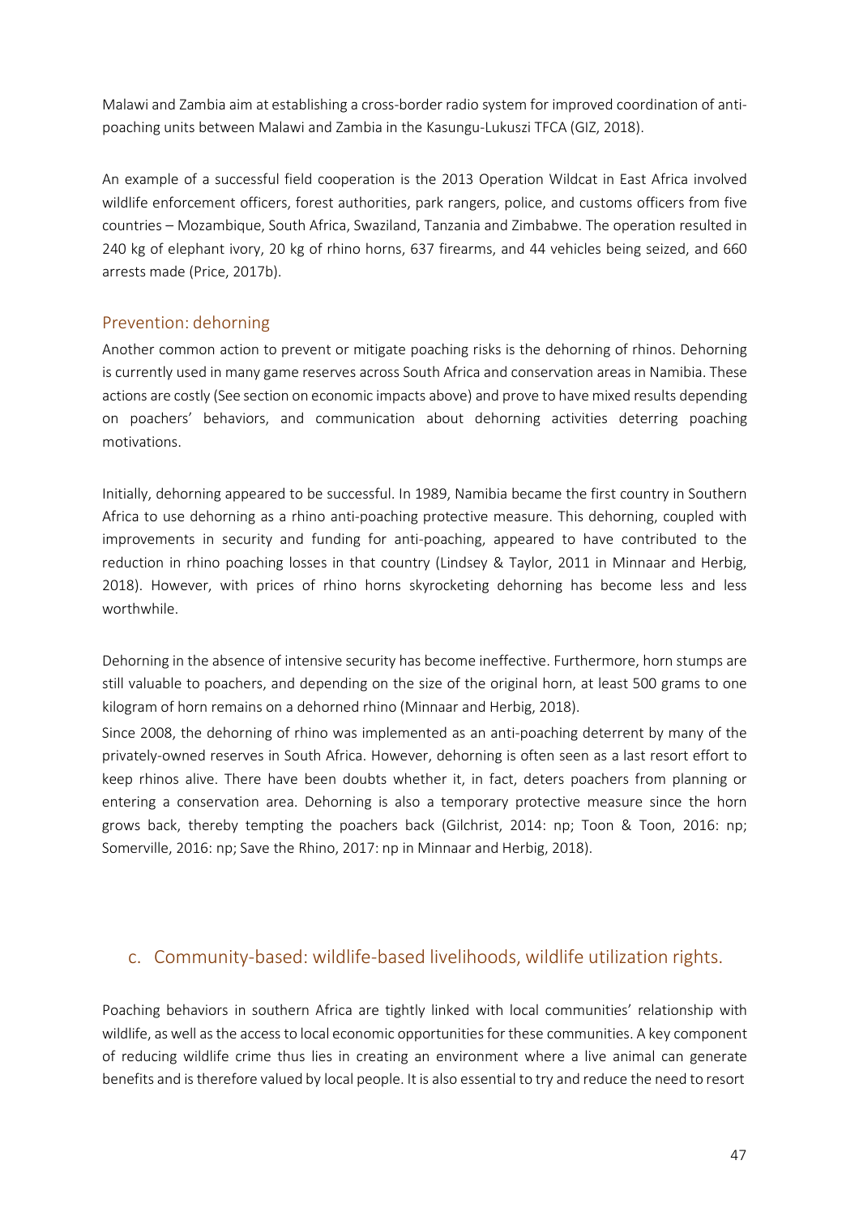Malawi and Zambia aim at establishing a cross-border radio system for improved coordination of anti-poaching units between Malawi and Zambia in the Kasungu-Lukuszi TFCA (GIZ, 2018).

An example of a successful field cooperation is the 2013 Operation Wildcat in East Africa involved wildlife enforcement officers, forest authorities, park rangers, police, and customs officers from five countries – Mozambique, South Africa, Swaziland, Tanzania and Zimbabwe. The operation resulted in 240 kg of elephant ivory, 20 kg of rhino horns, 637 firearms, and 44 vehicles being seized, and 660 arrests made (Price, 2017b).

### Prevention: dehorning

Another common action to prevent or mitigate poaching risks is the dehorning of rhinos. Dehorning is currently used in many game reserves across South Africa and conservation areas in Namibia. These actions are costly (See section on economic impacts above) and prove to have mixed results depending on poachers' behaviors, and communication about dehorning activities deterring poaching motivations.

Initially, dehorning appeared to be successful. In 1989, Namibia became the first country in Southern Africa to use dehorning as a rhino anti-poaching protective measure. This dehorning, coupled with improvements in security and funding for anti-poaching, appeared to have contributed to the reduction in rhino poaching losses in that country (Lindsey & Taylor, 2011 in Minnaar and Herbig, 2018). However, with prices of rhino horns skyrocketing dehorning has become less and less worthwhile.

Dehorning in the absence of intensive security has become ineffective. Furthermore, horn stumps are still valuable to poachers, and depending on the size of the original horn, at least 500 grams to one kilogram of horn remains on a dehorned rhino (Minnaar and Herbig, 2018).

Since 2008, the dehorning of rhino was implemented as an anti-poaching deterrent by many of the privately-owned reserves in South Africa. However, dehorning is often seen as a last resort effort to keep rhinos alive. There have been doubts whether it, in fact, deters poachers from planning or entering a conservation area. Dehorning is also a temporary protective measure since the horn grows back, thereby tempting the poachers back (Gilchrist, 2014: np; Toon & Toon, 2016: np; Somerville, 2016: np; Save the Rhino, 2017: np in Minnaar and Herbig, 2018).

## c. Community-based: wildlife-based livelihoods, wildlife utilization rights.

Poaching behaviors in southern Africa are tightly linked with local communities' relationship with wildlife, as well as the access to local economic opportunities for these communities. A key component of reducing wildlife crime thus lies in creating an environment where a live animal can generate benefits and is therefore valued by local people. It is also essential to try and reduce the need to resort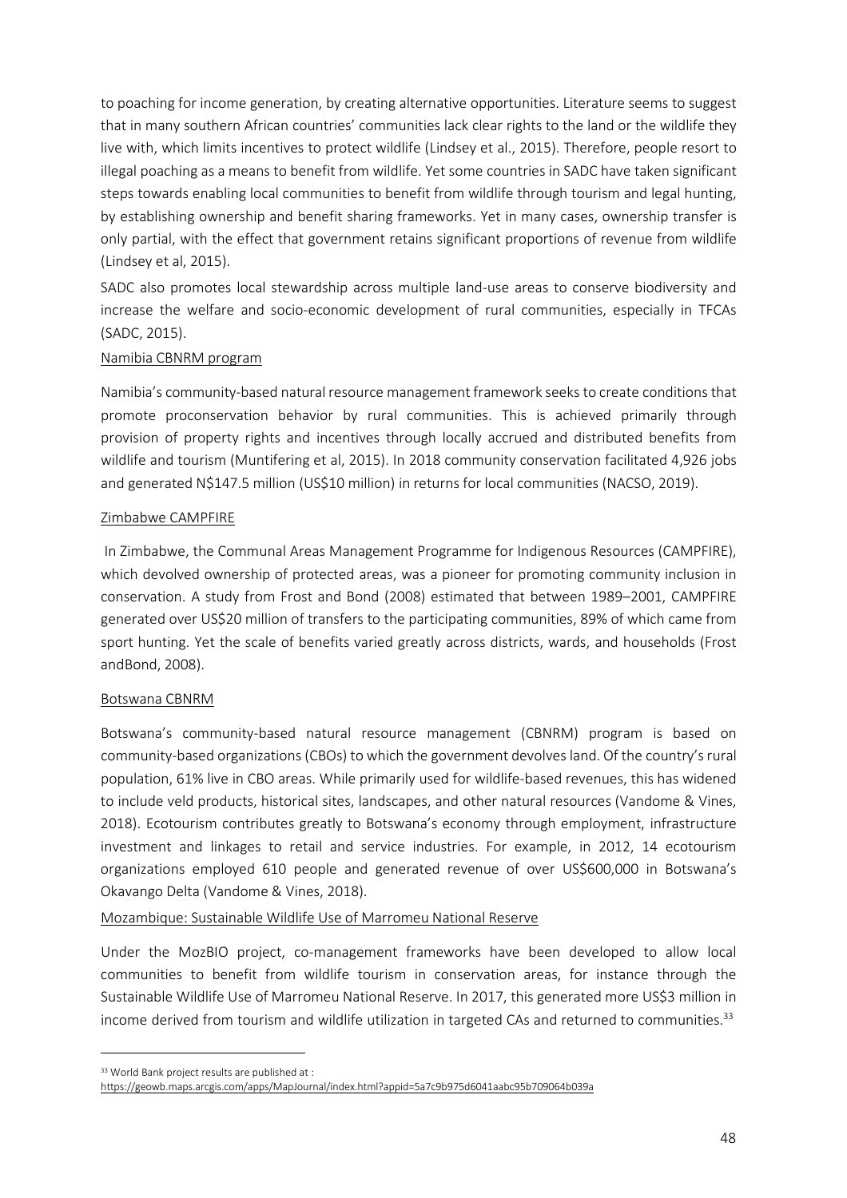to poaching for income generation, by creating alternative opportunities. Literature seems to suggest that in many southern African countries' communities lack clear rights to the land or the wildlife they live with, which limits incentives to protect wildlife (Lindsey et al., 2015). Therefore, people resort to illegal poaching as a means to benefit from wildlife. Yet some countries in SADC have taken significant steps towards enabling local communities to benefit from wildlife through tourism and legal hunting, by establishing ownership and benefit sharing frameworks. Yet in many cases, ownership transfer is only partial, with the effect that government retains significant proportions of revenue from wildlife (Lindsey et al, 2015).

SADC also promotes local stewardship across multiple land-use areas to conserve biodiversity and increase the welfare and socio-economic development of rural communities, especially in TFCAs (SADC, 2015).

Namibia CBNRM program

Namibia's community-based natural resource management framework seeks to create conditions that promote proconservation behavior by rural communities. This is achieved primarily through provision of property rights and incentives through locally accrued and distributed benefits from wildlife and tourism (Muntifering et al, 2015). In 2018 community conservation facilitated 4,926 jobs and generated N$147.5 million (US$10 million) in returns for local communities (NACSO, 2019).

Zimbabwe CAMPFIRE

In Zimbabwe, the Communal Areas Management Programme for Indigenous Resources (CAMPFIRE), which devolved ownership of protected areas, was a pioneer for promoting community inclusion in conservation. A study from Frost and Bond (2008) estimated that between 1989–2001, CAMPFIRE generated over US$20 million of transfers to the participating communities, 89% of which came from sport hunting. Yet the scale of benefits varied greatly across districts, wards, and households (Frost andBond, 2008).

Botswana CBNRM

Botswana's community-based natural resource management (CBNRM) program is based on community-based organizations (CBOs) to which the government devolves land. Of the country's rural population, 61% live in CBO areas. While primarily used for wildlife-based revenues, this has widened to include veld products, historical sites, landscapes, and other natural resources (Vandome & Vines, 2018). Ecotourism contributes greatly to Botswana's economy through employment, infrastructure investment and linkages to retail and service industries. For example, in 2012, 14 ecotourism organizations employed 610 people and generated revenue of over US$600,000 in Botswana's Okavango Delta (Vandome & Vines, 2018).

Mozambique: Sustainable Wildlife Use of Marromeu National Reserve

Under the MozBIO project, co-management frameworks have been developed to allow local communities to benefit from wildlife tourism in conservation areas, for instance through the Sustainable Wildlife Use of Marromeu National Reserve. In 2017, this generated more US$3 million in income derived from tourism and wildlife utilization in targeted CAs and returned to communities.[33]

---

[33] World Bank project results are published at : https://geowb.maps.arcgis.com/apps/MapJournal/index.html?appid=5a7c9b975d6041aabc95b709064b039a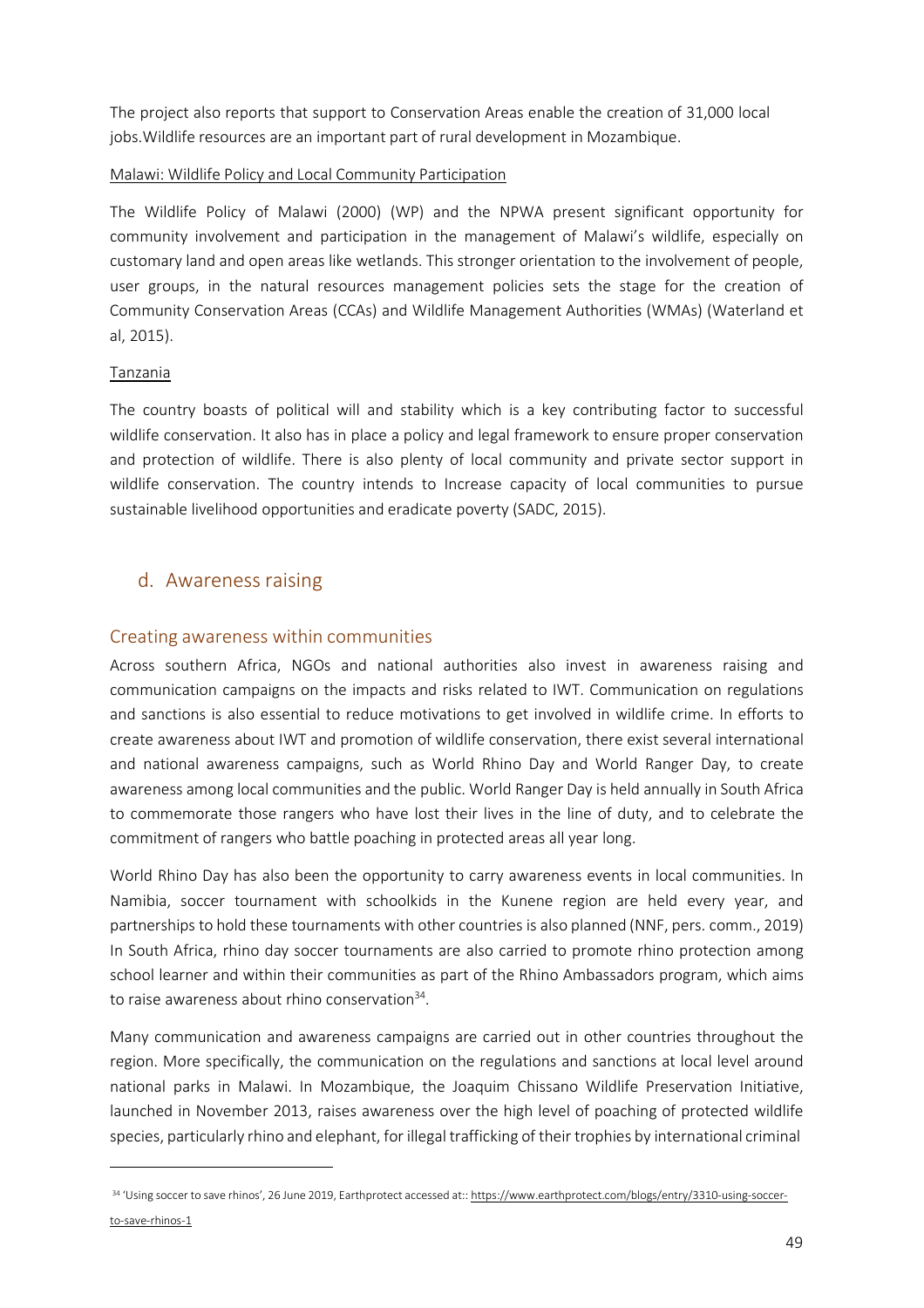The project also reports that support to Conservation Areas enable the creation of 31,000 local jobs.Wildlife resources are an important part of rural development in Mozambique.

Malawi: Wildlife Policy and Local Community Participation

The Wildlife Policy of Malawi (2000) (WP) and the NPWA present significant opportunity for community involvement and participation in the management of Malawi's wildlife, especially on customary land and open areas like wetlands. This stronger orientation to the involvement of people, user groups, in the natural resources management policies sets the stage for the creation of Community Conservation Areas (CCAs) and Wildlife Management Authorities (WMAs) (Waterland et al, 2015).

Tanzania

The country boasts of political will and stability which is a key contributing factor to successful wildlife conservation. It also has in place a policy and legal framework to ensure proper conservation and protection of wildlife. There is also plenty of local community and private sector support in wildlife conservation. The country intends to Increase capacity of local communities to pursue sustainable livelihood opportunities and eradicate poverty (SADC, 2015).

## d. Awareness raising

### Creating awareness within communities

Across southern Africa, NGOs and national authorities also invest in awareness raising and communication campaigns on the impacts and risks related to IWT. Communication on regulations and sanctions is also essential to reduce motivations to get involved in wildlife crime. In efforts to create awareness about IWT and promotion of wildlife conservation, there exist several international and national awareness campaigns, such as World Rhino Day and World Ranger Day, to create awareness among local communities and the public. World Ranger Day is held annually in South Africa to commemorate those rangers who have lost their lives in the line of duty, and to celebrate the commitment of rangers who battle poaching in protected areas all year long.

World Rhino Day has also been the opportunity to carry awareness events in local communities. In Namibia, soccer tournament with schoolkids in the Kunene region are held every year, and partnerships to hold these tournaments with other countries is also planned (NNF, pers. comm., 2019) In South Africa, rhino day soccer tournaments are also carried to promote rhino protection among school learner and within their communities as part of the Rhino Ambassadors program, which aims to raise awareness about rhino conservation[34].

Many communication and awareness campaigns are carried out in other countries throughout the region. More specifically, the communication on the regulations and sanctions at local level around national parks in Malawi. In Mozambique, the Joaquim Chissano Wildlife Preservation Initiative, launched in November 2013, raises awareness over the high level of poaching of protected wildlife species, particularly rhino and elephant, for illegal trafficking of their trophies by international criminal

[34] 'Using soccer to save rhinos', 26 June 2019, Earthprotect accessed at:: https://www.earthprotect.com/blogs/entry/3310-using-soccer-to-save-rhinos-1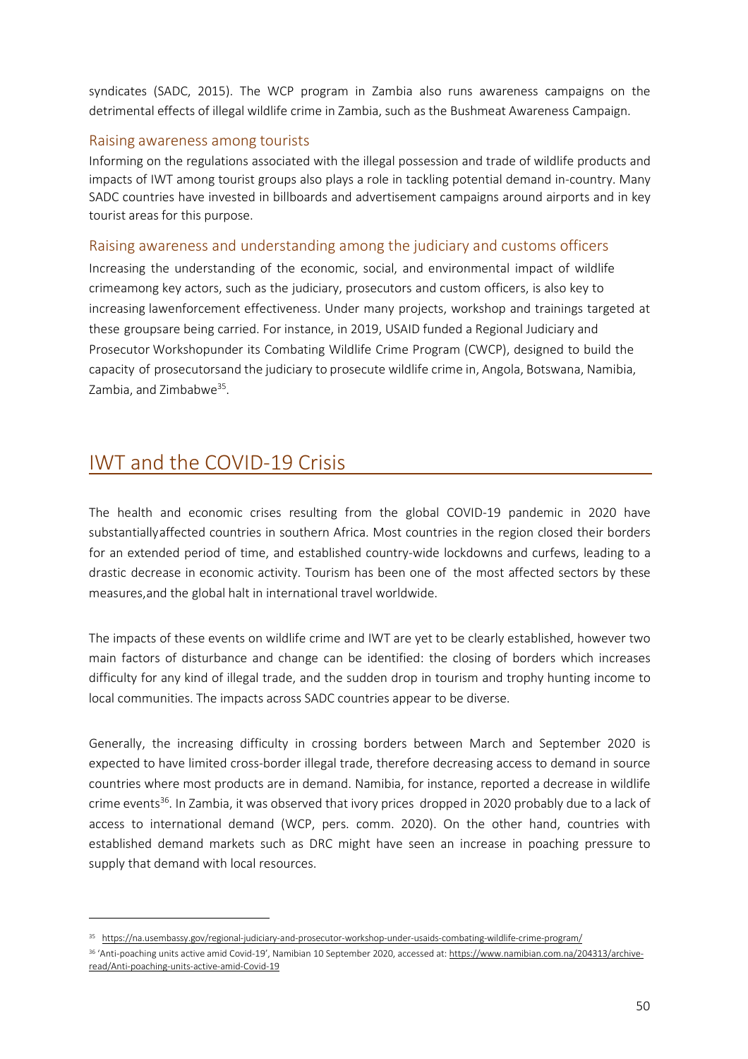syndicates (SADC, 2015). The WCP program in Zambia also runs awareness campaigns on the detrimental effects of illegal wildlife crime in Zambia, such as the Bushmeat Awareness Campaign.

### Raising awareness among tourists

Informing on the regulations associated with the illegal possession and trade of wildlife products and impacts of IWT among tourist groups also plays a role in tackling potential demand in-country. Many SADC countries have invested in billboards and advertisement campaigns around airports and in key tourist areas for this purpose.

### Raising awareness and understanding among the judiciary and customs officers

Increasing the understanding of the economic, social, and environmental impact of wildlife crimeamong key actors, such as the judiciary, prosecutors and custom officers, is also key to increasing lawenforcement effectiveness. Under many projects, workshop and trainings targeted at these groupsare being carried. For instance, in 2019, USAID funded a Regional Judiciary and Prosecutor Workshopunder its Combating Wildlife Crime Program (CWCP), designed to build the capacity of prosecutorsand the judiciary to prosecute wildlife crime in, Angola, Botswana, Namibia, Zambia, and Zimbabwe[35].

## IWT and the COVID-19 Crisis

The health and economic crises resulting from the global COVID-19 pandemic in 2020 have substantiallyaffected countries in southern Africa. Most countries in the region closed their borders for an extended period of time, and established country-wide lockdowns and curfews, leading to a drastic decrease in economic activity. Tourism has been one of the most affected sectors by these measures,and the global halt in international travel worldwide.

The impacts of these events on wildlife crime and IWT are yet to be clearly established, however two main factors of disturbance and change can be identified: the closing of borders which increases difficulty for any kind of illegal trade, and the sudden drop in tourism and trophy hunting income to local communities. The impacts across SADC countries appear to be diverse.

Generally, the increasing difficulty in crossing borders between March and September 2020 is expected to have limited cross-border illegal trade, therefore decreasing access to demand in source countries where most products are in demand. Namibia, for instance, reported a decrease in wildlife crime events[36]. In Zambia, it was observed that ivory prices dropped in 2020 probably due to a lack of access to international demand (WCP, pers. comm. 2020). On the other hand, countries with established demand markets such as DRC might have seen an increase in poaching pressure to supply that demand with local resources.

---

[35] https://na.usembassy.gov/regional-judiciary-and-prosecutor-workshop-under-usaids-combating-wildlife-crime-program/

[36] 'Anti-poaching units active amid Covid-19', Namibian 10 September 2020, accessed at: https://www.namibian.com.na/204313/archive-read/Anti-poaching-units-active-amid-Covid-19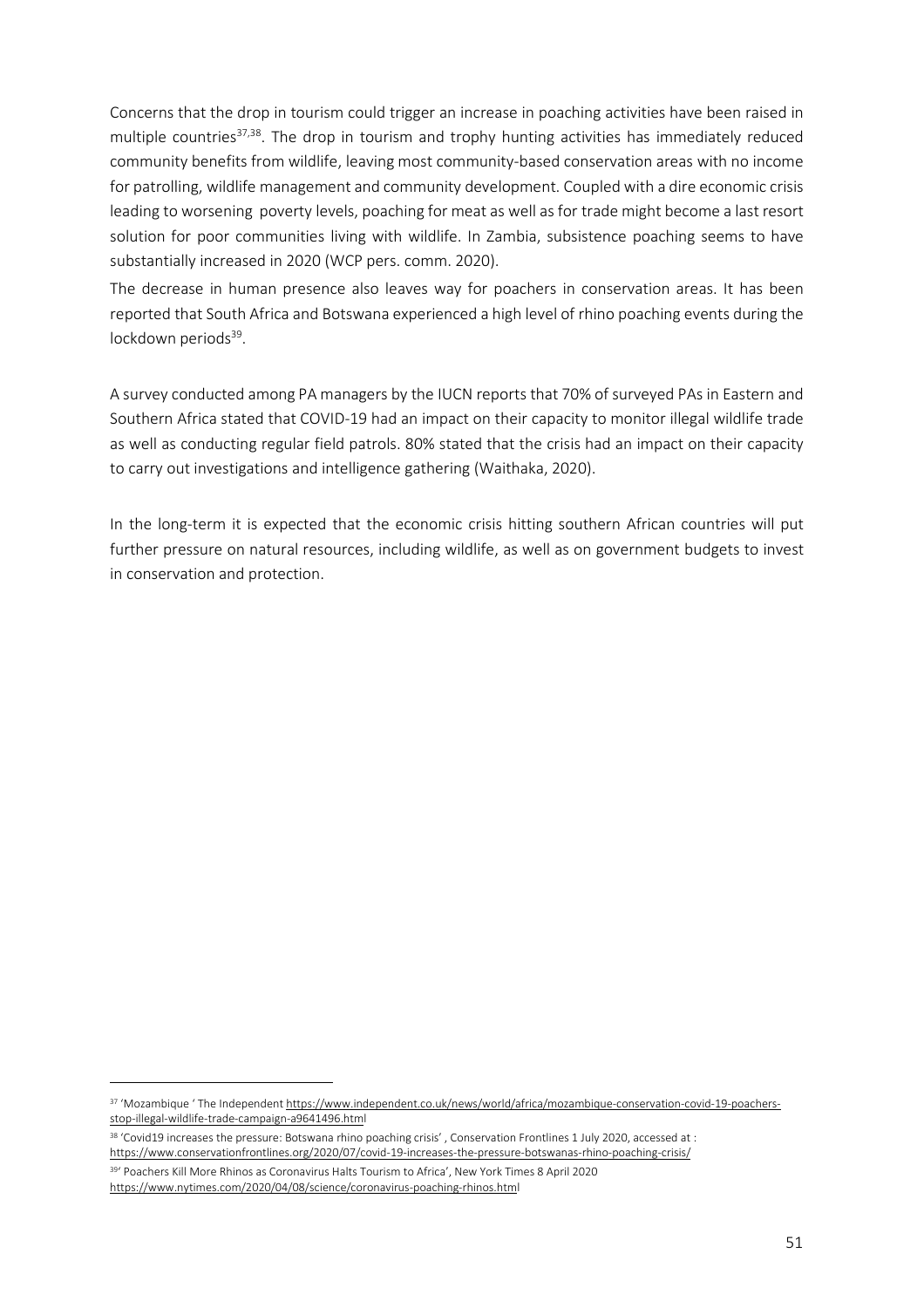Concerns that the drop in tourism could trigger an increase in poaching activities have been raised in multiple countries[37,38]. The drop in tourism and trophy hunting activities has immediately reduced community benefits from wildlife, leaving most community-based conservation areas with no income for patrolling, wildlife management and community development. Coupled with a dire economic crisis leading to worsening poverty levels, poaching for meat as well as for trade might become a last resort solution for poor communities living with wildlife. In Zambia, subsistence poaching seems to have substantially increased in 2020 (WCP pers. comm. 2020).

The decrease in human presence also leaves way for poachers in conservation areas. It has been reported that South Africa and Botswana experienced a high level of rhino poaching events during the lockdown periods[39].

A survey conducted among PA managers by the IUCN reports that 70% of surveyed PAs in Eastern and Southern Africa stated that COVID-19 had an impact on their capacity to monitor illegal wildlife trade as well as conducting regular field patrols. 80% stated that the crisis had an impact on their capacity to carry out investigations and intelligence gathering (Waithaka, 2020).

In the long-term it is expected that the economic crisis hitting southern African countries will put further pressure on natural resources, including wildlife, as well as on government budgets to invest in conservation and protection.

---

[37] 'Mozambique ' The Independent https://www.independent.co.uk/news/world/africa/mozambique-conservation-covid-19-poachers-stop-illegal-wildlife-trade-campaign-a9641496.html

[38] 'Covid19 increases the pressure: Botswana rhino poaching crisis' , Conservation Frontlines 1 July 2020, accessed at : https://www.conservationfrontlines.org/2020/07/covid-19-increases-the-pressure-botswanas-rhino-poaching-crisis/

[39] ' Poachers Kill More Rhinos as Coronavirus Halts Tourism to Africa', New York Times 8 April 2020 https://www.nytimes.com/2020/04/08/science/coronavirus-poaching-rhinos.html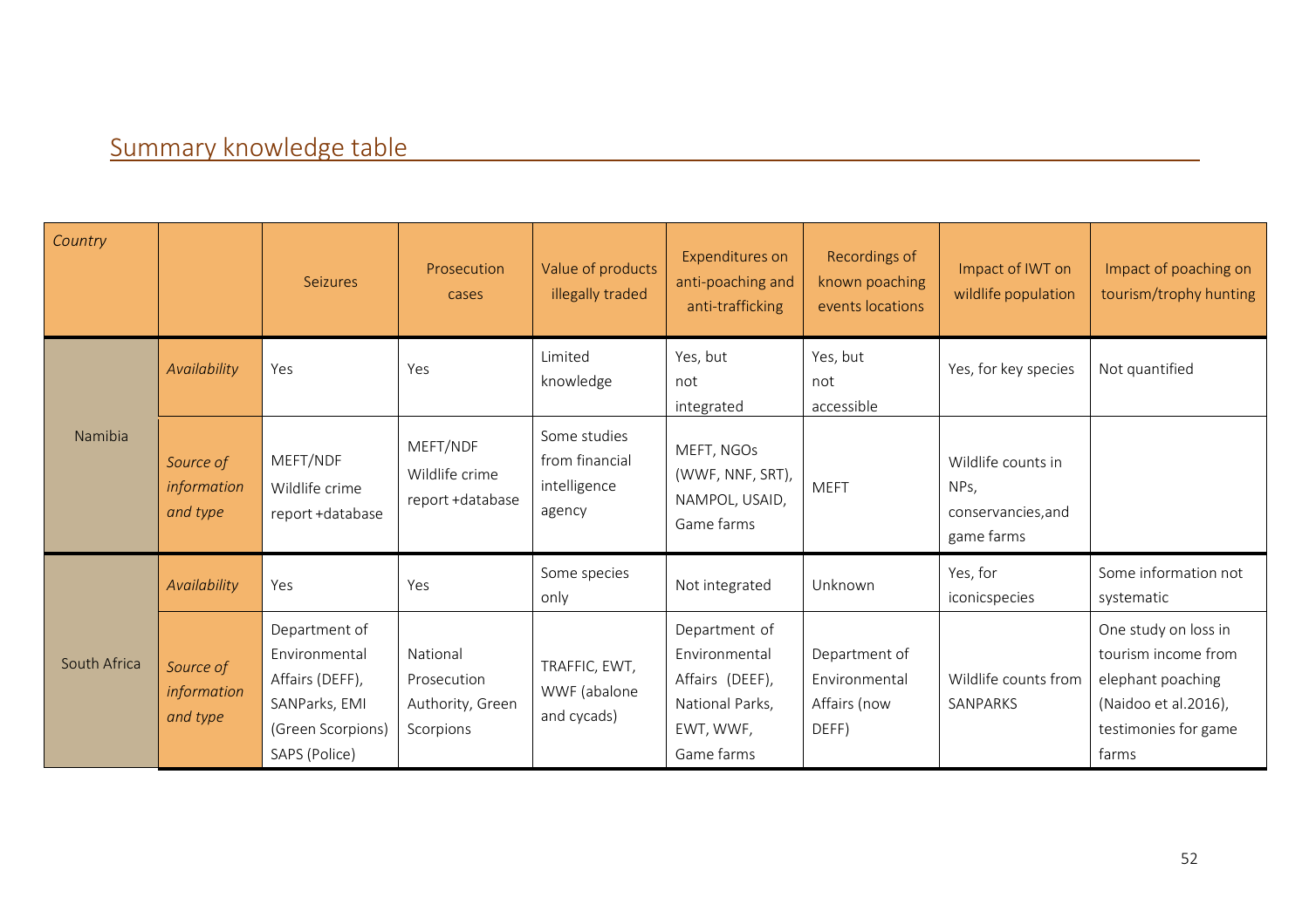## Summary knowledge table

| *Country* | | Seizures | Prosecution cases | Value of products illegally traded | Expenditures on anti-poaching and anti-trafficking | Recordings of known poaching events locations | Impact of IWT on wildlife population | Impact of poaching on tourism/trophy hunting |
|---|---|---|---|---|---|---|---|---|
| Namibia | *Availability* | Yes | Yes | Limited knowledge | Yes, but not integrated | Yes, but not accessible | Yes, for key species | Not quantified |
| | *Source of information and type* | MEFT/NDF Wildlife crime report +database | MEFT/NDF Wildlife crime report +database | Some studies from financial intelligence agency | MEFT, NGOs (WWF, NNF, SRT), NAMPOL, USAID, Game farms | MEFT | Wildlife counts in NPs, conservancies,and game farms | |
| South Africa | *Availability* | Yes | Yes | Some species only | Not integrated | Unknown | Yes, for iconicspecies | Some information not systematic |
| | *Source of information and type* | Department of Environmental Affairs (DEFF), SANParks, EMI (Green Scorpions) SAPS (Police) | National Prosecution Authority, Green Scorpions | TRAFFIC, EWT, WWF (abalone and cycads) | Department of Environmental Affairs (DEEF), National Parks, EWT, WWF, Game farms | Department of Environmental Affairs (now DEFF) | Wildlife counts from SANPARKS | One study on loss in tourism income from elephant poaching (Naidoo et al.2016), testimonies for game farms |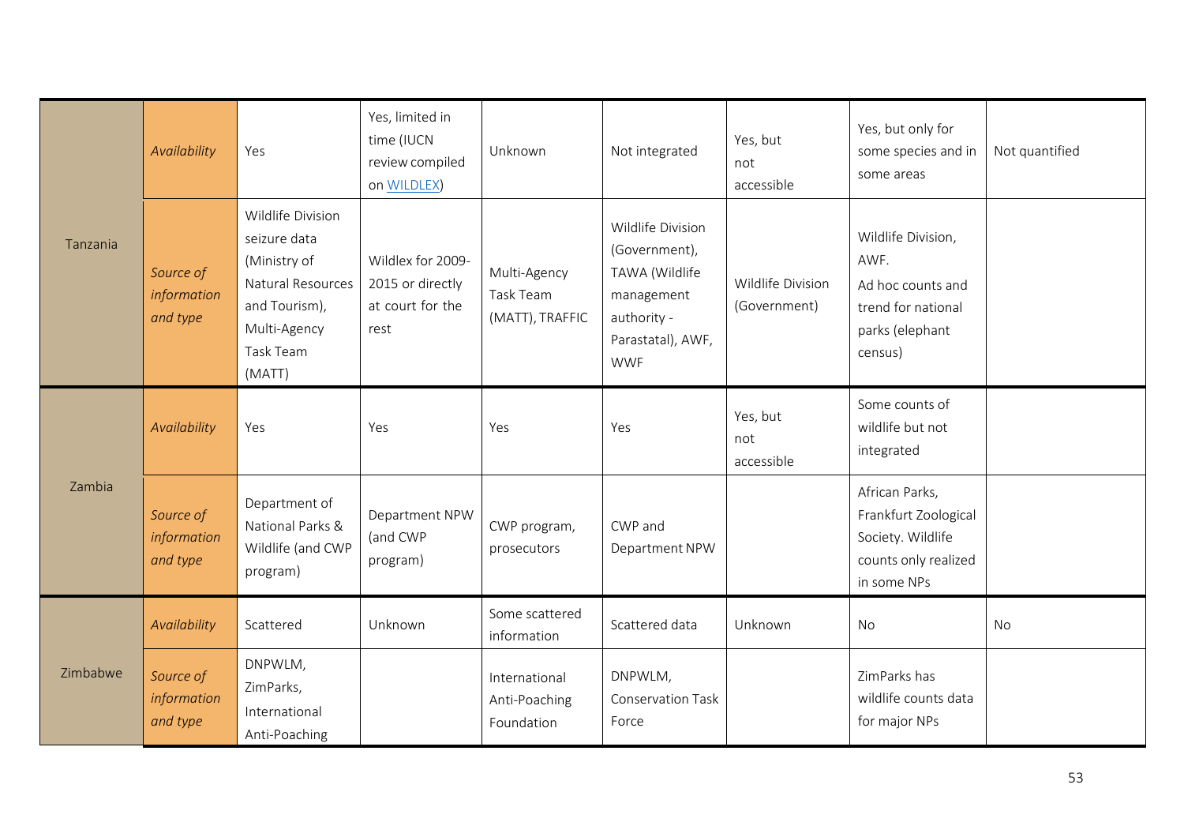| | | | | | | | | |
|---|---|---|---|---|---|---|---|---|
| Tanzania | *Availability* | Yes | Yes, limited in time (IUCN review compiled on WILDLEX) | Unknown | Not integrated | Yes, but not accessible | Yes, but only for some species and in some areas | Not quantified |
| | *Source of information and type* | Wildlife Division seizure data (Ministry of Natural Resources and Tourism), Multi-Agency Task Team (MATT) | Wildlex for 2009-2015 or directly at court for the rest | Multi-Agency Task Team (MATT), TRAFFIC | Wildlife Division (Government), TAWA (Wildlife management authority - Parastatal), AWF, WWF | Wildlife Division (Government) | Wildlife Division, AWF. Ad hoc counts and trend for national parks (elephant census) | |
| Zambia | *Availability* | Yes | Yes | Yes | Yes | Yes, but not accessible | Some counts of wildlife but not integrated | |
| | *Source of information and type* | Department of National Parks & Wildlife (and CWP program) | Department NPW (and CWP program) | CWP program, prosecutors | CWP and Department NPW | | African Parks, Frankfurt Zoological Society. Wildlife counts only realized in some NPs | |
| Zimbabwe | *Availability* | Scattered | Unknown | Some scattered information | Scattered data | Unknown | No | No |
| | *Source of information and type* | DNPWLM, ZimParks, International Anti-Poaching | | International Anti-Poaching Foundation | DNPWLM, Conservation Task Force | | ZimParks has wildlife counts data for major NPs | |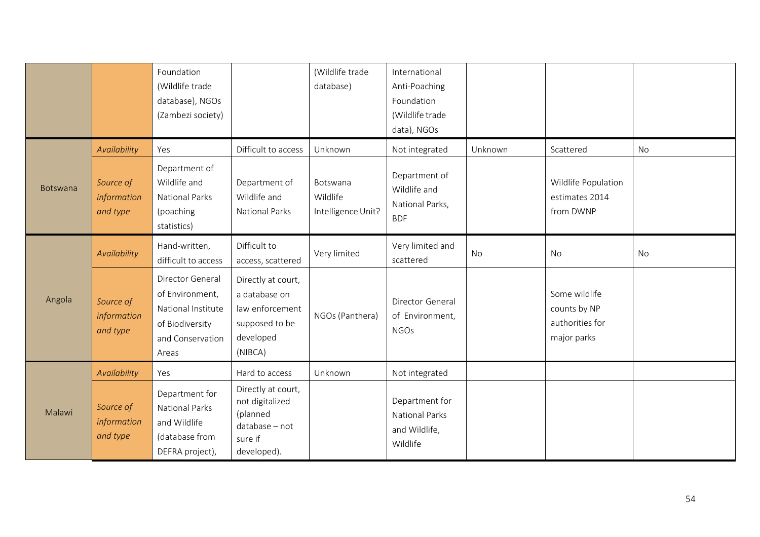| | | | | | | | | |
|---|---|---|---|---|---|---|---|---|
| | | Foundation (Wildlife trade database), NGOs (Zambezi society) | | (Wildlife trade database) | International Anti-Poaching Foundation (Wildlife trade data), NGOs | | | |
| Botswana | *Availability* | Yes | Difficult to access | Unknown | Not integrated | Unknown | Scattered | No |
| | *Source of information and type* | Department of Wildlife and National Parks (poaching statistics) | Department of Wildlife and National Parks | Botswana Wildlife Intelligence Unit? | Department of Wildlife and National Parks, BDF | | Wildlife Population estimates 2014 from DWNP | |
| Angola | *Availability* | Hand-written, difficult to access | Difficult to access, scattered | Very limited | Very limited and scattered | No | No | No |
| | *Source of information and type* | Director General of Environment, National Institute of Biodiversity and Conservation Areas | Directly at court, a database on law enforcement supposed to be developed (NIBCA) | NGOs (Panthera) | Director General of Environment, NGOs | | Some wildlife counts by NP authorities for major parks | |
| Malawi | *Availability* | Yes | Hard to access | Unknown | Not integrated | | | |
| | *Source of information and type* | Department for National Parks and Wildlife (database from DEFRA project), | Directly at court, not digitalized (planned database – not sure if developed). | | Department for National Parks and Wildlife, Wildlife | | | |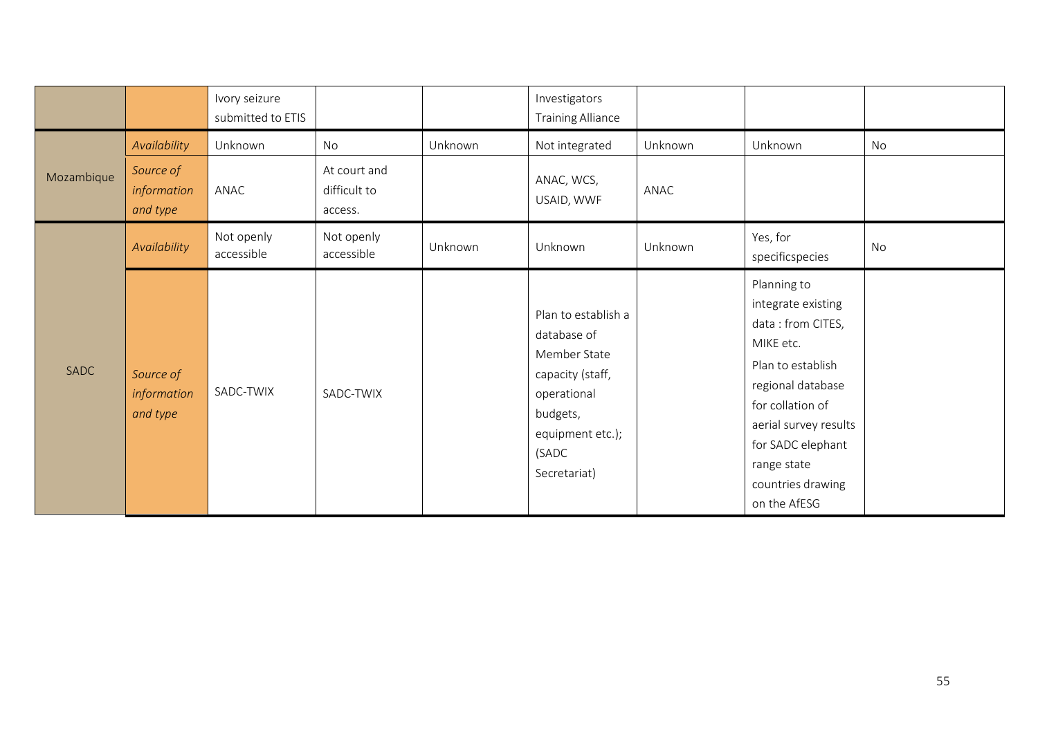| | | | | | | | | |
|---|---|---|---|---|---|---|---|---|
| | | Ivory seizure submitted to ETIS | | | Investigators Training Alliance | | | |
| Mozambique | *Availability* | Unknown | No | Unknown | Not integrated | Unknown | Unknown | No |
| | *Source of information and type* | ANAC | At court and difficult to access. | | ANAC, WCS, USAID, WWF | ANAC | | |
| SADC | *Availability* | Not openly accessible | Not openly accessible | Unknown | Unknown | Unknown | Yes, for specificspecies | No |
| | *Source of information and type* | SADC-TWIX | SADC-TWIX | | Plan to establish a database of Member State capacity (staff, operational budgets, equipment etc.); (SADC Secretariat) | | Planning to integrate existing data : from CITES, MIKE etc. Plan to establish regional database for collation of aerial survey results for SADC elephant range state countries drawing on the AfESG | |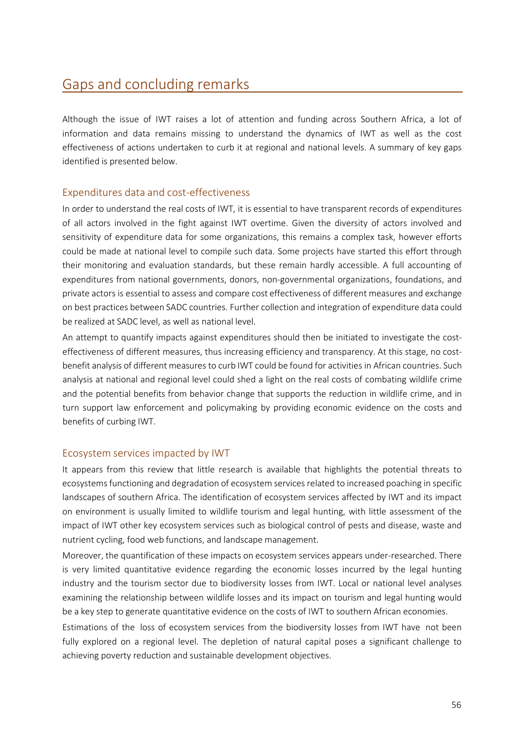# Gaps and concluding remarks

Although the issue of IWT raises a lot of attention and funding across Southern Africa, a lot of information and data remains missing to understand the dynamics of IWT as well as the cost effectiveness of actions undertaken to curb it at regional and national levels. A summary of key gaps identified is presented below.

## Expenditures data and cost-effectiveness

In order to understand the real costs of IWT, it is essential to have transparent records of expenditures of all actors involved in the fight against IWT overtime. Given the diversity of actors involved and sensitivity of expenditure data for some organizations, this remains a complex task, however efforts could be made at national level to compile such data. Some projects have started this effort through their monitoring and evaluation standards, but these remain hardly accessible. A full accounting of expenditures from national governments, donors, non-governmental organizations, foundations, and private actors is essential to assess and compare cost effectiveness of different measures and exchange on best practices between SADC countries. Further collection and integration of expenditure data could be realized at SADC level, as well as national level.

An attempt to quantify impacts against expenditures should then be initiated to investigate the cost-effectiveness of different measures, thus increasing efficiency and transparency. At this stage, no cost-benefit analysis of different measures to curb IWT could be found for activities in African countries. Such analysis at national and regional level could shed a light on the real costs of combating wildlife crime and the potential benefits from behavior change that supports the reduction in wildlife crime, and in turn support law enforcement and policymaking by providing economic evidence on the costs and benefits of curbing IWT.

## Ecosystem services impacted by IWT

It appears from this review that little research is available that highlights the potential threats to ecosystems functioning and degradation of ecosystem services related to increased poaching in specific landscapes of southern Africa. The identification of ecosystem services affected by IWT and its impact on environment is usually limited to wildlife tourism and legal hunting, with little assessment of the impact of IWT other key ecosystem services such as biological control of pests and disease, waste and nutrient cycling, food web functions, and landscape management.

Moreover, the quantification of these impacts on ecosystem services appears under-researched. There is very limited quantitative evidence regarding the economic losses incurred by the legal hunting industry and the tourism sector due to biodiversity losses from IWT. Local or national level analyses examining the relationship between wildlife losses and its impact on tourism and legal hunting would be a key step to generate quantitative evidence on the costs of IWT to southern African economies.

Estimations of the loss of ecosystem services from the biodiversity losses from IWT have not been fully explored on a regional level. The depletion of natural capital poses a significant challenge to achieving poverty reduction and sustainable development objectives.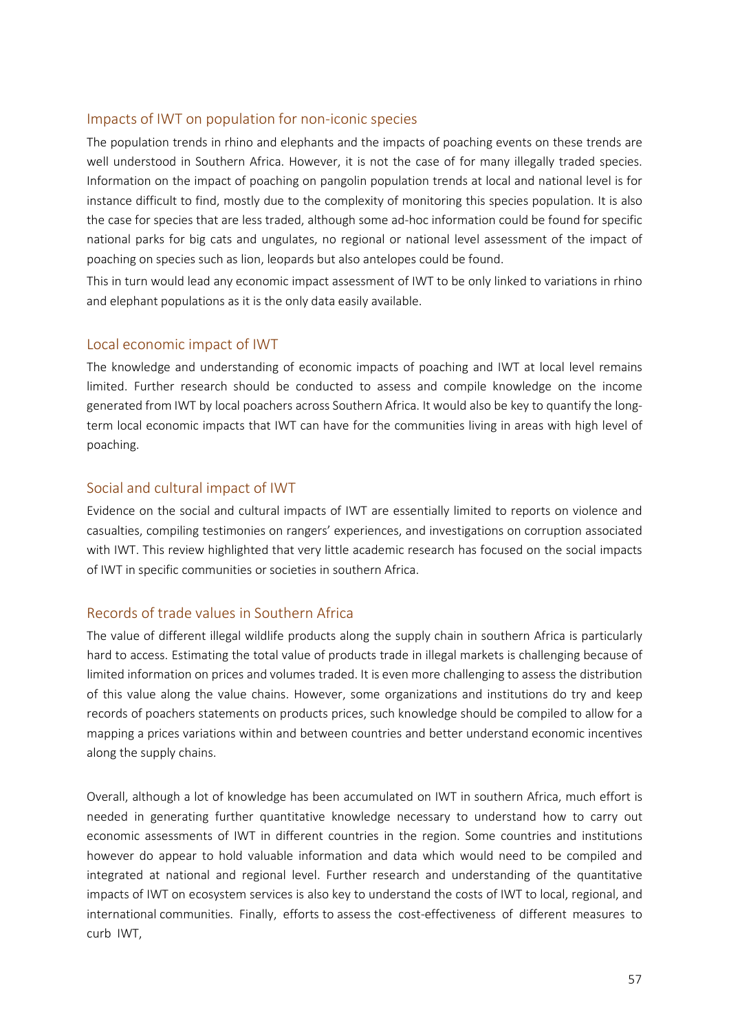### Impacts of IWT on population for non-iconic species

The population trends in rhino and elephants and the impacts of poaching events on these trends are well understood in Southern Africa. However, it is not the case of for many illegally traded species. Information on the impact of poaching on pangolin population trends at local and national level is for instance difficult to find, mostly due to the complexity of monitoring this species population. It is also the case for species that are less traded, although some ad-hoc information could be found for specific national parks for big cats and ungulates, no regional or national level assessment of the impact of poaching on species such as lion, leopards but also antelopes could be found.

This in turn would lead any economic impact assessment of IWT to be only linked to variations in rhino and elephant populations as it is the only data easily available.

### Local economic impact of IWT

The knowledge and understanding of economic impacts of poaching and IWT at local level remains limited. Further research should be conducted to assess and compile knowledge on the income generated from IWT by local poachers across Southern Africa. It would also be key to quantify the long-term local economic impacts that IWT can have for the communities living in areas with high level of poaching.

### Social and cultural impact of IWT

Evidence on the social and cultural impacts of IWT are essentially limited to reports on violence and casualties, compiling testimonies on rangers' experiences, and investigations on corruption associated with IWT. This review highlighted that very little academic research has focused on the social impacts of IWT in specific communities or societies in southern Africa.

### Records of trade values in Southern Africa

The value of different illegal wildlife products along the supply chain in southern Africa is particularly hard to access. Estimating the total value of products trade in illegal markets is challenging because of limited information on prices and volumes traded. It is even more challenging to assess the distribution of this value along the value chains. However, some organizations and institutions do try and keep records of poachers statements on products prices, such knowledge should be compiled to allow for a mapping a prices variations within and between countries and better understand economic incentives along the supply chains.

Overall, although a lot of knowledge has been accumulated on IWT in southern Africa, much effort is needed in generating further quantitative knowledge necessary to understand how to carry out economic assessments of IWT in different countries in the region. Some countries and institutions however do appear to hold valuable information and data which would need to be compiled and integrated at national and regional level. Further research and understanding of the quantitative impacts of IWT on ecosystem services is also key to understand the costs of IWT to local, regional, and international communities. Finally, efforts to assess the cost-effectiveness of different measures to curb IWT,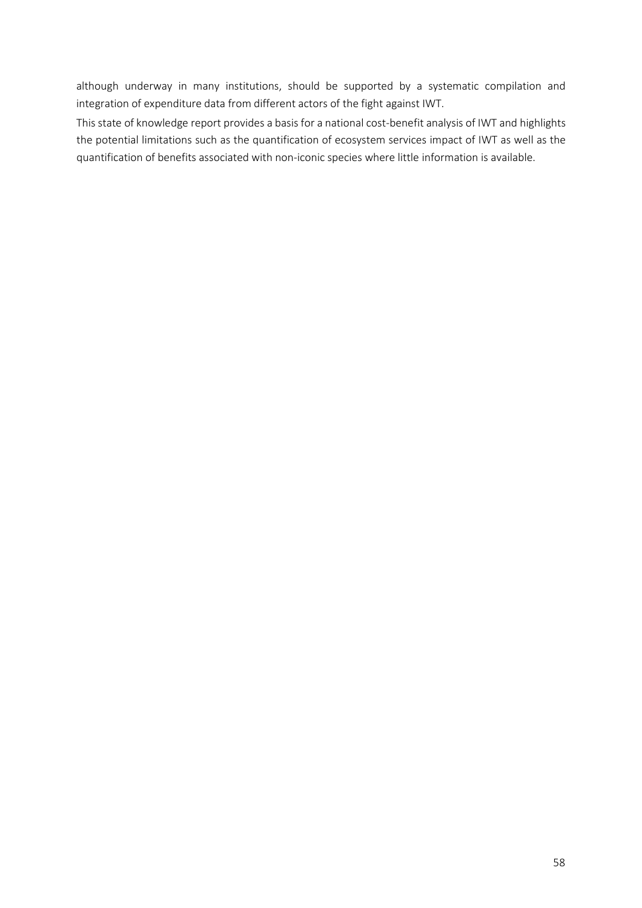although underway in many institutions, should be supported by a systematic compilation and integration of expenditure data from different actors of the fight against IWT.

This state of knowledge report provides a basis for a national cost-benefit analysis of IWT and highlights the potential limitations such as the quantification of ecosystem services impact of IWT as well as the quantification of benefits associated with non-iconic species where little information is available.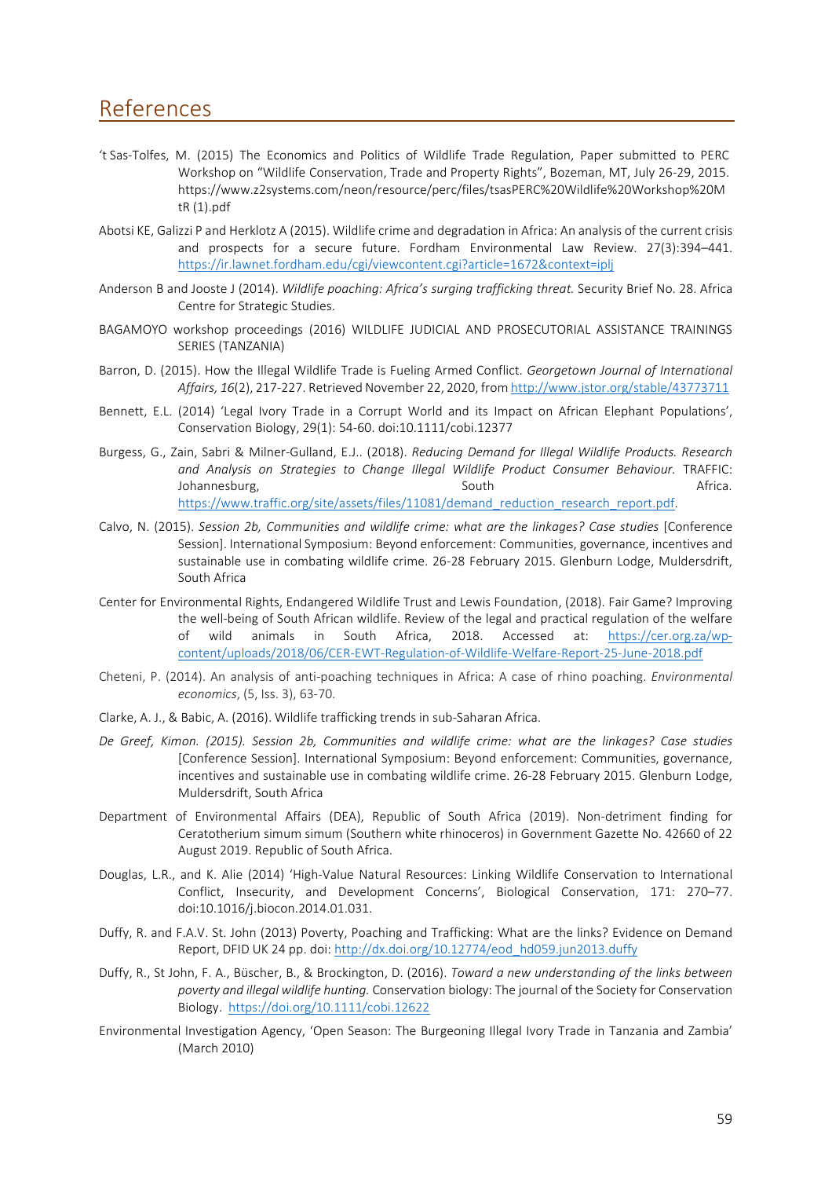## References

't Sas-Tolfes, M. (2015) The Economics and Politics of Wildlife Trade Regulation, Paper submitted to PERC Workshop on "Wildlife Conservation, Trade and Property Rights", Bozeman, MT, July 26-29, 2015. https://www.z2systems.com/neon/resource/perc/files/tsasPERC%20Wildlife%20Workshop%20MtR (1).pdf

Abotsi KE, Galizzi P and Herklotz A (2015). Wildlife crime and degradation in Africa: An analysis of the current crisis and prospects for a secure future. Fordham Environmental Law Review. 27(3):394–441. https://ir.lawnet.fordham.edu/cgi/viewcontent.cgi?article=1672&context=iplj

Anderson B and Jooste J (2014). *Wildlife poaching: Africa's surging trafficking threat.* Security Brief No. 28. Africa Centre for Strategic Studies.

BAGAMOYO workshop proceedings (2016) WILDLIFE JUDICIAL AND PROSECUTORIAL ASSISTANCE TRAININGS SERIES (TANZANIA)

Barron, D. (2015). How the Illegal Wildlife Trade is Fueling Armed Conflict. *Georgetown Journal of International Affairs, 16*(2), 217-227. Retrieved November 22, 2020, from http://www.jstor.org/stable/43773711

Bennett, E.L. (2014) 'Legal Ivory Trade in a Corrupt World and its Impact on African Elephant Populations', Conservation Biology, 29(1): 54-60. doi:10.1111/cobi.12377

Burgess, G., Zain, Sabri & Milner-Gulland, E.J.. (2018). *Reducing Demand for Illegal Wildlife Products. Research and Analysis on Strategies to Change Illegal Wildlife Product Consumer Behaviour.* TRAFFIC: Johannesburg, South Africa. https://www.traffic.org/site/assets/files/11081/demand_reduction_research_report.pdf.

Calvo, N. (2015). *Session 2b, Communities and wildlife crime: what are the linkages? Case studies* [Conference Session]. International Symposium: Beyond enforcement: Communities, governance, incentives and sustainable use in combating wildlife crime. 26-28 February 2015. Glenburn Lodge, Muldersdrift, South Africa

Center for Environmental Rights, Endangered Wildlife Trust and Lewis Foundation, (2018). Fair Game? Improving the well-being of South African wildlife. Review of the legal and practical regulation of the welfare of wild animals in South Africa, 2018. Accessed at: https://cer.org.za/wp-content/uploads/2018/06/CER-EWT-Regulation-of-Wildlife-Welfare-Report-25-June-2018.pdf

Cheteni, P. (2014). An analysis of anti-poaching techniques in Africa: A case of rhino poaching. *Environmental economics*, (5, Iss. 3), 63-70.

Clarke, A. J., & Babic, A. (2016). Wildlife trafficking trends in sub-Saharan Africa.

*De Greef, Kimon. (2015). Session 2b, Communities and wildlife crime: what are the linkages? Case studies* [Conference Session]. International Symposium: Beyond enforcement: Communities, governance, incentives and sustainable use in combating wildlife crime. 26-28 February 2015. Glenburn Lodge, Muldersdrift, South Africa

Department of Environmental Affairs (DEA), Republic of South Africa (2019). Non-detriment finding for Ceratotherium simum simum (Southern white rhinoceros) in Government Gazette No. 42660 of 22 August 2019. Republic of South Africa.

Douglas, L.R., and K. Alie (2014) 'High-Value Natural Resources: Linking Wildlife Conservation to International Conflict, Insecurity, and Development Concerns', Biological Conservation, 171: 270–77. doi:10.1016/j.biocon.2014.01.031.

Duffy, R. and F.A.V. St. John (2013) Poverty, Poaching and Trafficking: What are the links? Evidence on Demand Report, DFID UK 24 pp. doi: http://dx.doi.org/10.12774/eod_hd059.jun2013.duffy

Duffy, R., St John, F. A., Büscher, B., & Brockington, D. (2016). *Toward a new understanding of the links between poverty and illegal wildlife hunting.* Conservation biology: The journal of the Society for Conservation Biology. https://doi.org/10.1111/cobi.12622

Environmental Investigation Agency, 'Open Season: The Burgeoning Illegal Ivory Trade in Tanzania and Zambia' (March 2010)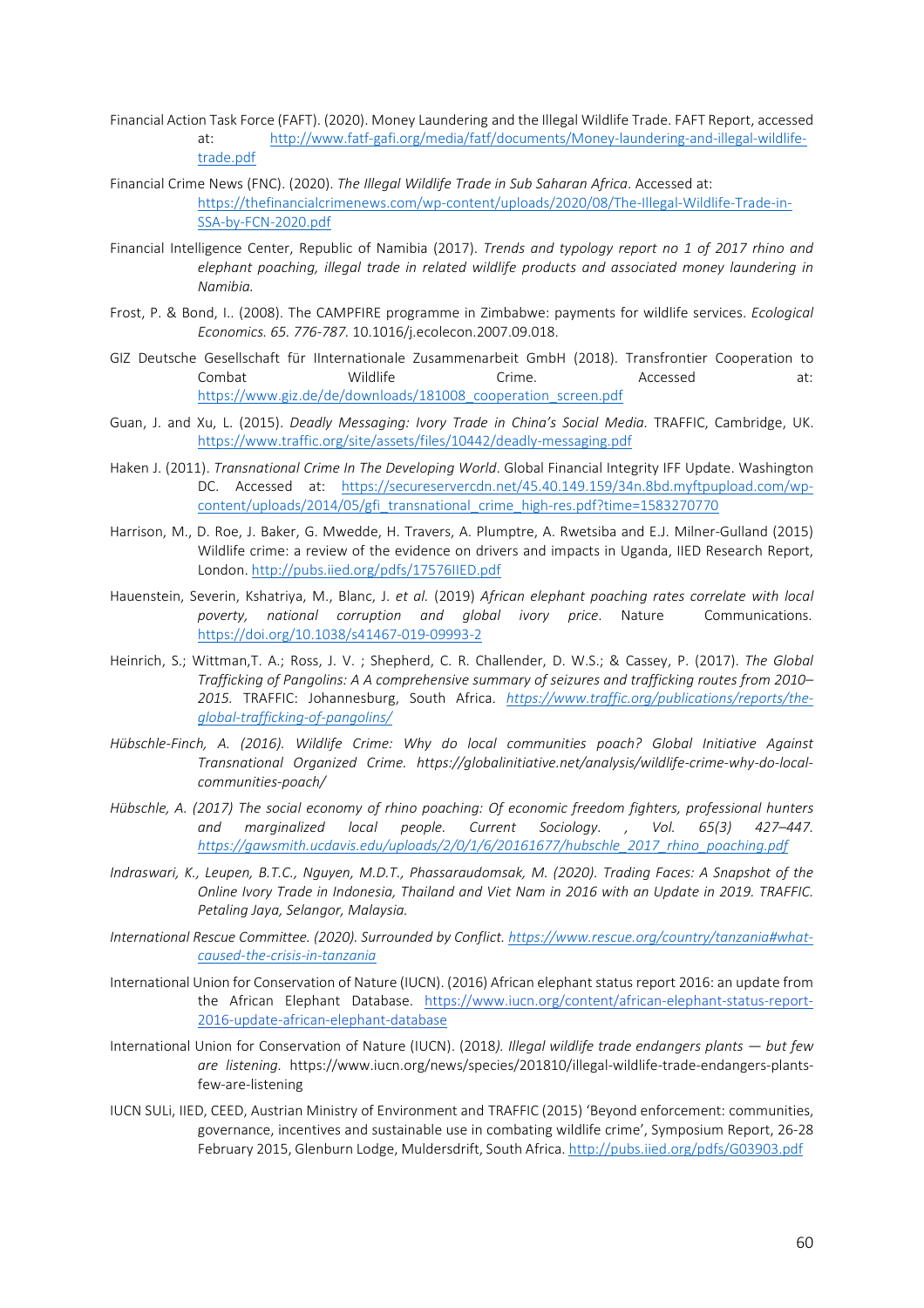Financial Action Task Force (FAFT). (2020). Money Laundering and the Illegal Wildlife Trade. FAFT Report, accessed at: http://www.fatf-gafi.org/media/fatf/documents/Money-laundering-and-illegal-wildlife-trade.pdf

Financial Crime News (FNC). (2020). *The Illegal Wildlife Trade in Sub Saharan Africa*. Accessed at: https://thefinancialcrimenews.com/wp-content/uploads/2020/08/The-Illegal-Wildlife-Trade-in-SSA-by-FCN-2020.pdf

Financial Intelligence Center, Republic of Namibia (2017). *Trends and typology report no 1 of 2017 rhino and elephant poaching, illegal trade in related wildlife products and associated money laundering in Namibia.*

Frost, P. & Bond, I.. (2008). The CAMPFIRE programme in Zimbabwe: payments for wildlife services. *Ecological Economics. 65. 776-787*. 10.1016/j.ecolecon.2007.09.018.

GIZ Deutsche Gesellschaft für IInternationale Zusammenarbeit GmbH (2018). Transfrontier Cooperation to Combat Wildlife Crime. Accessed at: https://www.giz.de/de/downloads/181008_cooperation_screen.pdf

Guan, J. and Xu, L. (2015). *Deadly Messaging: Ivory Trade in China's Social Media.* TRAFFIC, Cambridge, UK. https://www.traffic.org/site/assets/files/10442/deadly-messaging.pdf

Haken J. (2011). *Transnational Crime In The Developing World*. Global Financial Integrity IFF Update. Washington DC. Accessed at: https://secureservercdn.net/45.40.149.159/34n.8bd.myftpupload.com/wp-content/uploads/2014/05/gfi_transnational_crime_high-res.pdf?time=1583270770

Harrison, M., D. Roe, J. Baker, G. Mwedde, H. Travers, A. Plumptre, A. Rwetsiba and E.J. Milner-Gulland (2015) Wildlife crime: a review of the evidence on drivers and impacts in Uganda, IIED Research Report, London. http://pubs.iied.org/pdfs/17576IIED.pdf

Hauenstein, Severin, Kshatriya, M., Blanc, J. *et al.* (2019) *African elephant poaching rates correlate with local poverty, national corruption and global ivory price*. Nature Communications. https://doi.org/10.1038/s41467-019-09993-2

Heinrich, S.; Wittman,T. A.; Ross, J. V. ; Shepherd, C. R. Challender, D. W.S.; & Cassey, P. (2017). *The Global Trafficking of Pangolins: A A comprehensive summary of seizures and trafficking routes from 2010–2015.* TRAFFIC: Johannesburg, South Africa. *https://www.traffic.org/publications/reports/the-global-trafficking-of-pangolins/*

*Hübschle-Finch, A. (2016). Wildlife Crime: Why do local communities poach? Global Initiative Against Transnational Organized Crime. https://globalinitiative.net/analysis/wildlife-crime-why-do-local-communities-poach/*

*Hübschle, A. (2017) The social economy of rhino poaching: Of economic freedom fighters, professional hunters and marginalized local people. Current Sociology. , Vol. 65(3) 427–447. https://gawsmith.ucdavis.edu/uploads/2/0/1/6/20161677/hubschle_2017_rhino_poaching.pdf*

*Indraswari, K., Leupen, B.T.C., Nguyen, M.D.T., Phassaraudomsak, M. (2020). Trading Faces: A Snapshot of the Online Ivory Trade in Indonesia, Thailand and Viet Nam in 2016 with an Update in 2019. TRAFFIC. Petaling Jaya, Selangor, Malaysia.*

*International Rescue Committee. (2020). Surrounded by Conflict. https://www.rescue.org/country/tanzania#what-caused-the-crisis-in-tanzania*

International Union for Conservation of Nature (IUCN). (2016) African elephant status report 2016: an update from the African Elephant Database. https://www.iucn.org/content/african-elephant-status-report-2016-update-african-elephant-database

International Union for Conservation of Nature (IUCN). (2018*). Illegal wildlife trade endangers plants — but few are listening.* https://www.iucn.org/news/species/201810/illegal-wildlife-trade-endangers-plants-few-are-listening

IUCN SULi, IIED, CEED, Austrian Ministry of Environment and TRAFFIC (2015) 'Beyond enforcement: communities, governance, incentives and sustainable use in combating wildlife crime', Symposium Report, 26-28 February 2015, Glenburn Lodge, Muldersdrift, South Africa. http://pubs.iied.org/pdfs/G03903.pdf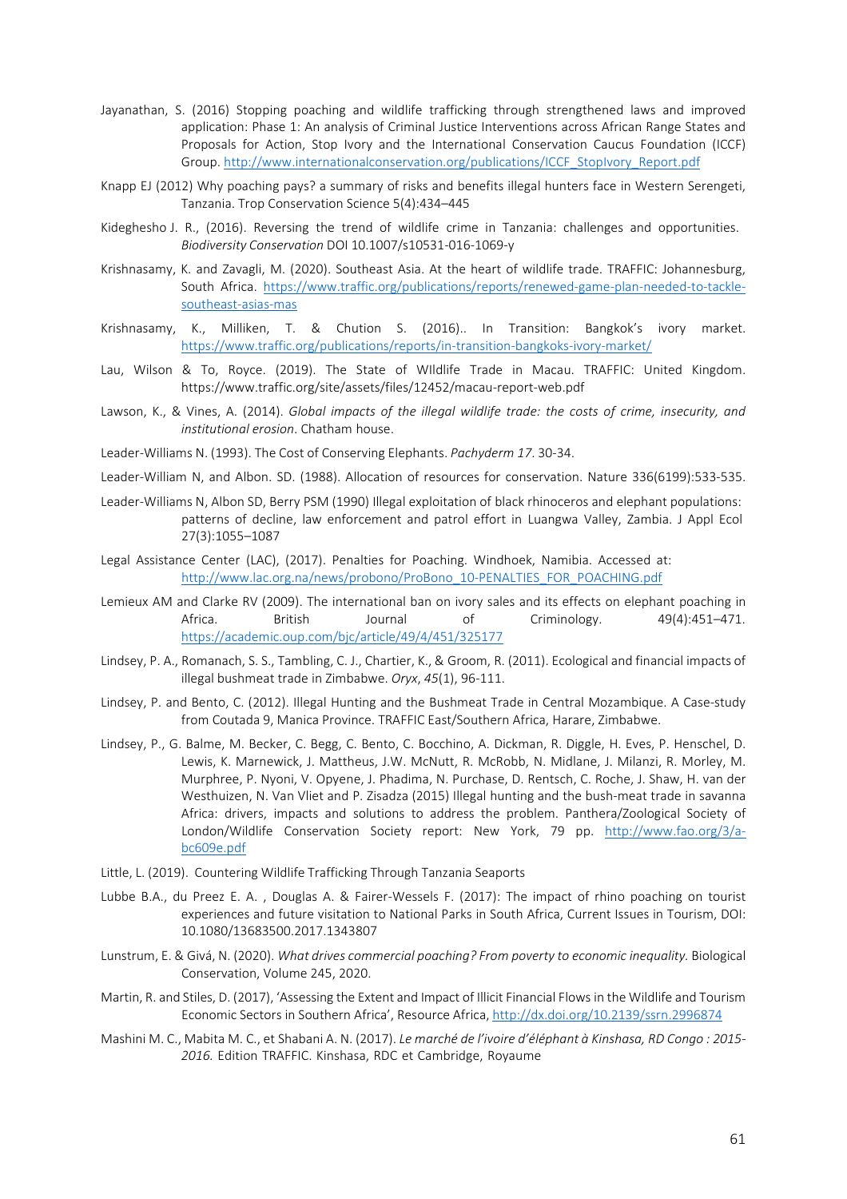Jayanathan, S. (2016) Stopping poaching and wildlife trafficking through strengthened laws and improved application: Phase 1: An analysis of Criminal Justice Interventions across African Range States and Proposals for Action, Stop Ivory and the International Conservation Caucus Foundation (ICCF) Group. http://www.internationalconservation.org/publications/ICCF_StopIvory_Report.pdf

Knapp EJ (2012) Why poaching pays? a summary of risks and benefits illegal hunters face in Western Serengeti, Tanzania. Trop Conservation Science 5(4):434–445

Kideghesho J. R., (2016). Reversing the trend of wildlife crime in Tanzania: challenges and opportunities. *Biodiversity Conservation* DOI 10.1007/s10531-016-1069-y

Krishnasamy, K. and Zavagli, M. (2020). Southeast Asia. At the heart of wildlife trade. TRAFFIC: Johannesburg, South Africa. https://www.traffic.org/publications/reports/renewed-game-plan-needed-to-tackle-southeast-asias-mas

Krishnasamy, K., Milliken, T. & Chution S. (2016).. In Transition: Bangkok's ivory market. https://www.traffic.org/publications/reports/in-transition-bangkoks-ivory-market/

Lau, Wilson & To, Royce. (2019). The State of WIldlife Trade in Macau. TRAFFIC: United Kingdom. https://www.traffic.org/site/assets/files/12452/macau-report-web.pdf

Lawson, K., & Vines, A. (2014). *Global impacts of the illegal wildlife trade: the costs of crime, insecurity, and institutional erosion*. Chatham house.

Leader-Williams N. (1993). The Cost of Conserving Elephants. *Pachyderm 17*. 30-34.

Leader-William N, and Albon. SD. (1988). Allocation of resources for conservation. Nature 336(6199):533-535.

Leader-Williams N, Albon SD, Berry PSM (1990) Illegal exploitation of black rhinoceros and elephant populations: patterns of decline, law enforcement and patrol effort in Luangwa Valley, Zambia. J Appl Ecol 27(3):1055–1087

Legal Assistance Center (LAC), (2017). Penalties for Poaching. Windhoek, Namibia. Accessed at: http://www.lac.org.na/news/probono/ProBono_10-PENALTIES_FOR_POACHING.pdf

Lemieux AM and Clarke RV (2009). The international ban on ivory sales and its effects on elephant poaching in Africa. British Journal of Criminology. 49(4):451–471. https://academic.oup.com/bjc/article/49/4/451/325177

Lindsey, P. A., Romanach, S. S., Tambling, C. J., Chartier, K., & Groom, R. (2011). Ecological and financial impacts of illegal bushmeat trade in Zimbabwe. *Oryx*, *45*(1), 96-111.

Lindsey, P. and Bento, C. (2012). Illegal Hunting and the Bushmeat Trade in Central Mozambique. A Case-study from Coutada 9, Manica Province. TRAFFIC East/Southern Africa, Harare, Zimbabwe.

Lindsey, P., G. Balme, M. Becker, C. Begg, C. Bento, C. Bocchino, A. Dickman, R. Diggle, H. Eves, P. Henschel, D. Lewis, K. Marnewick, J. Mattheus, J.W. McNutt, R. McRobb, N. Midlane, J. Milanzi, R. Morley, M. Murphree, P. Nyoni, V. Opyene, J. Phadima, N. Purchase, D. Rentsch, C. Roche, J. Shaw, H. van der Westhuizen, N. Van Vliet and P. Zisadza (2015) Illegal hunting and the bush-meat trade in savanna Africa: drivers, impacts and solutions to address the problem. Panthera/Zoological Society of London/Wildlife Conservation Society report: New York, 79 pp. http://www.fao.org/3/a-bc609e.pdf

Little, L. (2019). Countering Wildlife Trafficking Through Tanzania Seaports

Lubbe B.A., du Preez E. A. , Douglas A. & Fairer-Wessels F. (2017): The impact of rhino poaching on tourist experiences and future visitation to National Parks in South Africa, Current Issues in Tourism, DOI: 10.1080/13683500.2017.1343807

Lunstrum, E. & Givá, N. (2020). *What drives commercial poaching? From poverty to economic inequality.* Biological Conservation, Volume 245, 2020.

Martin, R. and Stiles, D. (2017), 'Assessing the Extent and Impact of Illicit Financial Flows in the Wildlife and Tourism Economic Sectors in Southern Africa', Resource Africa, http://dx.doi.org/10.2139/ssrn.2996874

Mashini M. C., Mabita M. C., et Shabani A. N. (2017). *Le marché de l'ivoire d'éléphant à Kinshasa, RD Congo : 2015-2016.* Edition TRAFFIC. Kinshasa, RDC et Cambridge, Royaume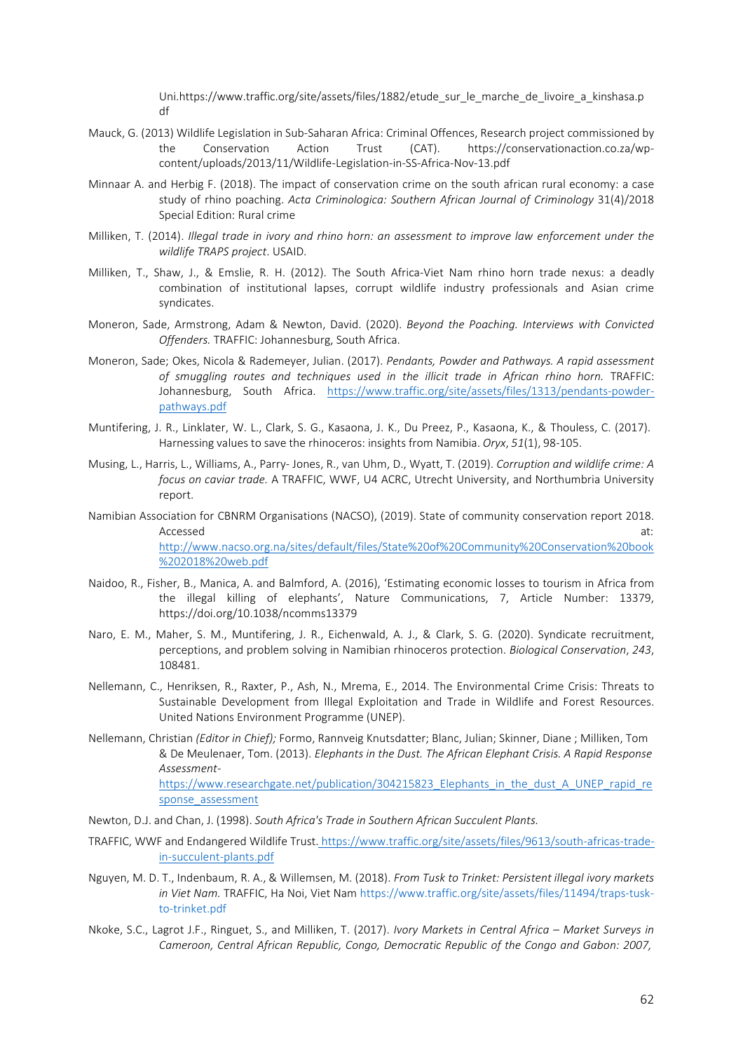Uni.https://www.traffic.org/site/assets/files/1882/etude_sur_le_marche_de_livoire_a_kinshasa.pdf

Mauck, G. (2013) Wildlife Legislation in Sub-Saharan Africa: Criminal Offences, Research project commissioned by the Conservation Action Trust (CAT). https://conservationaction.co.za/wp-content/uploads/2013/11/Wildlife-Legislation-in-SS-Africa-Nov-13.pdf

Minnaar A. and Herbig F. (2018). The impact of conservation crime on the south african rural economy: a case study of rhino poaching. *Acta Criminologica: Southern African Journal of Criminology* 31(4)/2018 Special Edition: Rural crime

Milliken, T. (2014). *Illegal trade in ivory and rhino horn: an assessment to improve law enforcement under the wildlife TRAPS project*. USAID.

Milliken, T., Shaw, J., & Emslie, R. H. (2012). The South Africa-Viet Nam rhino horn trade nexus: a deadly combination of institutional lapses, corrupt wildlife industry professionals and Asian crime syndicates.

Moneron, Sade, Armstrong, Adam & Newton, David. (2020). *Beyond the Poaching. Interviews with Convicted Offenders.* TRAFFIC: Johannesburg, South Africa.

Moneron, Sade; Okes, Nicola & Rademeyer, Julian. (2017). *Pendants, Powder and Pathways. A rapid assessment of smuggling routes and techniques used in the illicit trade in African rhino horn.* TRAFFIC: Johannesburg, South Africa. https://www.traffic.org/site/assets/files/1313/pendants-powder-pathways.pdf

Muntifering, J. R., Linklater, W. L., Clark, S. G., Kasaona, J. K., Du Preez, P., Kasaona, K., & Thouless, C. (2017). Harnessing values to save the rhinoceros: insights from Namibia. *Oryx*, *51*(1), 98-105.

Musing, L., Harris, L., Williams, A., Parry- Jones, R., van Uhm, D., Wyatt, T. (2019). *Corruption and wildlife crime: A focus on caviar trade.* A TRAFFIC, WWF, U4 ACRC, Utrecht University, and Northumbria University report.

Namibian Association for CBNRM Organisations (NACSO), (2019). State of community conservation report 2018. Accessed at: http://www.nacso.org.na/sites/default/files/State%20of%20Community%20Conservation%20book%202018%20web.pdf

Naidoo, R., Fisher, B., Manica, A. and Balmford, A. (2016), 'Estimating economic losses to tourism in Africa from the illegal killing of elephants', Nature Communications, 7, Article Number: 13379, https://doi.org/10.1038/ncomms13379

Naro, E. M., Maher, S. M., Muntifering, J. R., Eichenwald, A. J., & Clark, S. G. (2020). Syndicate recruitment, perceptions, and problem solving in Namibian rhinoceros protection. *Biological Conservation*, *243*, 108481.

Nellemann, C., Henriksen, R., Raxter, P., Ash, N., Mrema, E., 2014. The Environmental Crime Crisis: Threats to Sustainable Development from Illegal Exploitation and Trade in Wildlife and Forest Resources. United Nations Environment Programme (UNEP).

Nellemann, Christian *(Editor in Chief);* Formo, Rannveig Knutsdatter; Blanc, Julian; Skinner, Diane ; Milliken, Tom & De Meulenaer, Tom. (2013). *Elephants in the Dust. The African Elephant Crisis. A Rapid Response Assessment-* https://www.researchgate.net/publication/304215823_Elephants_in_the_dust_A_UNEP_rapid_response_assessment

Newton, D.J. and Chan, J. (1998). *South Africa's Trade in Southern African Succulent Plants.*

TRAFFIC, WWF and Endangered Wildlife Trust. https://www.traffic.org/site/assets/files/9613/south-africas-trade-in-succulent-plants.pdf

Nguyen, M. D. T., Indenbaum, R. A., & Willemsen, M. (2018). *From Tusk to Trinket: Persistent illegal ivory markets in Viet Nam.* TRAFFIC, Ha Noi, Viet Nam https://www.traffic.org/site/assets/files/11494/traps-tusk-to-trinket.pdf

Nkoke, S.C., Lagrot J.F., Ringuet, S., and Milliken, T. (2017). *Ivory Markets in Central Africa – Market Surveys in Cameroon, Central African Republic, Congo, Democratic Republic of the Congo and Gabon: 2007,*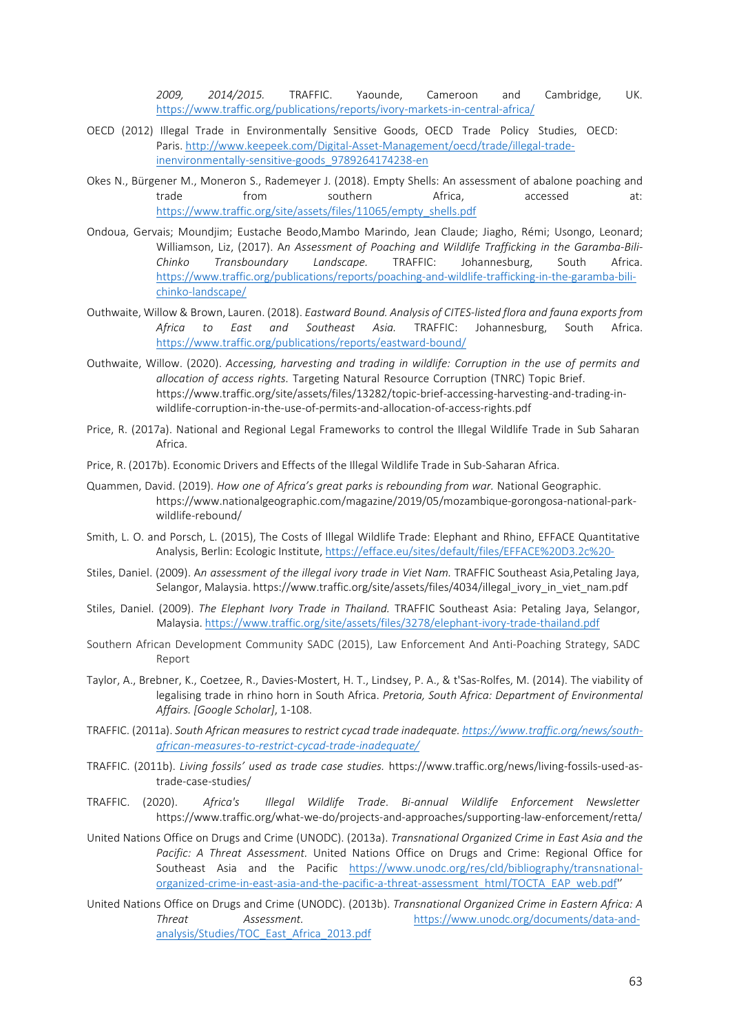*2009, 2014/2015.* TRAFFIC. Yaounde, Cameroon and Cambridge, UK. https://www.traffic.org/publications/reports/ivory-markets-in-central-africa/

OECD (2012) Illegal Trade in Environmentally Sensitive Goods, OECD Trade Policy Studies, OECD: Paris. http://www.keepeek.com/Digital-Asset-Management/oecd/trade/illegal-trade-inenvironmentally-sensitive-goods_9789264174238-en

Okes N., Bürgener M., Moneron S., Rademeyer J. (2018). Empty Shells: An assessment of abalone poaching and trade from southern Africa, accessed at: https://www.traffic.org/site/assets/files/11065/empty_shells.pdf

Ondoua, Gervais; Moundjim; Eustache Beodo,Mambo Marindo, Jean Claude; Jiagho, Rémi; Usongo, Leonard; Williamson, Liz, (2017). A*n Assessment of Poaching and Wildlife Trafficking in the Garamba-Bili-Chinko Transboundary Landscape.* TRAFFIC: Johannesburg, South Africa. https://www.traffic.org/publications/reports/poaching-and-wildlife-trafficking-in-the-garamba-bili-chinko-landscape/

Outhwaite, Willow & Brown, Lauren. (2018). *Eastward Bound. Analysis of CITES-listed flora and fauna exports from Africa to East and Southeast Asia.* TRAFFIC: Johannesburg, South Africa. https://www.traffic.org/publications/reports/eastward-bound/

Outhwaite, Willow. (2020). *Accessing, harvesting and trading in wildlife: Corruption in the use of permits and allocation of access rights.* Targeting Natural Resource Corruption (TNRC) Topic Brief. https://www.traffic.org/site/assets/files/13282/topic-brief-accessing-harvesting-and-trading-in-wildlife-corruption-in-the-use-of-permits-and-allocation-of-access-rights.pdf

Price, R. (2017a). National and Regional Legal Frameworks to control the Illegal Wildlife Trade in Sub Saharan Africa.

Price, R. (2017b). Economic Drivers and Effects of the Illegal Wildlife Trade in Sub-Saharan Africa.

Quammen, David. (2019). *How one of Africa's great parks is rebounding from war.* National Geographic. https://www.nationalgeographic.com/magazine/2019/05/mozambique-gorongosa-national-park-wildlife-rebound/

Smith, L. O. and Porsch, L. (2015), The Costs of Illegal Wildlife Trade: Elephant and Rhino, EFFACE Quantitative Analysis, Berlin: Ecologic Institute, https://efface.eu/sites/default/files/EFFACE%20D3.2c%20-

Stiles, Daniel. (2009). A*n assessment of the illegal ivory trade in Viet Nam.* TRAFFIC Southeast Asia,Petaling Jaya, Selangor, Malaysia. https://www.traffic.org/site/assets/files/4034/illegal_ivory_in_viet_nam.pdf

Stiles, Daniel. (2009). *The Elephant Ivory Trade in Thailand.* TRAFFIC Southeast Asia: Petaling Jaya, Selangor, Malaysia. https://www.traffic.org/site/assets/files/3278/elephant-ivory-trade-thailand.pdf

Southern African Development Community SADC (2015), Law Enforcement And Anti-Poaching Strategy, SADC Report

Taylor, A., Brebner, K., Coetzee, R., Davies-Mostert, H. T., Lindsey, P. A., & t'Sas-Rolfes, M. (2014). The viability of legalising trade in rhino horn in South Africa. *Pretoria, South Africa: Department of Environmental Affairs. [Google Scholar]*, 1-108.

TRAFFIC. (2011a). *South African measures to restrict cycad trade inadequate. https://www.traffic.org/news/south-african-measures-to-restrict-cycad-trade-inadequate/*

TRAFFIC. (2011b). *Living fossils' used as trade case studies.* https://www.traffic.org/news/living-fossils-used-as-trade-case-studies/

TRAFFIC. (2020). *Africa's Illegal Wildlife Trade. Bi-annual Wildlife Enforcement Newsletter* https://www.traffic.org/what-we-do/projects-and-approaches/supporting-law-enforcement/retta/

United Nations Office on Drugs and Crime (UNODC). (2013a). *Transnational Organized Crime in East Asia and the Pacific: A Threat Assessment.* United Nations Office on Drugs and Crime: Regional Office for Southeast Asia and the Pacific https://www.unodc.org/res/cld/bibliography/transnational-organized-crime-in-east-asia-and-the-pacific-a-threat-assessment_html/TOCTA_EAP_web.pdf"

United Nations Office on Drugs and Crime (UNODC). (2013b). *Transnational Organized Crime in Eastern Africa: A Threat Assessment.* https://www.unodc.org/documents/data-and-analysis/Studies/TOC_East_Africa_2013.pdf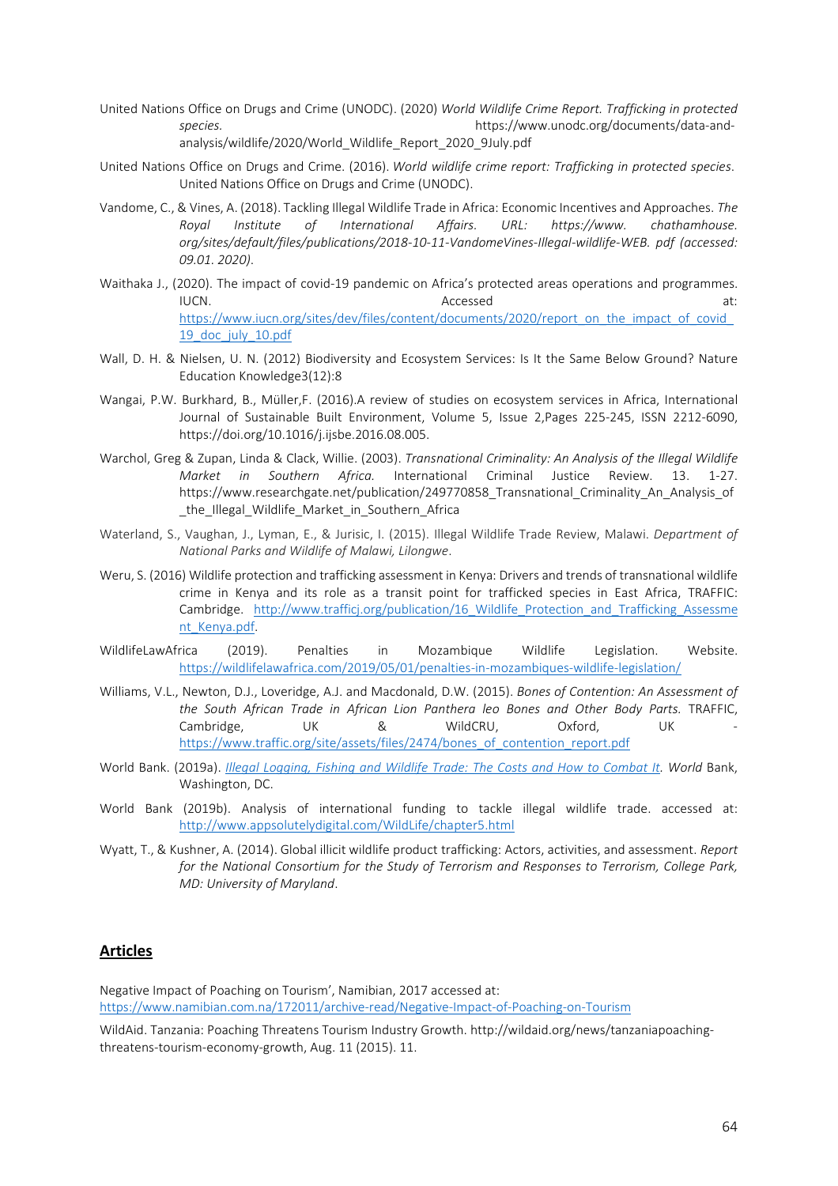United Nations Office on Drugs and Crime (UNODC). (2020) *World Wildlife Crime Report. Trafficking in protected species.* https://www.unodc.org/documents/data-and-analysis/wildlife/2020/World_Wildlife_Report_2020_9July.pdf

United Nations Office on Drugs and Crime. (2016). *World wildlife crime report: Trafficking in protected species*. United Nations Office on Drugs and Crime (UNODC).

Vandome, C., & Vines, A. (2018). Tackling Illegal Wildlife Trade in Africa: Economic Incentives and Approaches. *The Royal Institute of International Affairs. URL: https://www. chathamhouse. org/sites/default/files/publications/2018-10-11-VandomeVines-Illegal-wildlife-WEB. pdf (accessed: 09.01. 2020).*

Waithaka J., (2020). The impact of covid-19 pandemic on Africa's protected areas operations and programmes. IUCN. Accessed at: https://www.iucn.org/sites/dev/files/content/documents/2020/report_on_the_impact_of_covid_19_doc_july_10.pdf

Wall, D. H. & Nielsen, U. N. (2012) Biodiversity and Ecosystem Services: Is It the Same Below Ground? Nature Education Knowledge3(12):8

Wangai, P.W. Burkhard, B., Müller,F. (2016).A review of studies on ecosystem services in Africa, International Journal of Sustainable Built Environment, Volume 5, Issue 2,Pages 225-245, ISSN 2212-6090, https://doi.org/10.1016/j.ijsbe.2016.08.005.

Warchol, Greg & Zupan, Linda & Clack, Willie. (2003). *Transnational Criminality: An Analysis of the Illegal Wildlife Market in Southern Africa.* International Criminal Justice Review. 13. 1-27. https://www.researchgate.net/publication/249770858_Transnational_Criminality_An_Analysis_of_the_Illegal_Wildlife_Market_in_Southern_Africa

Waterland, S., Vaughan, J., Lyman, E., & Jurisic, I. (2015). Illegal Wildlife Trade Review, Malawi. *Department of National Parks and Wildlife of Malawi, Lilongwe*.

Weru, S. (2016) Wildlife protection and trafficking assessment in Kenya: Drivers and trends of transnational wildlife crime in Kenya and its role as a transit point for trafficked species in East Africa, TRAFFIC: Cambridge. http://www.trafficj.org/publication/16_Wildlife_Protection_and_Trafficking_Assessment_Kenya.pdf.

WildlifeLawAfrica (2019). Penalties in Mozambique Wildlife Legislation. Website. https://wildlifelawafrica.com/2019/05/01/penalties-in-mozambiques-wildlife-legislation/

Williams, V.L., Newton, D.J., Loveridge, A.J. and Macdonald, D.W. (2015). *Bones of Contention: An Assessment of the South African Trade in African Lion Panthera leo Bones and Other Body Parts.* TRAFFIC, Cambridge, UK & WildCRU, Oxford, UK - https://www.traffic.org/site/assets/files/2474/bones_of_contention_report.pdf

World Bank. (2019a). *Illegal Logging, Fishing and Wildlife Trade: The Costs and How to Combat It. World* Bank, Washington, DC.

World Bank (2019b). Analysis of international funding to tackle illegal wildlife trade. accessed at: http://www.appsolutelydigital.com/WildLife/chapter5.html

Wyatt, T., & Kushner, A. (2014). Global illicit wildlife product trafficking: Actors, activities, and assessment. *Report for the National Consortium for the Study of Terrorism and Responses to Terrorism, College Park, MD: University of Maryland*.

## Articles

Negative Impact of Poaching on Tourism', Namibian, 2017 accessed at: https://www.namibian.com.na/172011/archive-read/Negative-Impact-of-Poaching-on-Tourism

WildAid. Tanzania: Poaching Threatens Tourism Industry Growth. http://wildaid.org/news/tanzaniapoaching-threatens-tourism-economy-growth, Aug. 11 (2015). 11.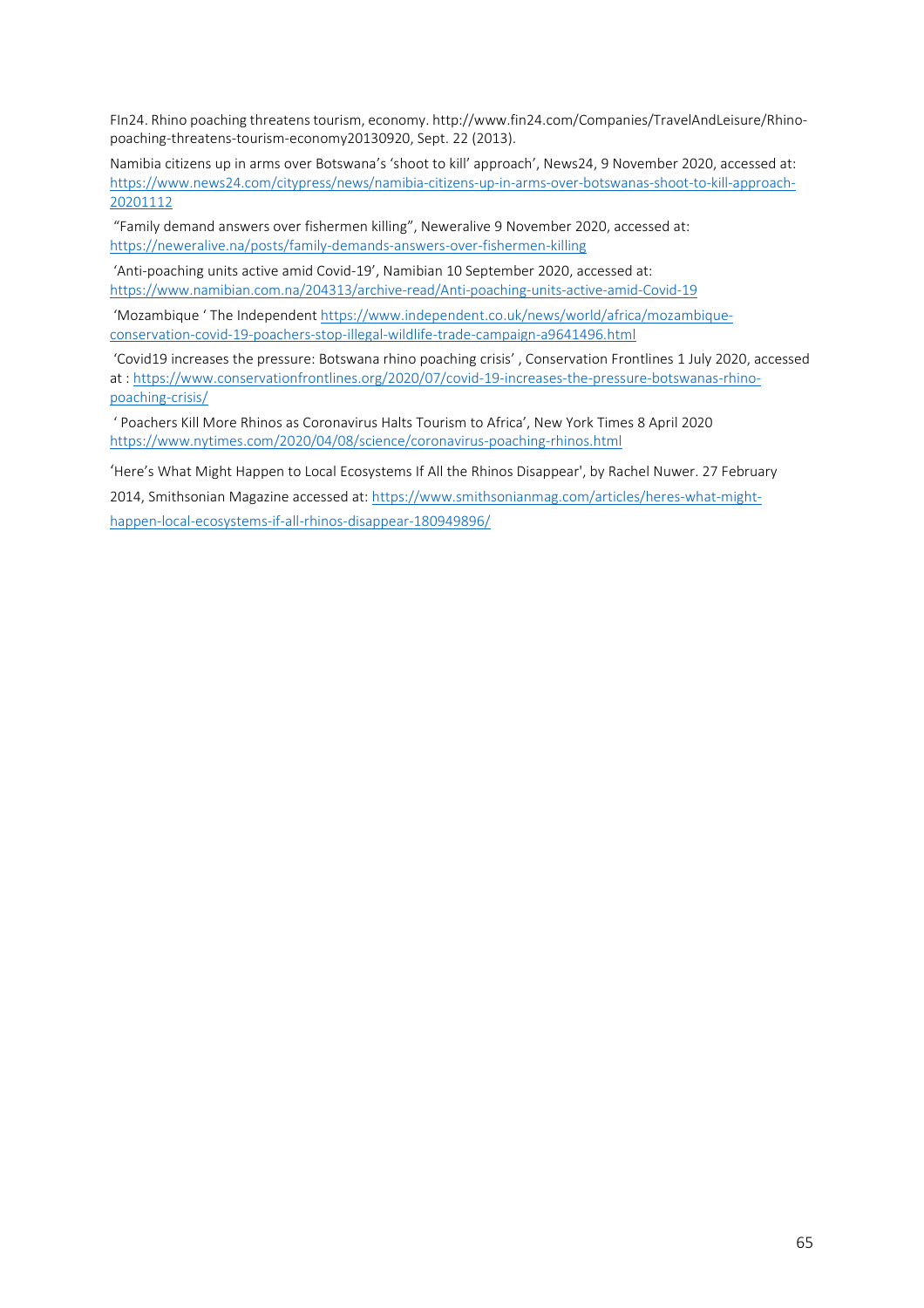FIn24. Rhino poaching threatens tourism, economy. http://www.fin24.com/Companies/TravelAndLeisure/Rhino-poaching-threatens-tourism-economy20130920, Sept. 22 (2013).

Namibia citizens up in arms over Botswana's 'shoot to kill' approach', News24, 9 November 2020, accessed at: https://www.news24.com/citypress/news/namibia-citizens-up-in-arms-over-botswanas-shoot-to-kill-approach-20201112

"Family demand answers over fishermen killing", Neweralive 9 November 2020, accessed at: https://neweralive.na/posts/family-demands-answers-over-fishermen-killing

'Anti-poaching units active amid Covid-19', Namibian 10 September 2020, accessed at: https://www.namibian.com.na/204313/archive-read/Anti-poaching-units-active-amid-Covid-19

'Mozambique ' The Independent https://www.independent.co.uk/news/world/africa/mozambique-conservation-covid-19-poachers-stop-illegal-wildlife-trade-campaign-a9641496.html

'Covid19 increases the pressure: Botswana rhino poaching crisis' , Conservation Frontlines 1 July 2020, accessed at : https://www.conservationfrontlines.org/2020/07/covid-19-increases-the-pressure-botswanas-rhino-poaching-crisis/

' Poachers Kill More Rhinos as Coronavirus Halts Tourism to Africa', New York Times 8 April 2020 https://www.nytimes.com/2020/04/08/science/coronavirus-poaching-rhinos.html

'Here's What Might Happen to Local Ecosystems If All the Rhinos Disappear', by Rachel Nuwer. 27 February 2014, Smithsonian Magazine accessed at: https://www.smithsonianmag.com/articles/heres-what-might-happen-local-ecosystems-if-all-rhinos-disappear-180949896/